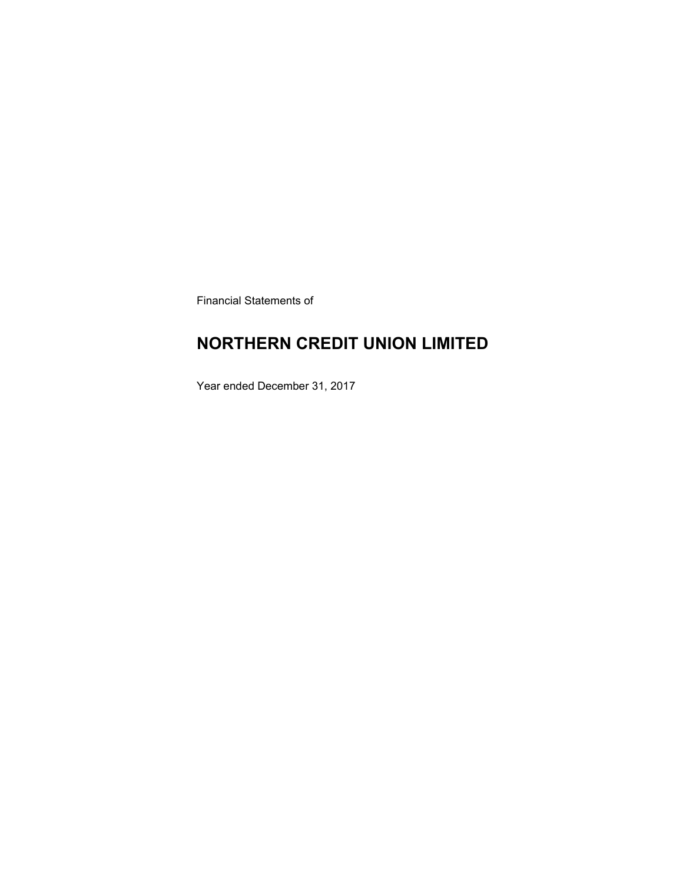Financial Statements of

# NORTHERN CREDIT UNION LIMITED

Year ended December 31, 2017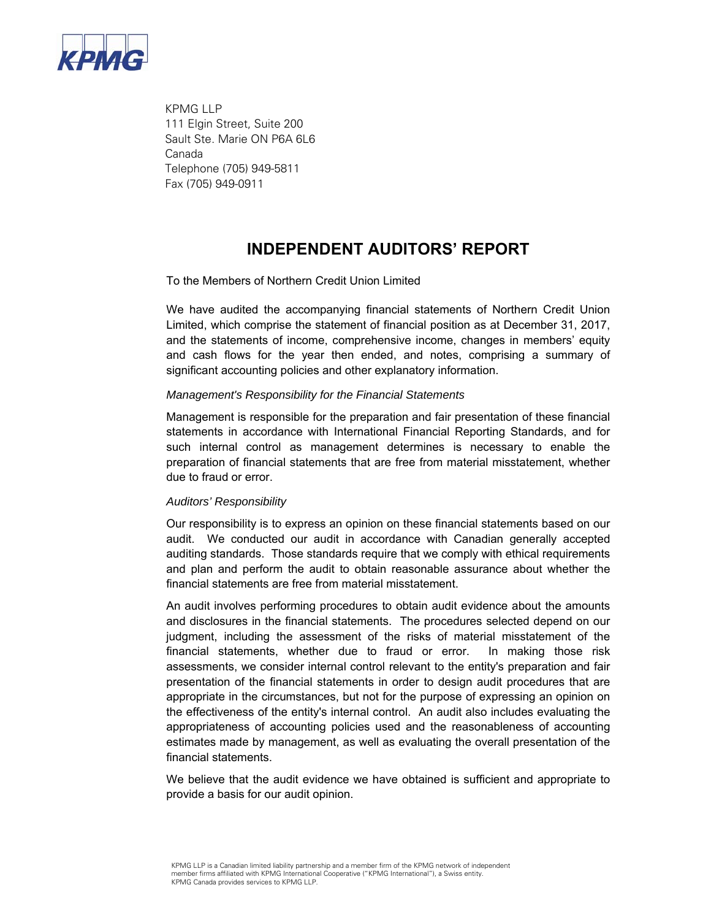KPMG LLP
111 Elgin Street, Suite 200
Sault Ste. Marie ON P6A 6L6
Canada
Telephone (705) 949-5811
Fax (705) 949-0911

# INDEPENDENT AUDITORS' REPORT

To the Members of Northern Credit Union Limited

We have audited the accompanying financial statements of Northern Credit Union Limited, which comprise the statement of financial position as at December 31, 2017, and the statements of income, comprehensive income, changes in members' equity and cash flows for the year then ended, and notes, comprising a summary of significant accounting policies and other explanatory information.

*Management's Responsibility for the Financial Statements*

Management is responsible for the preparation and fair presentation of these financial statements in accordance with International Financial Reporting Standards, and for such internal control as management determines is necessary to enable the preparation of financial statements that are free from material misstatement, whether due to fraud or error.

*Auditors' Responsibility*

Our responsibility is to express an opinion on these financial statements based on our audit. We conducted our audit in accordance with Canadian generally accepted auditing standards. Those standards require that we comply with ethical requirements and plan and perform the audit to obtain reasonable assurance about whether the financial statements are free from material misstatement.

An audit involves performing procedures to obtain audit evidence about the amounts and disclosures in the financial statements. The procedures selected depend on our judgment, including the assessment of the risks of material misstatement of the financial statements, whether due to fraud or error. In making those risk assessments, we consider internal control relevant to the entity's preparation and fair presentation of the financial statements in order to design audit procedures that are appropriate in the circumstances, but not for the purpose of expressing an opinion on the effectiveness of the entity's internal control. An audit also includes evaluating the appropriateness of accounting policies used and the reasonableness of accounting estimates made by management, as well as evaluating the overall presentation of the financial statements.

We believe that the audit evidence we have obtained is sufficient and appropriate to provide a basis for our audit opinion.

KPMG LLP is a Canadian limited liability partnership and a member firm of the KPMG network of independent member firms affiliated with KPMG International Cooperative ("KPMG International"), a Swiss entity. KPMG Canada provides services to KPMG LLP.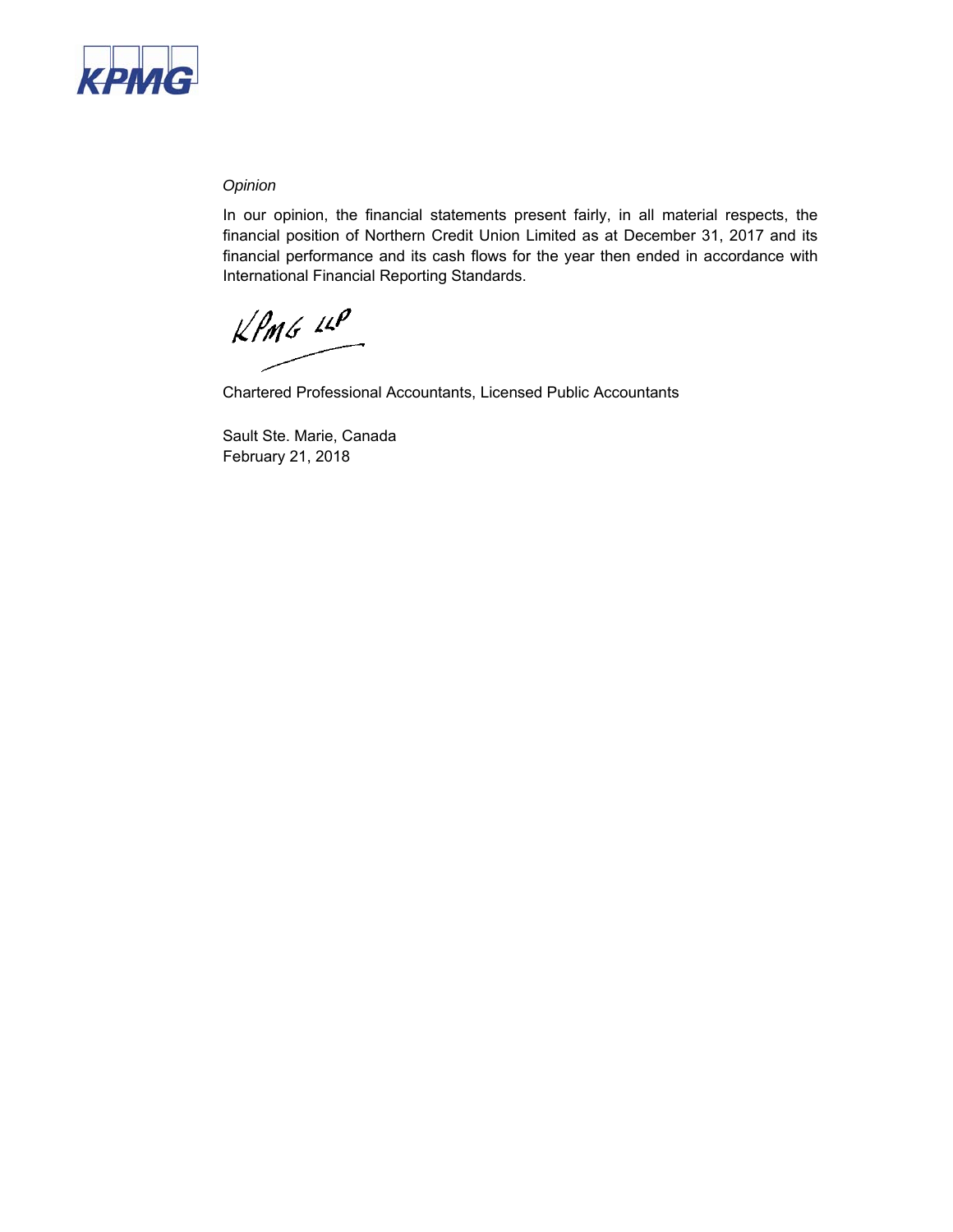*Opinion*

In our opinion, the financial statements present fairly, in all material respects, the financial position of Northern Credit Union Limited as at December 31, 2017 and its financial performance and its cash flows for the year then ended in accordance with International Financial Reporting Standards.

KPMG LLP

Chartered Professional Accountants, Licensed Public Accountants

Sault Ste. Marie, Canada
February 21, 2018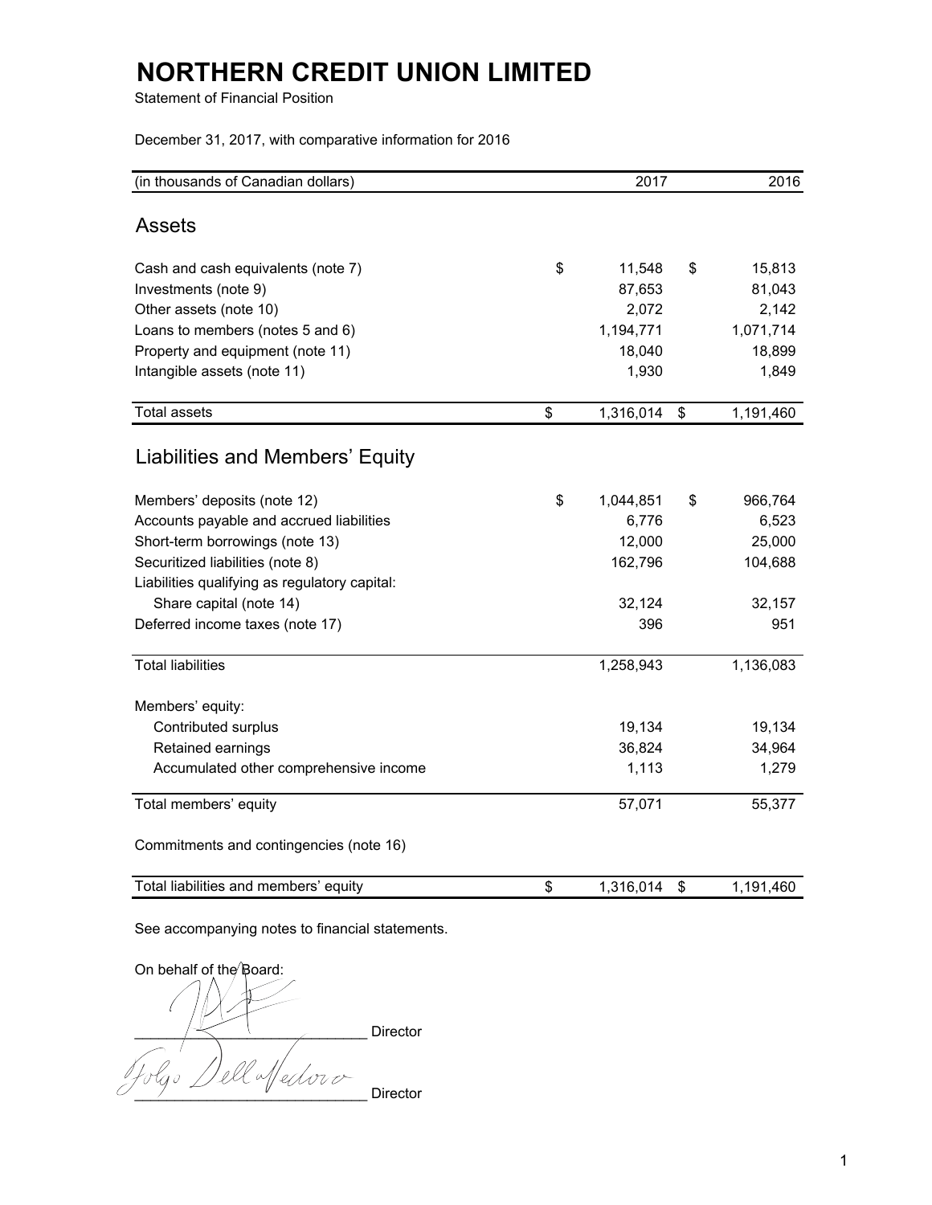# NORTHERN CREDIT UNION LIMITED

Statement of Financial Position

December 31, 2017, with comparative information for 2016

| (in thousands of Canadian dollars) | 2017 | 2016 |
|---|---|---|
| **Assets** | | |
| Cash and cash equivalents (note 7) | $ 11,548 | $ 15,813 |
| Investments (note 9) | 87,653 | 81,043 |
| Other assets (note 10) | 2,072 | 2,142 |
| Loans to members (notes 5 and 6) | 1,194,771 | 1,071,714 |
| Property and equipment (note 11) | 18,040 | 18,899 |
| Intangible assets (note 11) | 1,930 | 1,849 |
| Total assets | $ 1,316,014 | $ 1,191,460 |
| **Liabilities and Members' Equity** | | |
| Members' deposits (note 12) | $ 1,044,851 | $ 966,764 |
| Accounts payable and accrued liabilities | 6,776 | 6,523 |
| Short-term borrowings (note 13) | 12,000 | 25,000 |
| Securitized liabilities (note 8) | 162,796 | 104,688 |
| Liabilities qualifying as regulatory capital: | | |
| Share capital (note 14) | 32,124 | 32,157 |
| Deferred income taxes (note 17) | 396 | 951 |
| Total liabilities | 1,258,943 | 1,136,083 |
| Members' equity: | | |
| Contributed surplus | 19,134 | 19,134 |
| Retained earnings | 36,824 | 34,964 |
| Accumulated other comprehensive income | 1,113 | 1,279 |
| Total members' equity | 57,071 | 55,377 |
| Commitments and contingencies (note 16) | | |
| Total liabilities and members' equity | $ 1,316,014 | $ 1,191,460 |

See accompanying notes to financial statements.

On behalf of the Board:

\_\_\_\_\_\_\_\_\_\_\_\_\_\_\_\_\_\_\_\_\_\_\_\_\_\_\_\_ Director

\_\_\_\_\_\_\_\_\_\_\_\_\_\_\_\_\_\_\_\_\_\_\_\_\_\_\_\_ Director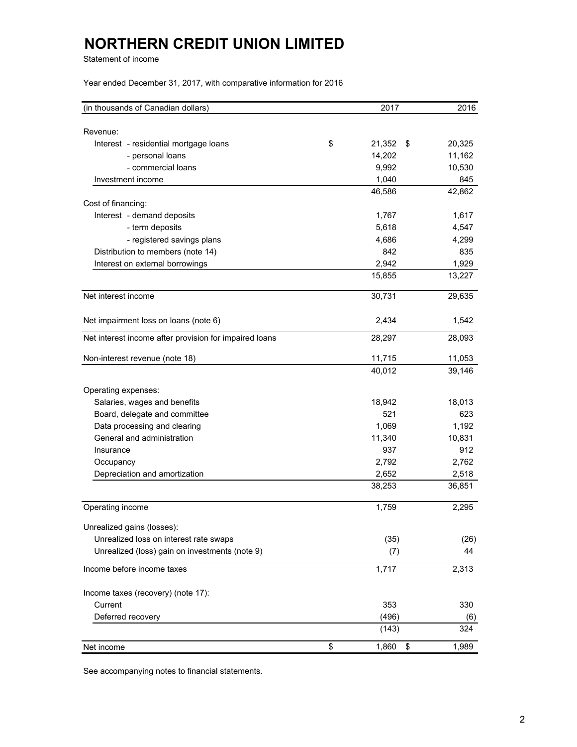# NORTHERN CREDIT UNION LIMITED

Statement of income

Year ended December 31, 2017, with comparative information for 2016

| (in thousands of Canadian dollars) | 2017 | 2016 |
|---|---|---|
| Revenue: | | |
| Interest - residential mortgage loans | $ 21,352 | $ 20,325 |
| - personal loans | 14,202 | 11,162 |
| - commercial loans | 9,992 | 10,530 |
| Investment income | 1,040 | 845 |
| | 46,586 | 42,862 |
| Cost of financing: | | |
| Interest - demand deposits | 1,767 | 1,617 |
| - term deposits | 5,618 | 4,547 |
| - registered savings plans | 4,686 | 4,299 |
| Distribution to members (note 14) | 842 | 835 |
| Interest on external borrowings | 2,942 | 1,929 |
| | 15,855 | 13,227 |
| Net interest income | 30,731 | 29,635 |
| Net impairment loss on loans (note 6) | 2,434 | 1,542 |
| Net interest income after provision for impaired loans | 28,297 | 28,093 |
| Non-interest revenue (note 18) | 11,715 | 11,053 |
| | 40,012 | 39,146 |
| Operating expenses: | | |
| Salaries, wages and benefits | 18,942 | 18,013 |
| Board, delegate and committee | 521 | 623 |
| Data processing and clearing | 1,069 | 1,192 |
| General and administration | 11,340 | 10,831 |
| Insurance | 937 | 912 |
| Occupancy | 2,792 | 2,762 |
| Depreciation and amortization | 2,652 | 2,518 |
| | 38,253 | 36,851 |
| Operating income | 1,759 | 2,295 |
| Unrealized gains (losses): | | |
| Unrealized loss on interest rate swaps | (35) | (26) |
| Unrealized (loss) gain on investments (note 9) | (7) | 44 |
| Income before income taxes | 1,717 | 2,313 |
| Income taxes (recovery) (note 17): | | |
| Current | 353 | 330 |
| Deferred recovery | (496) | (6) |
| | (143) | 324 |
| Net income | $ 1,860 | $ 1,989 |

See accompanying notes to financial statements.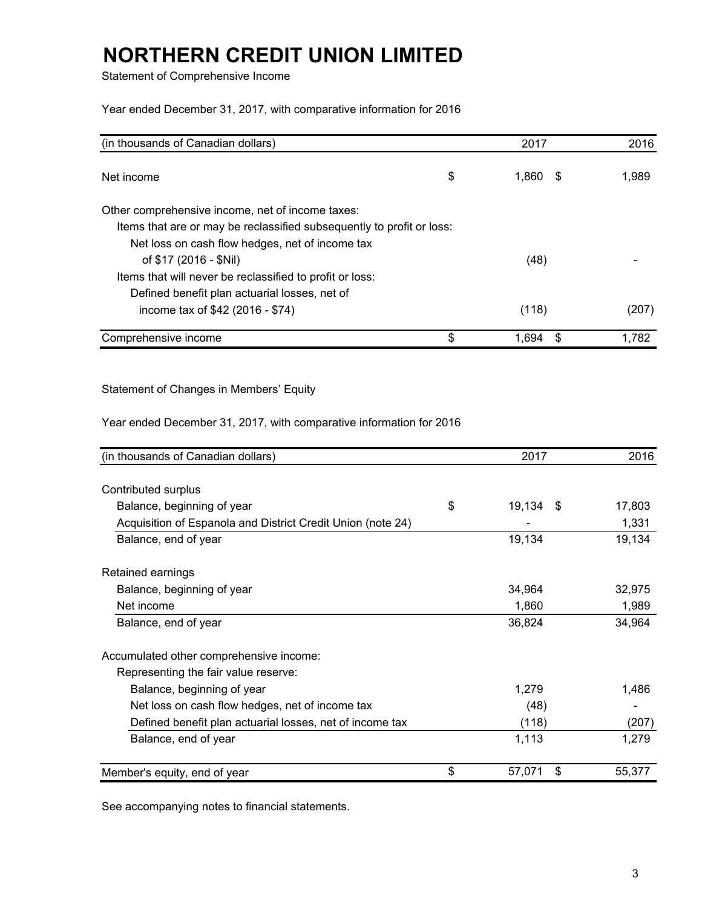# NORTHERN CREDIT UNION LIMITED

Statement of Comprehensive Income

Year ended December 31, 2017, with comparative information for 2016

| (in thousands of Canadian dollars) | 2017 | 2016 |
|---|---|---|
| Net income | $ 1,860 | $ 1,989 |
| Other comprehensive income, net of income taxes: | | |
| Items that are or may be reclassified subsequently to profit or loss: | | |
| Net loss on cash flow hedges, net of income tax of $17 (2016 - $Nil) | (48) | - |
| Items that will never be reclassified to profit or loss: | | |
| Defined benefit plan actuarial losses, net of income tax of $42 (2016 - $74) | (118) | (207) |
| Comprehensive income | $ 1,694 | $ 1,782 |

Statement of Changes in Members' Equity

Year ended December 31, 2017, with comparative information for 2016

| (in thousands of Canadian dollars) | 2017 | 2016 |
|---|---|---|
| Contributed surplus | | |
| Balance, beginning of year | $ 19,134 | $ 17,803 |
| Acquisition of Espanola and District Credit Union (note 24) | - | 1,331 |
| Balance, end of year | 19,134 | 19,134 |
| Retained earnings | | |
| Balance, beginning of year | 34,964 | 32,975 |
| Net income | 1,860 | 1,989 |
| Balance, end of year | 36,824 | 34,964 |
| Accumulated other comprehensive income: | | |
| Representing the fair value reserve: | | |
| Balance, beginning of year | 1,279 | 1,486 |
| Net loss on cash flow hedges, net of income tax | (48) | - |
| Defined benefit plan actuarial losses, net of income tax | (118) | (207) |
| Balance, end of year | 1,113 | 1,279 |
| Member's equity, end of year | $ 57,071 | $ 55,377 |

See accompanying notes to financial statements.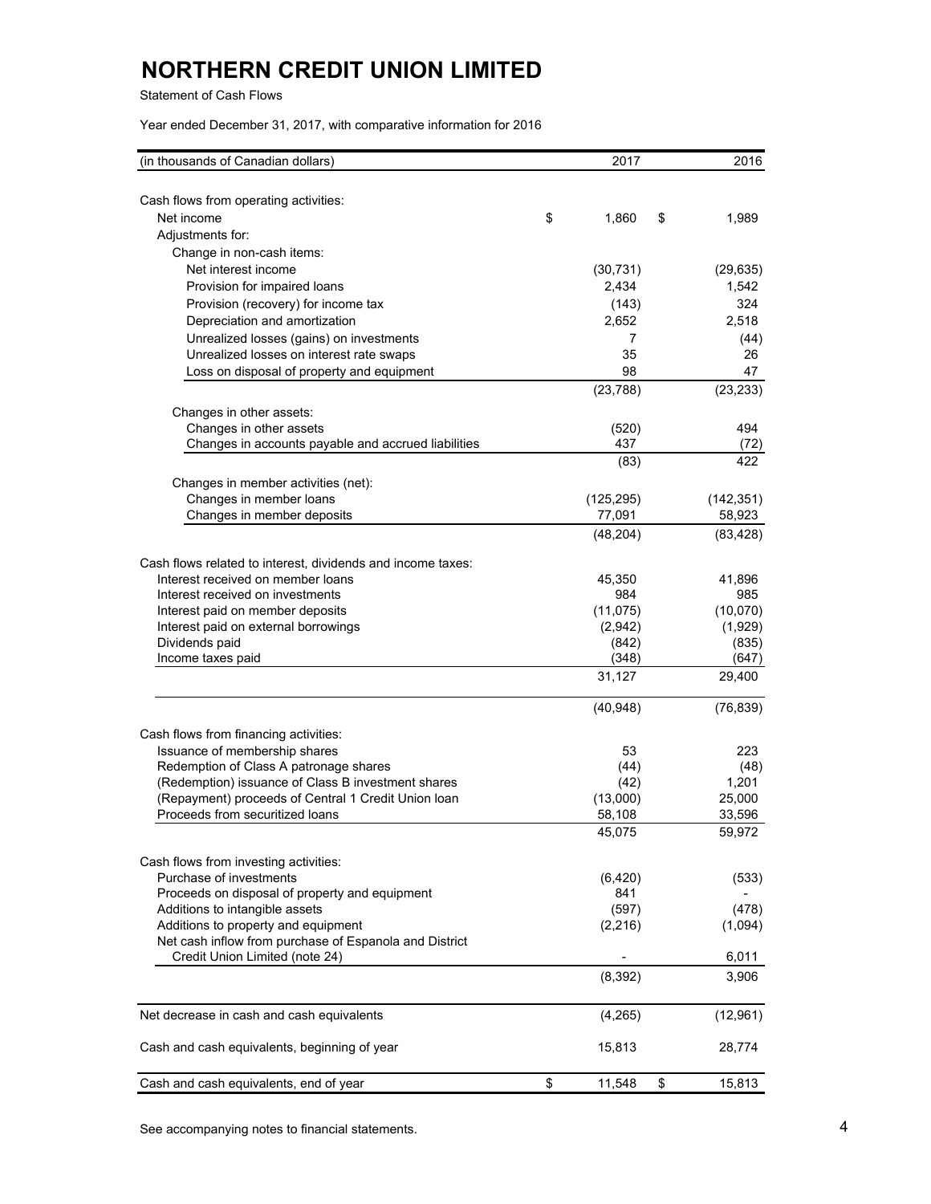# NORTHERN CREDIT UNION LIMITED

Statement of Cash Flows

Year ended December 31, 2017, with comparative information for 2016

| (in thousands of Canadian dollars) | 2017 | 2016 |
|---|---|---|
| Cash flows from operating activities: | | |
| Net income | $ 1,860 | $ 1,989 |
| Adjustments for: | | |
| Change in non-cash items: | | |
| Net interest income | (30,731) | (29,635) |
| Provision for impaired loans | 2,434 | 1,542 |
| Provision (recovery) for income tax | (143) | 324 |
| Depreciation and amortization | 2,652 | 2,518 |
| Unrealized losses (gains) on investments | 7 | (44) |
| Unrealized losses on interest rate swaps | 35 | 26 |
| Loss on disposal of property and equipment | 98 | 47 |
| | (23,788) | (23,233) |
| Changes in other assets: | | |
| Changes in other assets | (520) | 494 |
| Changes in accounts payable and accrued liabilities | 437 | (72) |
| | (83) | 422 |
| Changes in member activities (net): | | |
| Changes in member loans | (125,295) | (142,351) |
| Changes in member deposits | 77,091 | 58,923 |
| | (48,204) | (83,428) |
| Cash flows related to interest, dividends and income taxes: | | |
| Interest received on member loans | 45,350 | 41,896 |
| Interest received on investments | 984 | 985 |
| Interest paid on member deposits | (11,075) | (10,070) |
| Interest paid on external borrowings | (2,942) | (1,929) |
| Dividends paid | (842) | (835) |
| Income taxes paid | (348) | (647) |
| | 31,127 | 29,400 |
| | (40,948) | (76,839) |
| Cash flows from financing activities: | | |
| Issuance of membership shares | 53 | 223 |
| Redemption of Class A patronage shares | (44) | (48) |
| (Redemption) issuance of Class B investment shares | (42) | 1,201 |
| (Repayment) proceeds of Central 1 Credit Union loan | (13,000) | 25,000 |
| Proceeds from securitized loans | 58,108 | 33,596 |
| | 45,075 | 59,972 |
| Cash flows from investing activities: | | |
| Purchase of investments | (6,420) | (533) |
| Proceeds on disposal of property and equipment | 841 | - |
| Additions to intangible assets | (597) | (478) |
| Additions to property and equipment | (2,216) | (1,094) |
| Net cash inflow from purchase of Espanola and District Credit Union Limited (note 24) | - | 6,011 |
| | (8,392) | 3,906 |
| Net decrease in cash and cash equivalents | (4,265) | (12,961) |
| Cash and cash equivalents, beginning of year | 15,813 | 28,774 |
| Cash and cash equivalents, end of year | $ 11,548 | $ 15,813 |

See accompanying notes to financial statements.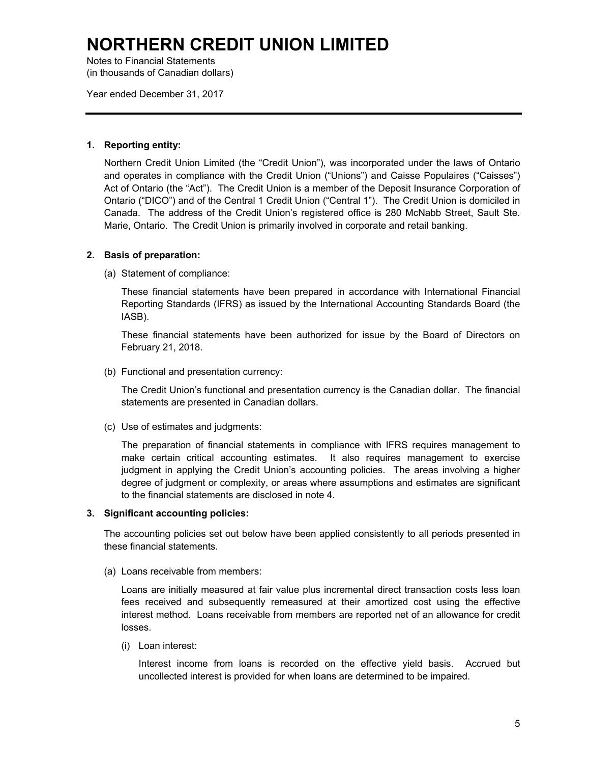# NORTHERN CREDIT UNION LIMITED

Notes to Financial Statements
(in thousands of Canadian dollars)

Year ended December 31, 2017

**1. Reporting entity:**

Northern Credit Union Limited (the "Credit Union"), was incorporated under the laws of Ontario and operates in compliance with the Credit Union ("Unions") and Caisse Populaires ("Caisses") Act of Ontario (the "Act"). The Credit Union is a member of the Deposit Insurance Corporation of Ontario ("DICO") and of the Central 1 Credit Union ("Central 1"). The Credit Union is domiciled in Canada. The address of the Credit Union's registered office is 280 McNabb Street, Sault Ste. Marie, Ontario. The Credit Union is primarily involved in corporate and retail banking.

**2. Basis of preparation:**

(a) Statement of compliance:

These financial statements have been prepared in accordance with International Financial Reporting Standards (IFRS) as issued by the International Accounting Standards Board (the IASB).

These financial statements have been authorized for issue by the Board of Directors on February 21, 2018.

(b) Functional and presentation currency:

The Credit Union's functional and presentation currency is the Canadian dollar. The financial statements are presented in Canadian dollars.

(c) Use of estimates and judgments:

The preparation of financial statements in compliance with IFRS requires management to make certain critical accounting estimates. It also requires management to exercise judgment in applying the Credit Union's accounting policies. The areas involving a higher degree of judgment or complexity, or areas where assumptions and estimates are significant to the financial statements are disclosed in note 4.

**3. Significant accounting policies:**

The accounting policies set out below have been applied consistently to all periods presented in these financial statements.

(a) Loans receivable from members:

Loans are initially measured at fair value plus incremental direct transaction costs less loan fees received and subsequently remeasured at their amortized cost using the effective interest method. Loans receivable from members are reported net of an allowance for credit losses.

(i) Loan interest:

Interest income from loans is recorded on the effective yield basis. Accrued but uncollected interest is provided for when loans are determined to be impaired.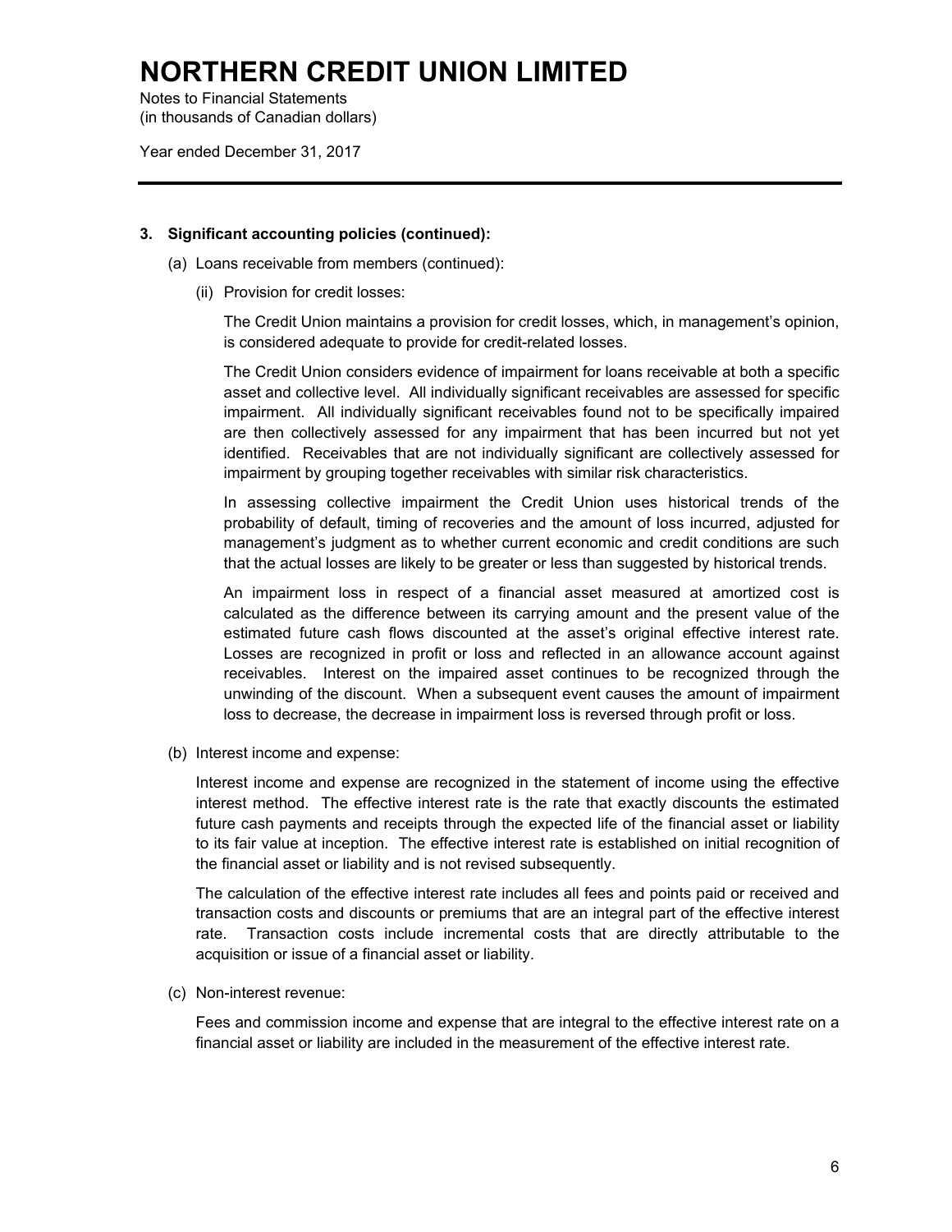# NORTHERN CREDIT UNION LIMITED

Notes to Financial Statements
(in thousands of Canadian dollars)

Year ended December 31, 2017

**3. Significant accounting policies (continued):**

(a) Loans receivable from members (continued):

(ii) Provision for credit losses:

The Credit Union maintains a provision for credit losses, which, in management's opinion, is considered adequate to provide for credit-related losses.

The Credit Union considers evidence of impairment for loans receivable at both a specific asset and collective level. All individually significant receivables are assessed for specific impairment. All individually significant receivables found not to be specifically impaired are then collectively assessed for any impairment that has been incurred but not yet identified. Receivables that are not individually significant are collectively assessed for impairment by grouping together receivables with similar risk characteristics.

In assessing collective impairment the Credit Union uses historical trends of the probability of default, timing of recoveries and the amount of loss incurred, adjusted for management's judgment as to whether current economic and credit conditions are such that the actual losses are likely to be greater or less than suggested by historical trends.

An impairment loss in respect of a financial asset measured at amortized cost is calculated as the difference between its carrying amount and the present value of the estimated future cash flows discounted at the asset's original effective interest rate. Losses are recognized in profit or loss and reflected in an allowance account against receivables. Interest on the impaired asset continues to be recognized through the unwinding of the discount. When a subsequent event causes the amount of impairment loss to decrease, the decrease in impairment loss is reversed through profit or loss.

(b) Interest income and expense:

Interest income and expense are recognized in the statement of income using the effective interest method. The effective interest rate is the rate that exactly discounts the estimated future cash payments and receipts through the expected life of the financial asset or liability to its fair value at inception. The effective interest rate is established on initial recognition of the financial asset or liability and is not revised subsequently.

The calculation of the effective interest rate includes all fees and points paid or received and transaction costs and discounts or premiums that are an integral part of the effective interest rate. Transaction costs include incremental costs that are directly attributable to the acquisition or issue of a financial asset or liability.

(c) Non-interest revenue:

Fees and commission income and expense that are integral to the effective interest rate on a financial asset or liability are included in the measurement of the effective interest rate.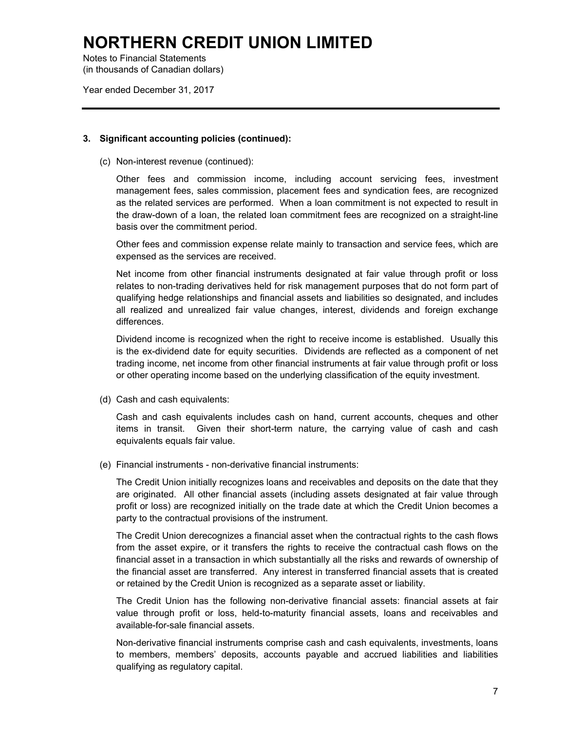# NORTHERN CREDIT UNION LIMITED

Notes to Financial Statements
(in thousands of Canadian dollars)

Year ended December 31, 2017

---

### 3. Significant accounting policies (continued):

(c) Non-interest revenue (continued):

Other fees and commission income, including account servicing fees, investment management fees, sales commission, placement fees and syndication fees, are recognized as the related services are performed. When a loan commitment is not expected to result in the draw-down of a loan, the related loan commitment fees are recognized on a straight-line basis over the commitment period.

Other fees and commission expense relate mainly to transaction and service fees, which are expensed as the services are received.

Net income from other financial instruments designated at fair value through profit or loss relates to non-trading derivatives held for risk management purposes that do not form part of qualifying hedge relationships and financial assets and liabilities so designated, and includes all realized and unrealized fair value changes, interest, dividends and foreign exchange differences.

Dividend income is recognized when the right to receive income is established. Usually this is the ex-dividend date for equity securities. Dividends are reflected as a component of net trading income, net income from other financial instruments at fair value through profit or loss or other operating income based on the underlying classification of the equity investment.

(d) Cash and cash equivalents:

Cash and cash equivalents includes cash on hand, current accounts, cheques and other items in transit. Given their short-term nature, the carrying value of cash and cash equivalents equals fair value.

(e) Financial instruments - non-derivative financial instruments:

The Credit Union initially recognizes loans and receivables and deposits on the date that they are originated. All other financial assets (including assets designated at fair value through profit or loss) are recognized initially on the trade date at which the Credit Union becomes a party to the contractual provisions of the instrument.

The Credit Union derecognizes a financial asset when the contractual rights to the cash flows from the asset expire, or it transfers the rights to receive the contractual cash flows on the financial asset in a transaction in which substantially all the risks and rewards of ownership of the financial asset are transferred. Any interest in transferred financial assets that is created or retained by the Credit Union is recognized as a separate asset or liability.

The Credit Union has the following non-derivative financial assets: financial assets at fair value through profit or loss, held-to-maturity financial assets, loans and receivables and available-for-sale financial assets.

Non-derivative financial instruments comprise cash and cash equivalents, investments, loans to members, members' deposits, accounts payable and accrued liabilities and liabilities qualifying as regulatory capital.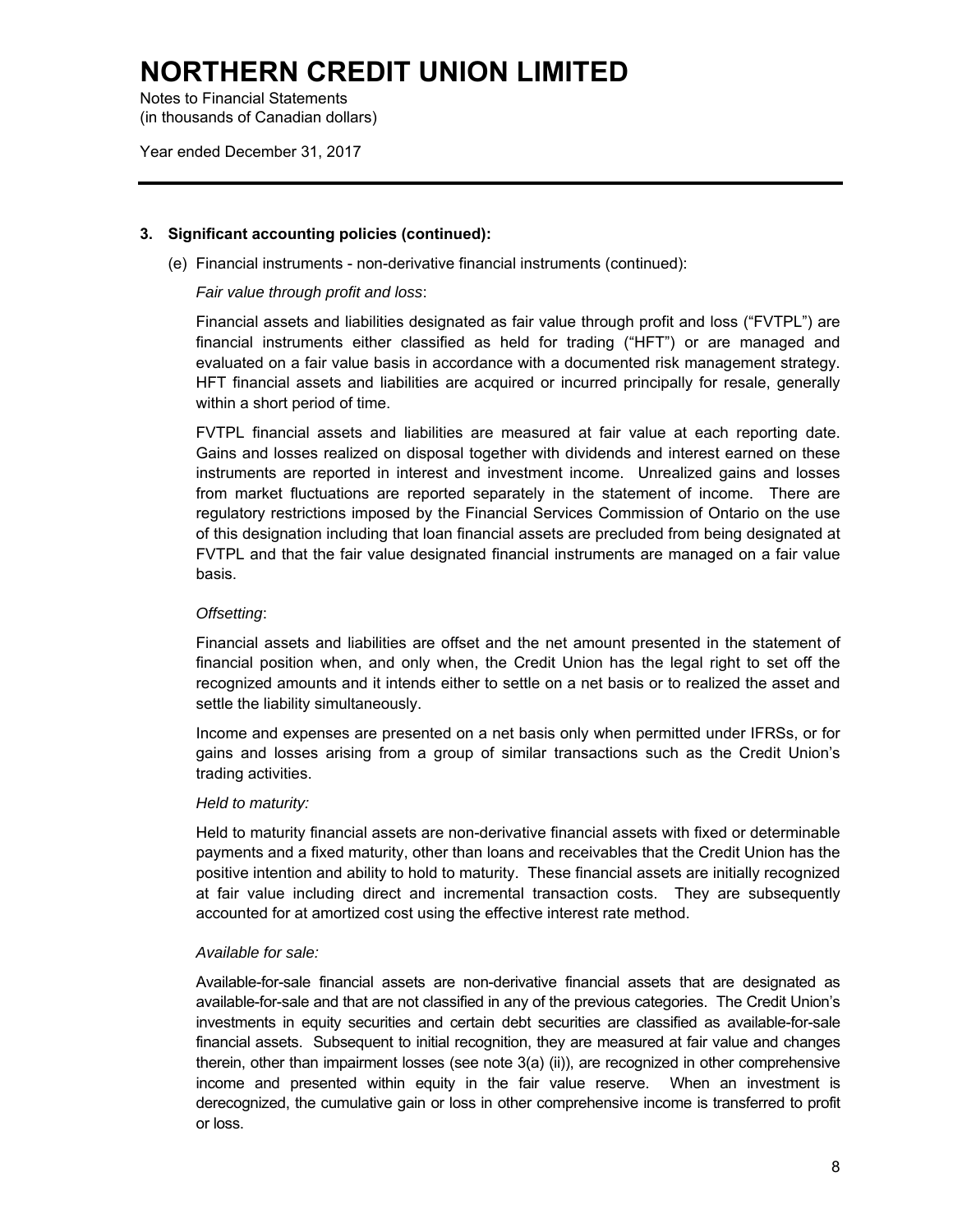# NORTHERN CREDIT UNION LIMITED

Notes to Financial Statements
(in thousands of Canadian dollars)

Year ended December 31, 2017

## 3. Significant accounting policies (continued):

(e) Financial instruments - non-derivative financial instruments (continued):

*Fair value through profit and loss*:

Financial assets and liabilities designated as fair value through profit and loss ("FVTPL") are financial instruments either classified as held for trading ("HFT") or are managed and evaluated on a fair value basis in accordance with a documented risk management strategy. HFT financial assets and liabilities are acquired or incurred principally for resale, generally within a short period of time.

FVTPL financial assets and liabilities are measured at fair value at each reporting date. Gains and losses realized on disposal together with dividends and interest earned on these instruments are reported in interest and investment income. Unrealized gains and losses from market fluctuations are reported separately in the statement of income. There are regulatory restrictions imposed by the Financial Services Commission of Ontario on the use of this designation including that loan financial assets are precluded from being designated at FVTPL and that the fair value designated financial instruments are managed on a fair value basis.

*Offsetting*:

Financial assets and liabilities are offset and the net amount presented in the statement of financial position when, and only when, the Credit Union has the legal right to set off the recognized amounts and it intends either to settle on a net basis or to realized the asset and settle the liability simultaneously.

Income and expenses are presented on a net basis only when permitted under IFRSs, or for gains and losses arising from a group of similar transactions such as the Credit Union's trading activities.

*Held to maturity:*

Held to maturity financial assets are non-derivative financial assets with fixed or determinable payments and a fixed maturity, other than loans and receivables that the Credit Union has the positive intention and ability to hold to maturity. These financial assets are initially recognized at fair value including direct and incremental transaction costs. They are subsequently accounted for at amortized cost using the effective interest rate method.

*Available for sale:*

Available-for-sale financial assets are non-derivative financial assets that are designated as available-for-sale and that are not classified in any of the previous categories. The Credit Union's investments in equity securities and certain debt securities are classified as available-for-sale financial assets. Subsequent to initial recognition, they are measured at fair value and changes therein, other than impairment losses (see note 3(a) (ii)), are recognized in other comprehensive income and presented within equity in the fair value reserve. When an investment is derecognized, the cumulative gain or loss in other comprehensive income is transferred to profit or loss.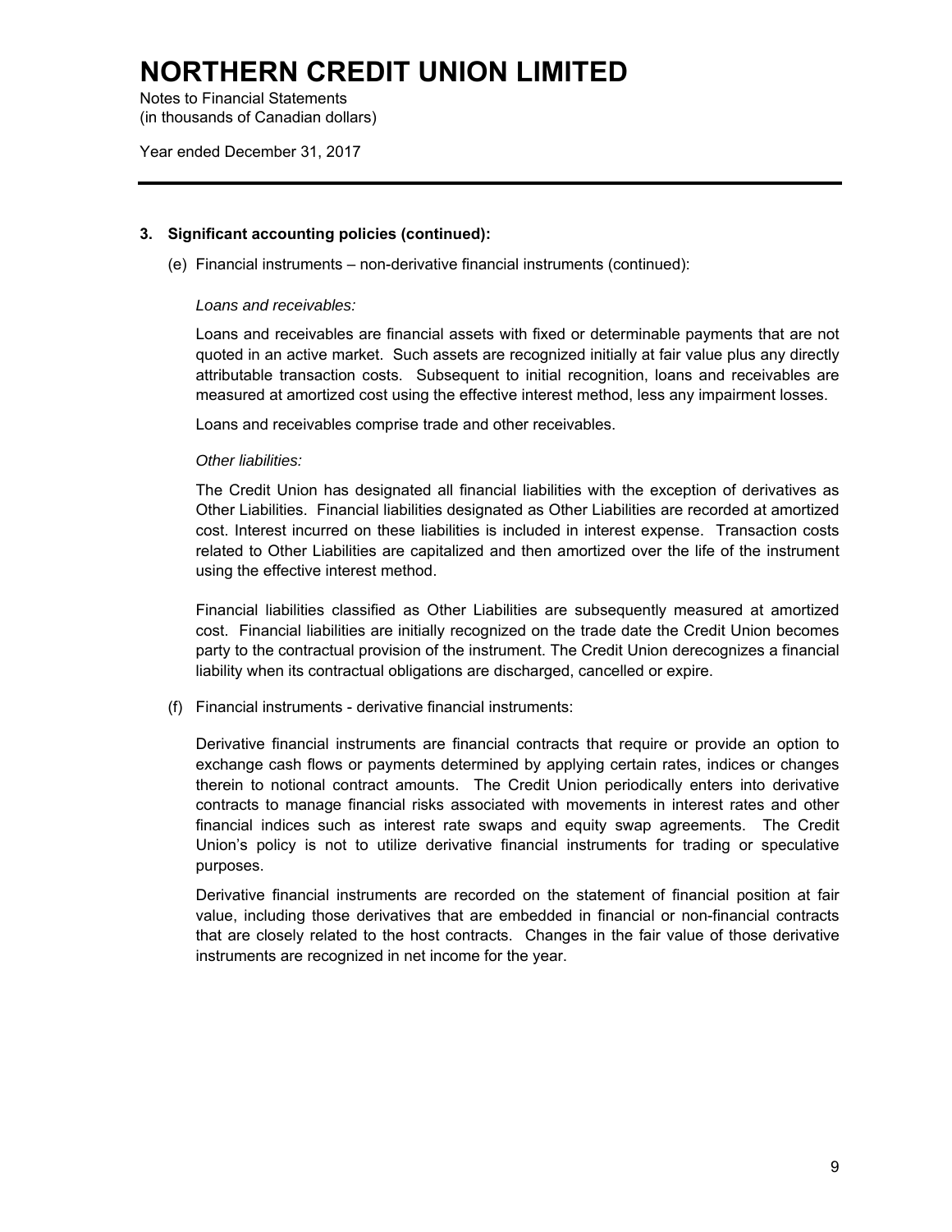# NORTHERN CREDIT UNION LIMITED

Notes to Financial Statements
(in thousands of Canadian dollars)

Year ended December 31, 2017

## 3. Significant accounting policies (continued):

(e) Financial instruments – non-derivative financial instruments (continued):

*Loans and receivables:*

Loans and receivables are financial assets with fixed or determinable payments that are not quoted in an active market. Such assets are recognized initially at fair value plus any directly attributable transaction costs. Subsequent to initial recognition, loans and receivables are measured at amortized cost using the effective interest method, less any impairment losses.

Loans and receivables comprise trade and other receivables.

*Other liabilities:*

The Credit Union has designated all financial liabilities with the exception of derivatives as Other Liabilities. Financial liabilities designated as Other Liabilities are recorded at amortized cost. Interest incurred on these liabilities is included in interest expense. Transaction costs related to Other Liabilities are capitalized and then amortized over the life of the instrument using the effective interest method.

Financial liabilities classified as Other Liabilities are subsequently measured at amortized cost. Financial liabilities are initially recognized on the trade date the Credit Union becomes party to the contractual provision of the instrument. The Credit Union derecognizes a financial liability when its contractual obligations are discharged, cancelled or expire.

(f) Financial instruments - derivative financial instruments:

Derivative financial instruments are financial contracts that require or provide an option to exchange cash flows or payments determined by applying certain rates, indices or changes therein to notional contract amounts. The Credit Union periodically enters into derivative contracts to manage financial risks associated with movements in interest rates and other financial indices such as interest rate swaps and equity swap agreements. The Credit Union's policy is not to utilize derivative financial instruments for trading or speculative purposes.

Derivative financial instruments are recorded on the statement of financial position at fair value, including those derivatives that are embedded in financial or non-financial contracts that are closely related to the host contracts. Changes in the fair value of those derivative instruments are recognized in net income for the year.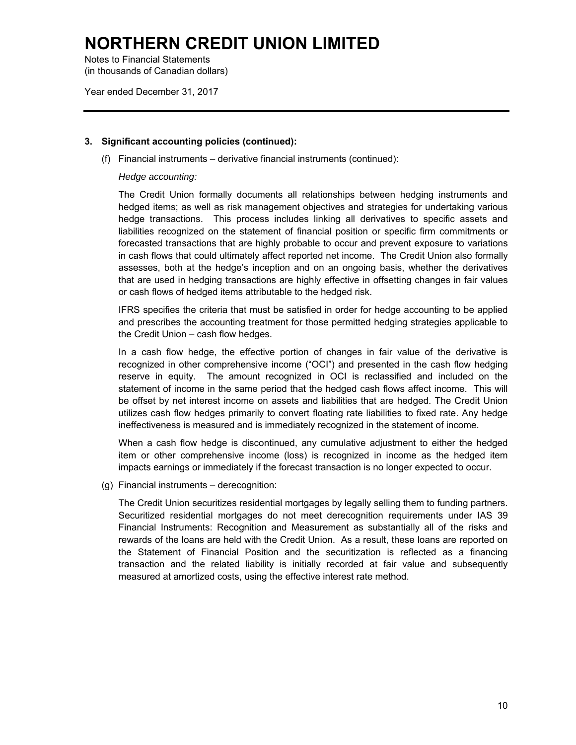# NORTHERN CREDIT UNION LIMITED

Notes to Financial Statements
(in thousands of Canadian dollars)

Year ended December 31, 2017

## 3. Significant accounting policies (continued):

(f) Financial instruments – derivative financial instruments (continued):

*Hedge accounting:*

The Credit Union formally documents all relationships between hedging instruments and hedged items; as well as risk management objectives and strategies for undertaking various hedge transactions. This process includes linking all derivatives to specific assets and liabilities recognized on the statement of financial position or specific firm commitments or forecasted transactions that are highly probable to occur and prevent exposure to variations in cash flows that could ultimately affect reported net income. The Credit Union also formally assesses, both at the hedge's inception and on an ongoing basis, whether the derivatives that are used in hedging transactions are highly effective in offsetting changes in fair values or cash flows of hedged items attributable to the hedged risk.

IFRS specifies the criteria that must be satisfied in order for hedge accounting to be applied and prescribes the accounting treatment for those permitted hedging strategies applicable to the Credit Union – cash flow hedges.

In a cash flow hedge, the effective portion of changes in fair value of the derivative is recognized in other comprehensive income ("OCI") and presented in the cash flow hedging reserve in equity. The amount recognized in OCI is reclassified and included on the statement of income in the same period that the hedged cash flows affect income. This will be offset by net interest income on assets and liabilities that are hedged. The Credit Union utilizes cash flow hedges primarily to convert floating rate liabilities to fixed rate. Any hedge ineffectiveness is measured and is immediately recognized in the statement of income.

When a cash flow hedge is discontinued, any cumulative adjustment to either the hedged item or other comprehensive income (loss) is recognized in income as the hedged item impacts earnings or immediately if the forecast transaction is no longer expected to occur.

(g) Financial instruments – derecognition:

The Credit Union securitizes residential mortgages by legally selling them to funding partners. Securitized residential mortgages do not meet derecognition requirements under IAS 39 Financial Instruments: Recognition and Measurement as substantially all of the risks and rewards of the loans are held with the Credit Union. As a result, these loans are reported on the Statement of Financial Position and the securitization is reflected as a financing transaction and the related liability is initially recorded at fair value and subsequently measured at amortized costs, using the effective interest rate method.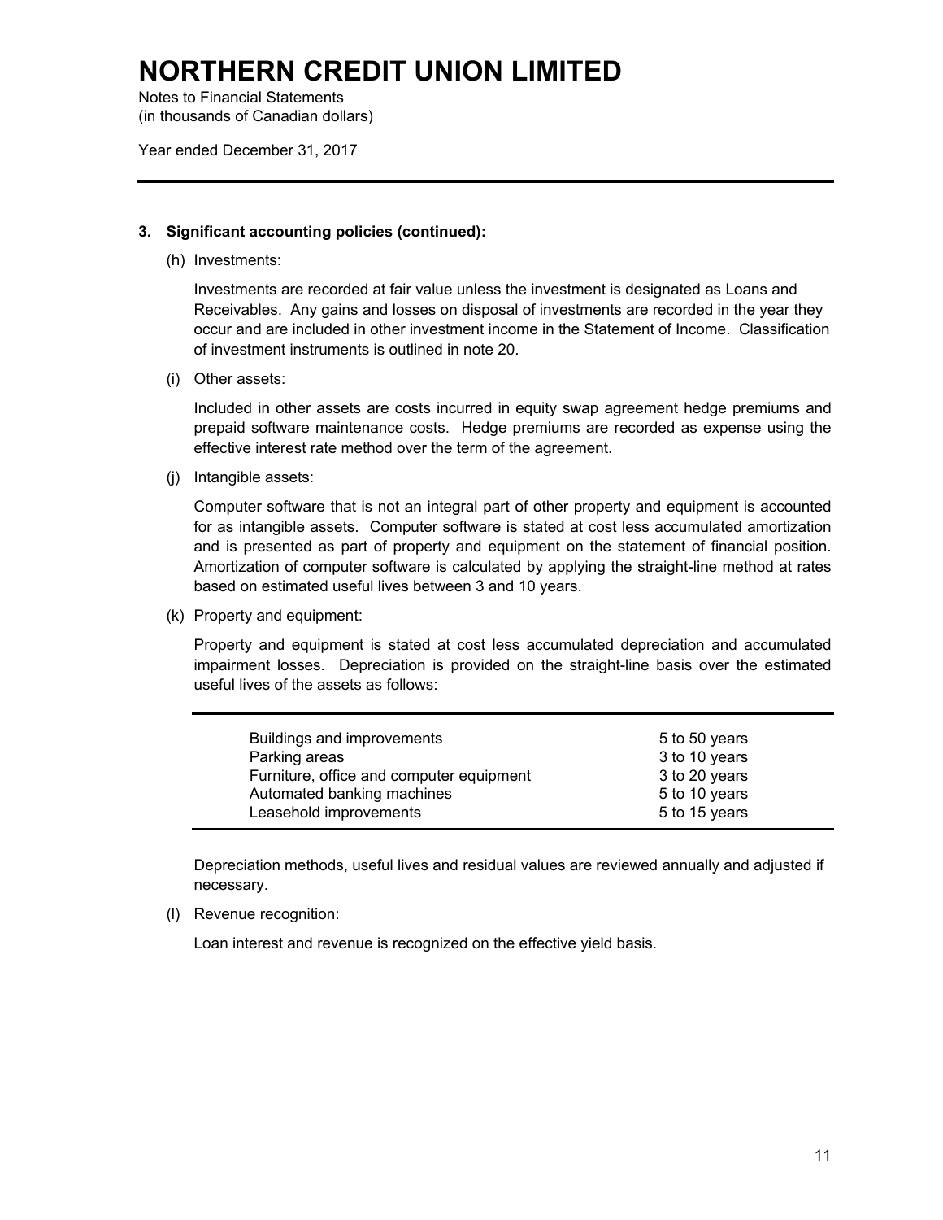# NORTHERN CREDIT UNION LIMITED

Notes to Financial Statements
(in thousands of Canadian dollars)

Year ended December 31, 2017

---

## 3. Significant accounting policies (continued):

(h) Investments:

Investments are recorded at fair value unless the investment is designated as Loans and Receivables. Any gains and losses on disposal of investments are recorded in the year they occur and are included in other investment income in the Statement of Income. Classification of investment instruments is outlined in note 20.

(i) Other assets:

Included in other assets are costs incurred in equity swap agreement hedge premiums and prepaid software maintenance costs. Hedge premiums are recorded as expense using the effective interest rate method over the term of the agreement.

(j) Intangible assets:

Computer software that is not an integral part of other property and equipment is accounted for as intangible assets. Computer software is stated at cost less accumulated amortization and is presented as part of property and equipment on the statement of financial position. Amortization of computer software is calculated by applying the straight-line method at rates based on estimated useful lives between 3 and 10 years.

(k) Property and equipment:

Property and equipment is stated at cost less accumulated depreciation and accumulated impairment losses. Depreciation is provided on the straight-line basis over the estimated useful lives of the assets as follows:

| | |
|---|---|
| Buildings and improvements | 5 to 50 years |
| Parking areas | 3 to 10 years |
| Furniture, office and computer equipment | 3 to 20 years |
| Automated banking machines | 5 to 10 years |
| Leasehold improvements | 5 to 15 years |

Depreciation methods, useful lives and residual values are reviewed annually and adjusted if necessary.

(l) Revenue recognition:

Loan interest and revenue is recognized on the effective yield basis.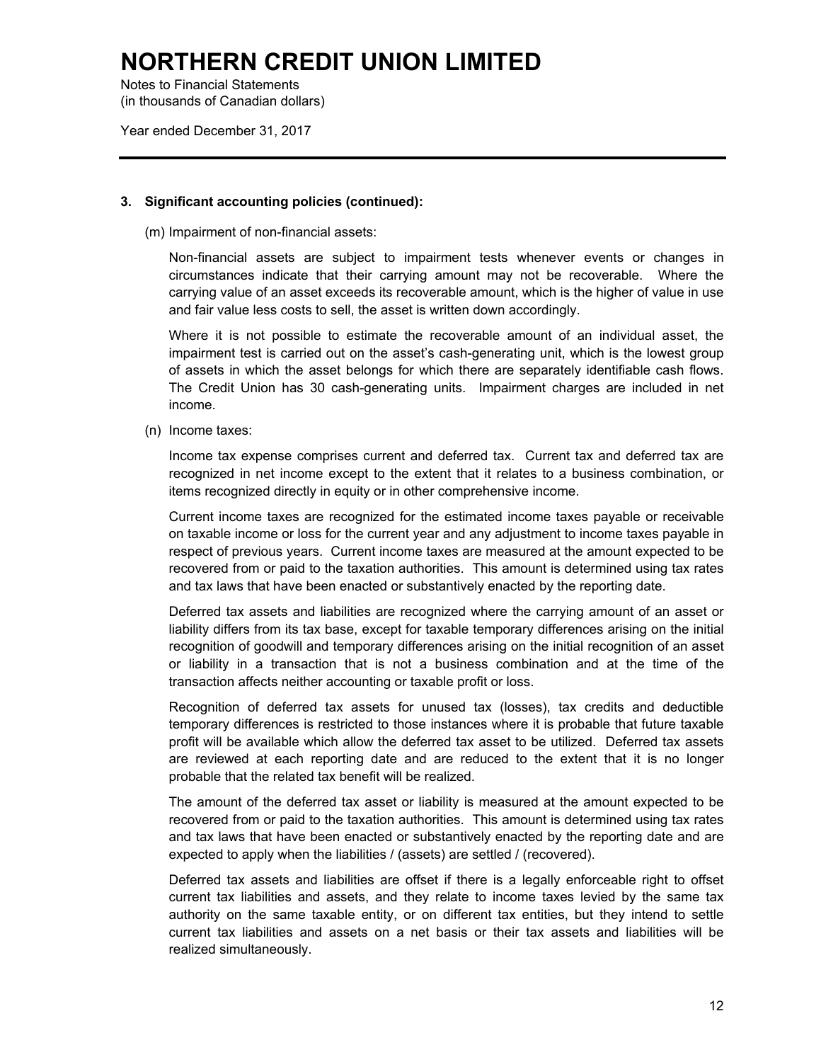# NORTHERN CREDIT UNION LIMITED

Notes to Financial Statements
(in thousands of Canadian dollars)

Year ended December 31, 2017

**3. Significant accounting policies (continued):**

(m) Impairment of non-financial assets:

Non-financial assets are subject to impairment tests whenever events or changes in circumstances indicate that their carrying amount may not be recoverable. Where the carrying value of an asset exceeds its recoverable amount, which is the higher of value in use and fair value less costs to sell, the asset is written down accordingly.

Where it is not possible to estimate the recoverable amount of an individual asset, the impairment test is carried out on the asset's cash-generating unit, which is the lowest group of assets in which the asset belongs for which there are separately identifiable cash flows. The Credit Union has 30 cash-generating units. Impairment charges are included in net income.

(n) Income taxes:

Income tax expense comprises current and deferred tax. Current tax and deferred tax are recognized in net income except to the extent that it relates to a business combination, or items recognized directly in equity or in other comprehensive income.

Current income taxes are recognized for the estimated income taxes payable or receivable on taxable income or loss for the current year and any adjustment to income taxes payable in respect of previous years. Current income taxes are measured at the amount expected to be recovered from or paid to the taxation authorities. This amount is determined using tax rates and tax laws that have been enacted or substantively enacted by the reporting date.

Deferred tax assets and liabilities are recognized where the carrying amount of an asset or liability differs from its tax base, except for taxable temporary differences arising on the initial recognition of goodwill and temporary differences arising on the initial recognition of an asset or liability in a transaction that is not a business combination and at the time of the transaction affects neither accounting or taxable profit or loss.

Recognition of deferred tax assets for unused tax (losses), tax credits and deductible temporary differences is restricted to those instances where it is probable that future taxable profit will be available which allow the deferred tax asset to be utilized. Deferred tax assets are reviewed at each reporting date and are reduced to the extent that it is no longer probable that the related tax benefit will be realized.

The amount of the deferred tax asset or liability is measured at the amount expected to be recovered from or paid to the taxation authorities. This amount is determined using tax rates and tax laws that have been enacted or substantively enacted by the reporting date and are expected to apply when the liabilities / (assets) are settled / (recovered).

Deferred tax assets and liabilities are offset if there is a legally enforceable right to offset current tax liabilities and assets, and they relate to income taxes levied by the same tax authority on the same taxable entity, or on different tax entities, but they intend to settle current tax liabilities and assets on a net basis or their tax assets and liabilities will be realized simultaneously.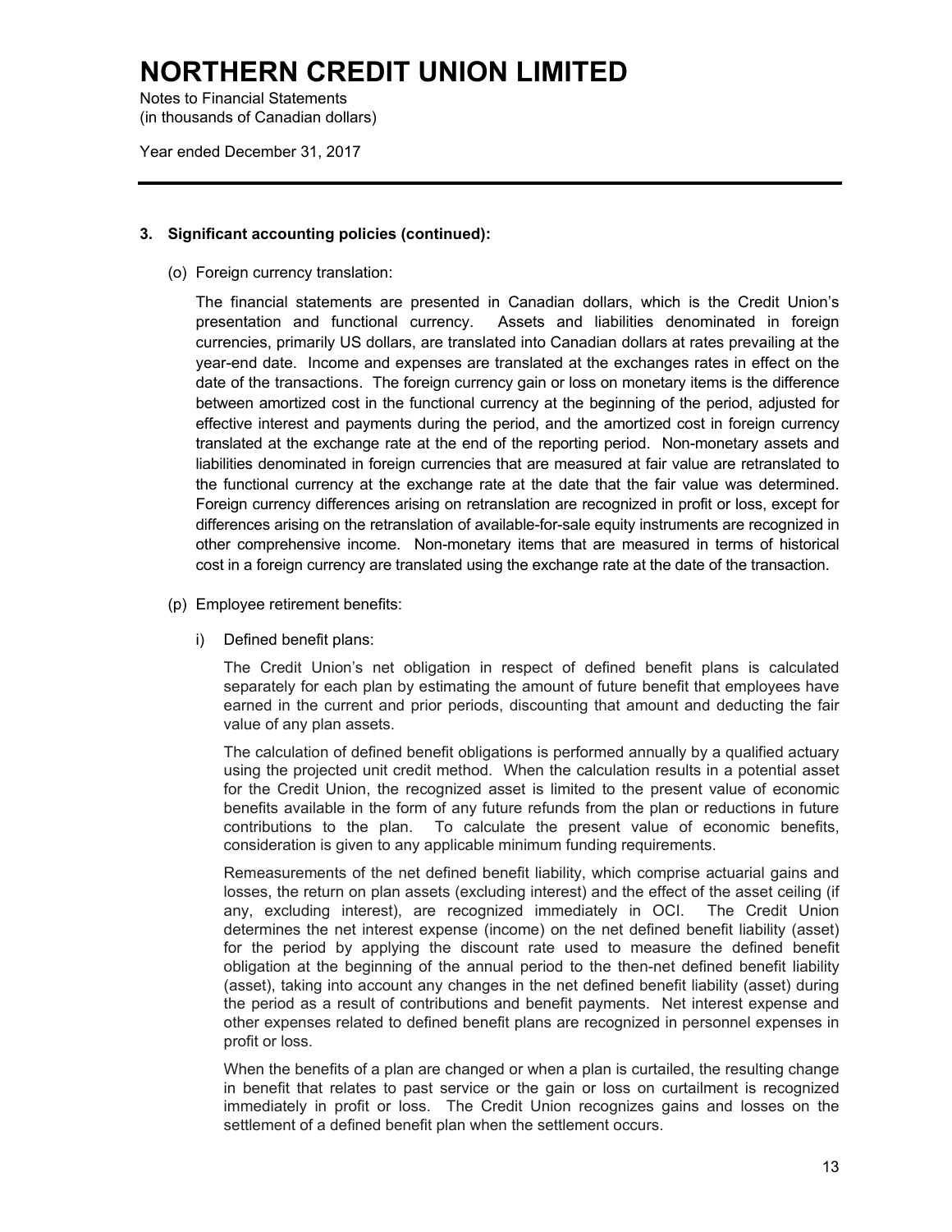# NORTHERN CREDIT UNION LIMITED

Notes to Financial Statements
(in thousands of Canadian dollars)

Year ended December 31, 2017

## 3. Significant accounting policies (continued):

(o) Foreign currency translation:

The financial statements are presented in Canadian dollars, which is the Credit Union's presentation and functional currency. Assets and liabilities denominated in foreign currencies, primarily US dollars, are translated into Canadian dollars at rates prevailing at the year-end date. Income and expenses are translated at the exchanges rates in effect on the date of the transactions. The foreign currency gain or loss on monetary items is the difference between amortized cost in the functional currency at the beginning of the period, adjusted for effective interest and payments during the period, and the amortized cost in foreign currency translated at the exchange rate at the end of the reporting period. Non-monetary assets and liabilities denominated in foreign currencies that are measured at fair value are retranslated to the functional currency at the exchange rate at the date that the fair value was determined. Foreign currency differences arising on retranslation are recognized in profit or loss, except for differences arising on the retranslation of available-for-sale equity instruments are recognized in other comprehensive income. Non-monetary items that are measured in terms of historical cost in a foreign currency are translated using the exchange rate at the date of the transaction.

(p) Employee retirement benefits:

i) Defined benefit plans:

The Credit Union's net obligation in respect of defined benefit plans is calculated separately for each plan by estimating the amount of future benefit that employees have earned in the current and prior periods, discounting that amount and deducting the fair value of any plan assets.

The calculation of defined benefit obligations is performed annually by a qualified actuary using the projected unit credit method. When the calculation results in a potential asset for the Credit Union, the recognized asset is limited to the present value of economic benefits available in the form of any future refunds from the plan or reductions in future contributions to the plan. To calculate the present value of economic benefits, consideration is given to any applicable minimum funding requirements.

Remeasurements of the net defined benefit liability, which comprise actuarial gains and losses, the return on plan assets (excluding interest) and the effect of the asset ceiling (if any, excluding interest), are recognized immediately in OCI. The Credit Union determines the net interest expense (income) on the net defined benefit liability (asset) for the period by applying the discount rate used to measure the defined benefit obligation at the beginning of the annual period to the then-net defined benefit liability (asset), taking into account any changes in the net defined benefit liability (asset) during the period as a result of contributions and benefit payments. Net interest expense and other expenses related to defined benefit plans are recognized in personnel expenses in profit or loss.

When the benefits of a plan are changed or when a plan is curtailed, the resulting change in benefit that relates to past service or the gain or loss on curtailment is recognized immediately in profit or loss. The Credit Union recognizes gains and losses on the settlement of a defined benefit plan when the settlement occurs.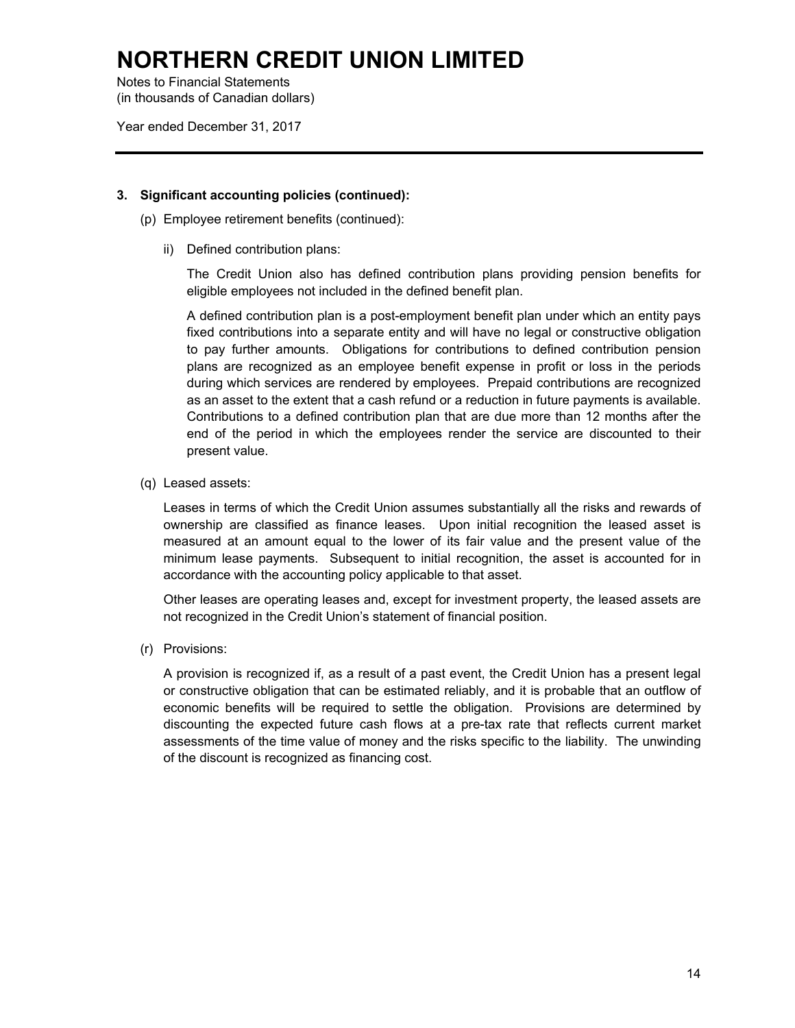# NORTHERN CREDIT UNION LIMITED

Notes to Financial Statements
(in thousands of Canadian dollars)

Year ended December 31, 2017

**3. Significant accounting policies (continued):**

(p) Employee retirement benefits (continued):

ii) Defined contribution plans:

The Credit Union also has defined contribution plans providing pension benefits for eligible employees not included in the defined benefit plan.

A defined contribution plan is a post-employment benefit plan under which an entity pays fixed contributions into a separate entity and will have no legal or constructive obligation to pay further amounts. Obligations for contributions to defined contribution pension plans are recognized as an employee benefit expense in profit or loss in the periods during which services are rendered by employees. Prepaid contributions are recognized as an asset to the extent that a cash refund or a reduction in future payments is available. Contributions to a defined contribution plan that are due more than 12 months after the end of the period in which the employees render the service are discounted to their present value.

(q) Leased assets:

Leases in terms of which the Credit Union assumes substantially all the risks and rewards of ownership are classified as finance leases. Upon initial recognition the leased asset is measured at an amount equal to the lower of its fair value and the present value of the minimum lease payments. Subsequent to initial recognition, the asset is accounted for in accordance with the accounting policy applicable to that asset.

Other leases are operating leases and, except for investment property, the leased assets are not recognized in the Credit Union's statement of financial position.

(r) Provisions:

A provision is recognized if, as a result of a past event, the Credit Union has a present legal or constructive obligation that can be estimated reliably, and it is probable that an outflow of economic benefits will be required to settle the obligation. Provisions are determined by discounting the expected future cash flows at a pre-tax rate that reflects current market assessments of the time value of money and the risks specific to the liability. The unwinding of the discount is recognized as financing cost.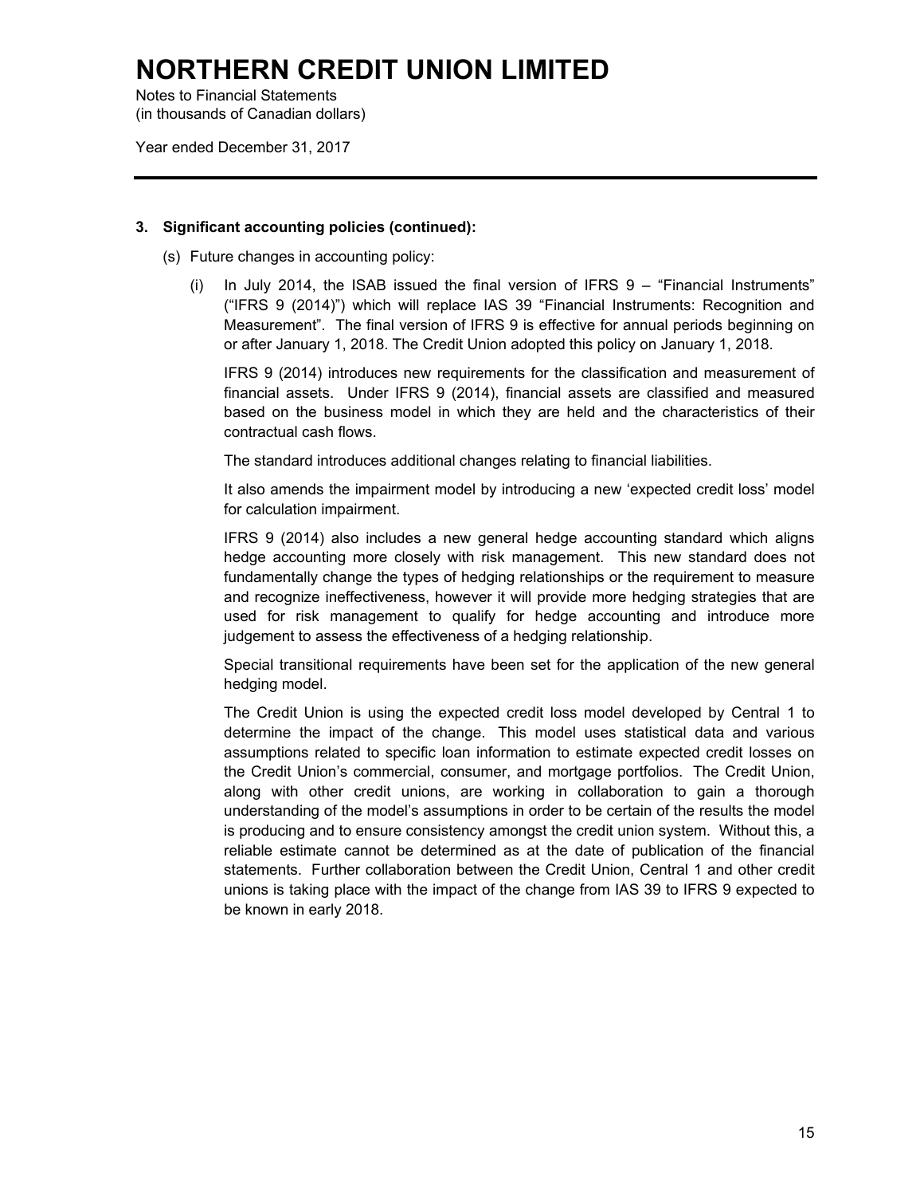# NORTHERN CREDIT UNION LIMITED

Notes to Financial Statements
(in thousands of Canadian dollars)

Year ended December 31, 2017

**3. Significant accounting policies (continued):**

(s) Future changes in accounting policy:

(i) In July 2014, the ISAB issued the final version of IFRS 9 – "Financial Instruments" ("IFRS 9 (2014)") which will replace IAS 39 "Financial Instruments: Recognition and Measurement". The final version of IFRS 9 is effective for annual periods beginning on or after January 1, 2018. The Credit Union adopted this policy on January 1, 2018.

IFRS 9 (2014) introduces new requirements for the classification and measurement of financial assets. Under IFRS 9 (2014), financial assets are classified and measured based on the business model in which they are held and the characteristics of their contractual cash flows.

The standard introduces additional changes relating to financial liabilities.

It also amends the impairment model by introducing a new 'expected credit loss' model for calculation impairment.

IFRS 9 (2014) also includes a new general hedge accounting standard which aligns hedge accounting more closely with risk management. This new standard does not fundamentally change the types of hedging relationships or the requirement to measure and recognize ineffectiveness, however it will provide more hedging strategies that are used for risk management to qualify for hedge accounting and introduce more judgement to assess the effectiveness of a hedging relationship.

Special transitional requirements have been set for the application of the new general hedging model.

The Credit Union is using the expected credit loss model developed by Central 1 to determine the impact of the change. This model uses statistical data and various assumptions related to specific loan information to estimate expected credit losses on the Credit Union's commercial, consumer, and mortgage portfolios. The Credit Union, along with other credit unions, are working in collaboration to gain a thorough understanding of the model's assumptions in order to be certain of the results the model is producing and to ensure consistency amongst the credit union system. Without this, a reliable estimate cannot be determined as at the date of publication of the financial statements. Further collaboration between the Credit Union, Central 1 and other credit unions is taking place with the impact of the change from IAS 39 to IFRS 9 expected to be known in early 2018.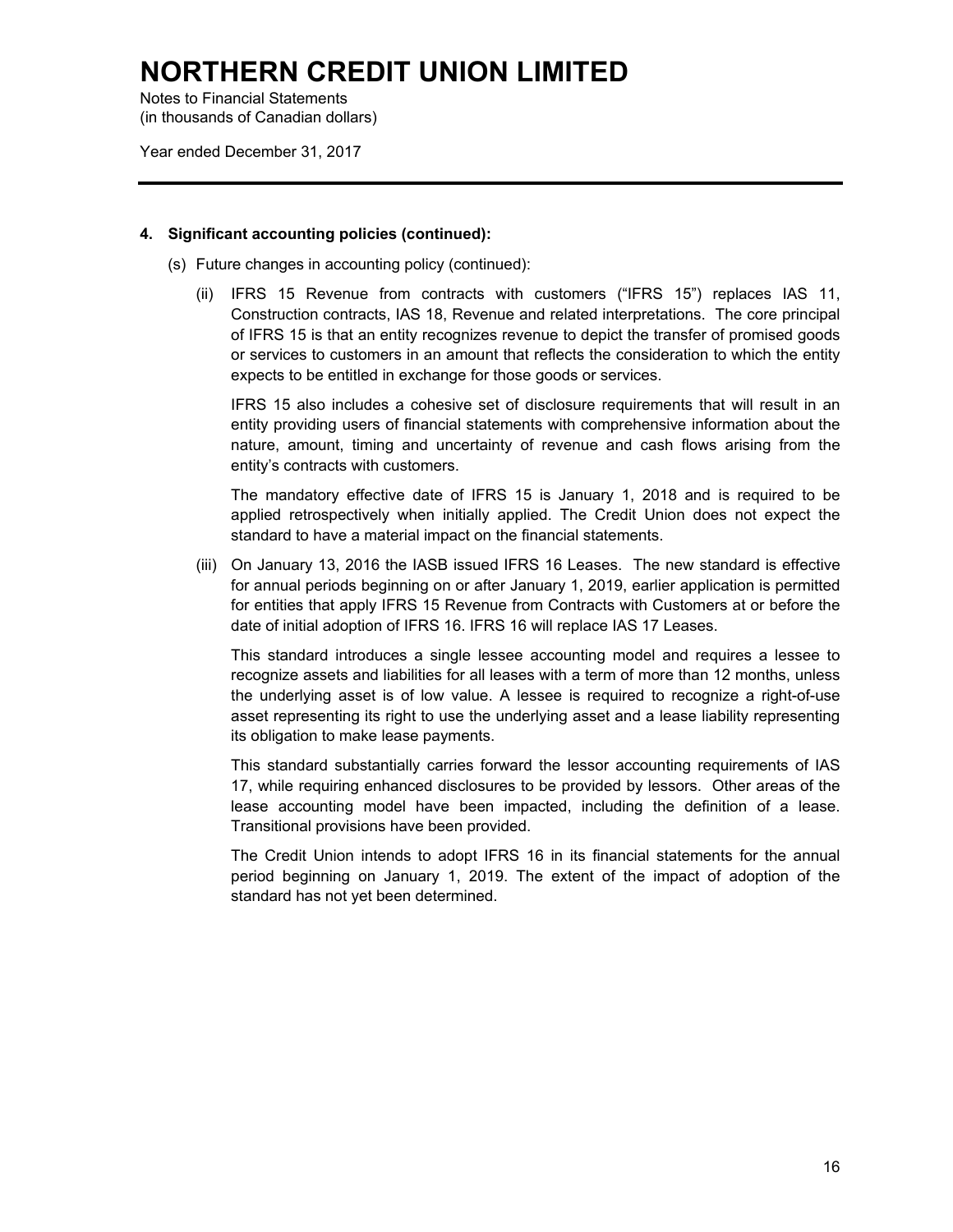# NORTHERN CREDIT UNION LIMITED

Notes to Financial Statements
(in thousands of Canadian dollars)

Year ended December 31, 2017

**4. Significant accounting policies (continued):**

(s) Future changes in accounting policy (continued):

(ii) IFRS 15 Revenue from contracts with customers ("IFRS 15") replaces IAS 11, Construction contracts, IAS 18, Revenue and related interpretations. The core principal of IFRS 15 is that an entity recognizes revenue to depict the transfer of promised goods or services to customers in an amount that reflects the consideration to which the entity expects to be entitled in exchange for those goods or services.

IFRS 15 also includes a cohesive set of disclosure requirements that will result in an entity providing users of financial statements with comprehensive information about the nature, amount, timing and uncertainty of revenue and cash flows arising from the entity's contracts with customers.

The mandatory effective date of IFRS 15 is January 1, 2018 and is required to be applied retrospectively when initially applied. The Credit Union does not expect the standard to have a material impact on the financial statements.

(iii) On January 13, 2016 the IASB issued IFRS 16 Leases. The new standard is effective for annual periods beginning on or after January 1, 2019, earlier application is permitted for entities that apply IFRS 15 Revenue from Contracts with Customers at or before the date of initial adoption of IFRS 16. IFRS 16 will replace IAS 17 Leases.

This standard introduces a single lessee accounting model and requires a lessee to recognize assets and liabilities for all leases with a term of more than 12 months, unless the underlying asset is of low value. A lessee is required to recognize a right-of-use asset representing its right to use the underlying asset and a lease liability representing its obligation to make lease payments.

This standard substantially carries forward the lessor accounting requirements of IAS 17, while requiring enhanced disclosures to be provided by lessors. Other areas of the lease accounting model have been impacted, including the definition of a lease. Transitional provisions have been provided.

The Credit Union intends to adopt IFRS 16 in its financial statements for the annual period beginning on January 1, 2019. The extent of the impact of adoption of the standard has not yet been determined.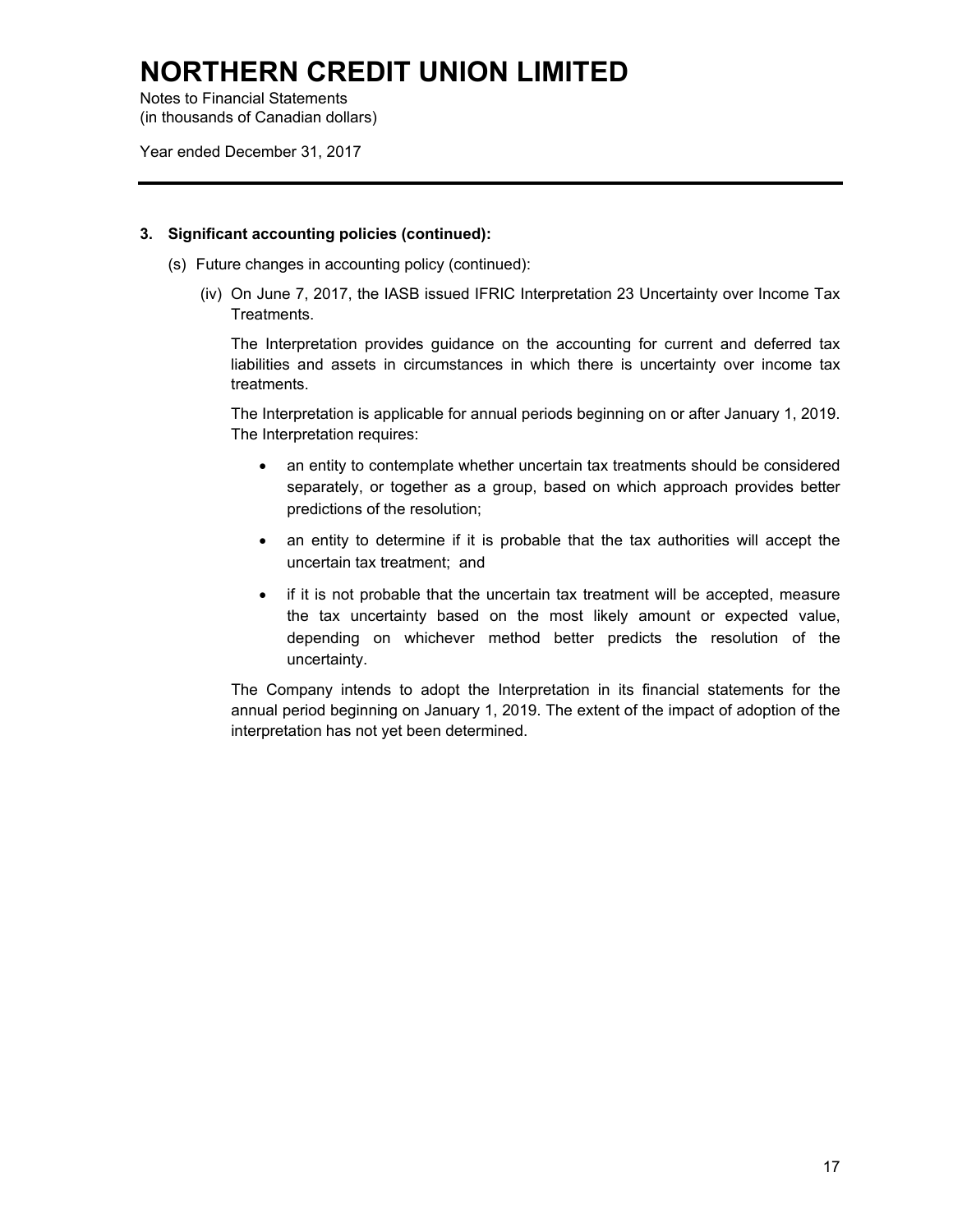# NORTHERN CREDIT UNION LIMITED

Notes to Financial Statements
(in thousands of Canadian dollars)

Year ended December 31, 2017

### 3. Significant accounting policies (continued):

(s) Future changes in accounting policy (continued):

(iv) On June 7, 2017, the IASB issued IFRIC Interpretation 23 Uncertainty over Income Tax Treatments.

The Interpretation provides guidance on the accounting for current and deferred tax liabilities and assets in circumstances in which there is uncertainty over income tax treatments.

The Interpretation is applicable for annual periods beginning on or after January 1, 2019. The Interpretation requires:

- an entity to contemplate whether uncertain tax treatments should be considered separately, or together as a group, based on which approach provides better predictions of the resolution;
- an entity to determine if it is probable that the tax authorities will accept the uncertain tax treatment; and
- if it is not probable that the uncertain tax treatment will be accepted, measure the tax uncertainty based on the most likely amount or expected value, depending on whichever method better predicts the resolution of the uncertainty.

The Company intends to adopt the Interpretation in its financial statements for the annual period beginning on January 1, 2019. The extent of the impact of adoption of the interpretation has not yet been determined.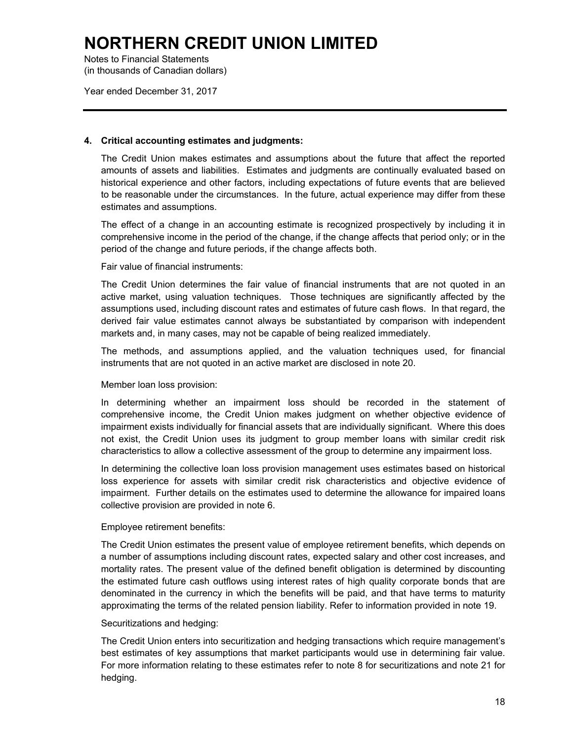## 4. Critical accounting estimates and judgments:

The Credit Union makes estimates and assumptions about the future that affect the reported amounts of assets and liabilities. Estimates and judgments are continually evaluated based on historical experience and other factors, including expectations of future events that are believed to be reasonable under the circumstances. In the future, actual experience may differ from these estimates and assumptions.

The effect of a change in an accounting estimate is recognized prospectively by including it in comprehensive income in the period of the change, if the change affects that period only; or in the period of the change and future periods, if the change affects both.

Fair value of financial instruments:

The Credit Union determines the fair value of financial instruments that are not quoted in an active market, using valuation techniques. Those techniques are significantly affected by the assumptions used, including discount rates and estimates of future cash flows. In that regard, the derived fair value estimates cannot always be substantiated by comparison with independent markets and, in many cases, may not be capable of being realized immediately.

The methods, and assumptions applied, and the valuation techniques used, for financial instruments that are not quoted in an active market are disclosed in note 20.

Member loan loss provision:

In determining whether an impairment loss should be recorded in the statement of comprehensive income, the Credit Union makes judgment on whether objective evidence of impairment exists individually for financial assets that are individually significant. Where this does not exist, the Credit Union uses its judgment to group member loans with similar credit risk characteristics to allow a collective assessment of the group to determine any impairment loss.

In determining the collective loan loss provision management uses estimates based on historical loss experience for assets with similar credit risk characteristics and objective evidence of impairment. Further details on the estimates used to determine the allowance for impaired loans collective provision are provided in note 6.

Employee retirement benefits:

The Credit Union estimates the present value of employee retirement benefits, which depends on a number of assumptions including discount rates, expected salary and other cost increases, and mortality rates. The present value of the defined benefit obligation is determined by discounting the estimated future cash outflows using interest rates of high quality corporate bonds that are denominated in the currency in which the benefits will be paid, and that have terms to maturity approximating the terms of the related pension liability. Refer to information provided in note 19.

Securitizations and hedging:

The Credit Union enters into securitization and hedging transactions which require management's best estimates of key assumptions that market participants would use in determining fair value. For more information relating to these estimates refer to note 8 for securitizations and note 21 for hedging.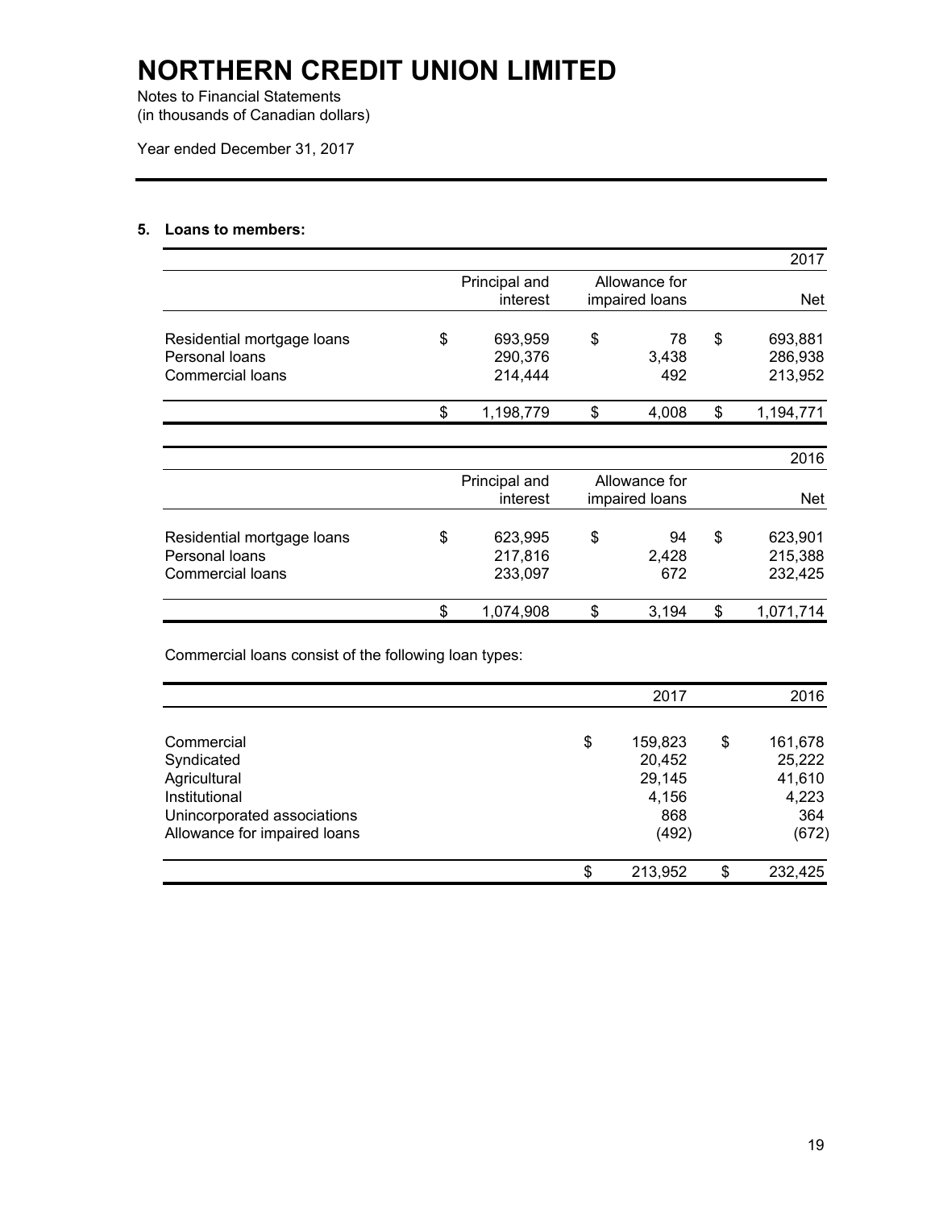# NORTHERN CREDIT UNION LIMITED

Notes to Financial Statements
(in thousands of Canadian dollars)

Year ended December 31, 2017

**5. Loans to members:**

| | | | 2017 |
|---|---|---|---|
| | Principal and interest | Allowance for impaired loans | Net |
| Residential mortgage loans | $ 693,959 | $ 78 | $ 693,881 |
| Personal loans | 290,376 | 3,438 | 286,938 |
| Commercial loans | 214,444 | 492 | 213,952 |
| | $ 1,198,779 | $ 4,008 | $ 1,194,771 |

| | | | 2016 |
|---|---|---|---|
| | Principal and interest | Allowance for impaired loans | Net |
| Residential mortgage loans | $ 623,995 | $ 94 | $ 623,901 |
| Personal loans | 217,816 | 2,428 | 215,388 |
| Commercial loans | 233,097 | 672 | 232,425 |
| | $ 1,074,908 | $ 3,194 | $ 1,071,714 |

Commercial loans consist of the following loan types:

| | 2017 | 2016 |
|---|---|---|
| Commercial | $ 159,823 | $ 161,678 |
| Syndicated | 20,452 | 25,222 |
| Agricultural | 29,145 | 41,610 |
| Institutional | 4,156 | 4,223 |
| Unincorporated associations | 868 | 364 |
| Allowance for impaired loans | (492) | (672) |
| | $ 213,952 | $ 232,425 |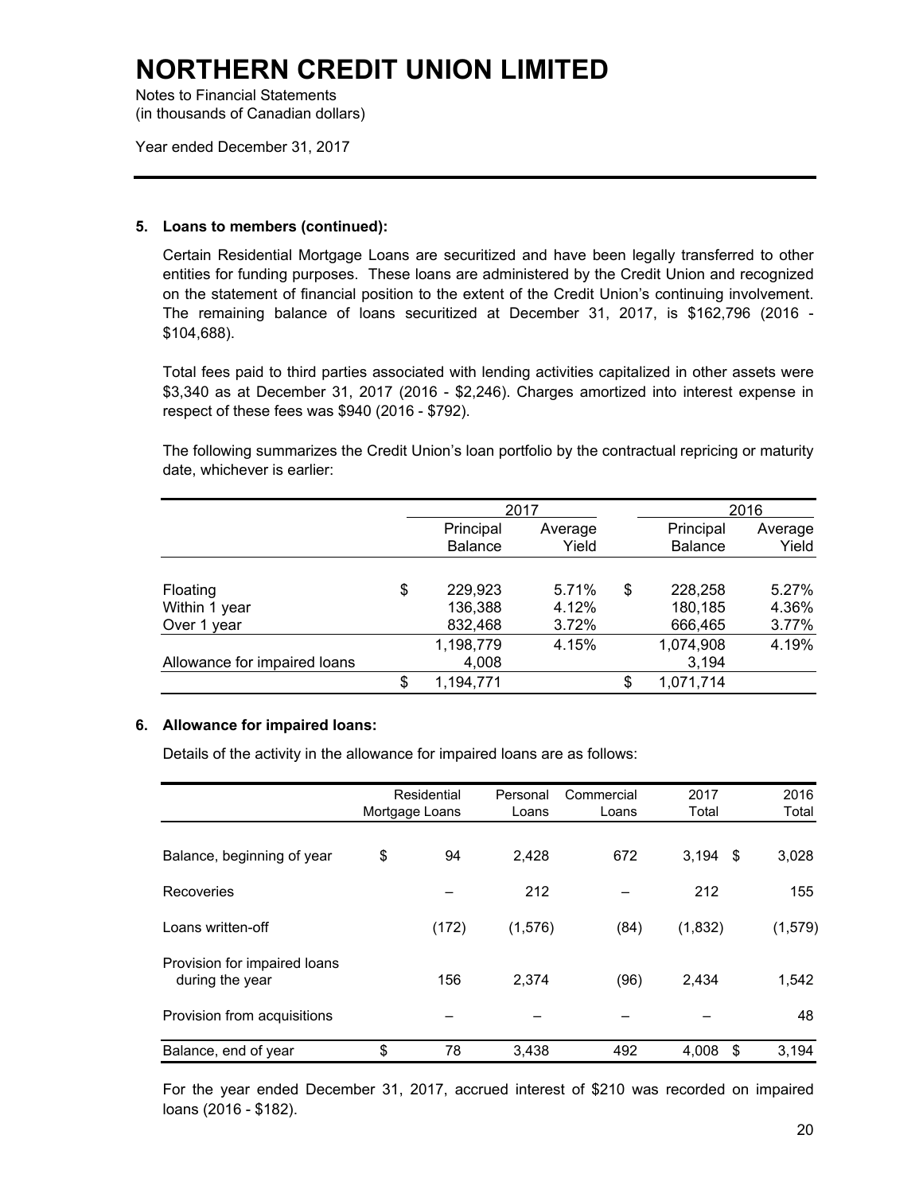# NORTHERN CREDIT UNION LIMITED

Notes to Financial Statements
(in thousands of Canadian dollars)

Year ended December 31, 2017

**5. Loans to members (continued):**

Certain Residential Mortgage Loans are securitized and have been legally transferred to other entities for funding purposes. These loans are administered by the Credit Union and recognized on the statement of financial position to the extent of the Credit Union's continuing involvement. The remaining balance of loans securitized at December 31, 2017, is $162,796 (2016 - $104,688).

Total fees paid to third parties associated with lending activities capitalized in other assets were $3,340 as at December 31, 2017 (2016 - $2,246). Charges amortized into interest expense in respect of these fees was $940 (2016 - $792).

The following summarizes the Credit Union's loan portfolio by the contractual repricing or maturity date, whichever is earlier:

| | 2017 | | 2016 | |
|---|---|---|---|---|
| | Principal Balance | Average Yield | Principal Balance | Average Yield |
| Floating | $ 229,923 | 5.71% | $ 228,258 | 5.27% |
| Within 1 year | 136,388 | 4.12% | 180,185 | 4.36% |
| Over 1 year | 832,468 | 3.72% | 666,465 | 3.77% |
| | 1,198,779 | 4.15% | 1,074,908 | 4.19% |
| Allowance for impaired loans | 4,008 | | 3,194 | |
| | $ 1,194,771 | | $ 1,071,714 | |

**6. Allowance for impaired loans:**

Details of the activity in the allowance for impaired loans are as follows:

| | Residential Mortgage Loans | Personal Loans | Commercial Loans | 2017 Total | 2016 Total |
|---|---|---|---|---|---|
| Balance, beginning of year | $ 94 | 2,428 | 672 | 3,194 | $ 3,028 |
| Recoveries | – | 212 | – | 212 | 155 |
| Loans written-off | (172) | (1,576) | (84) | (1,832) | (1,579) |
| Provision for impaired loans during the year | 156 | 2,374 | (96) | 2,434 | 1,542 |
| Provision from acquisitions | – | – | – | – | 48 |
| Balance, end of year | $ 78 | 3,438 | 492 | 4,008 | $ 3,194 |

For the year ended December 31, 2017, accrued interest of $210 was recorded on impaired loans (2016 - $182).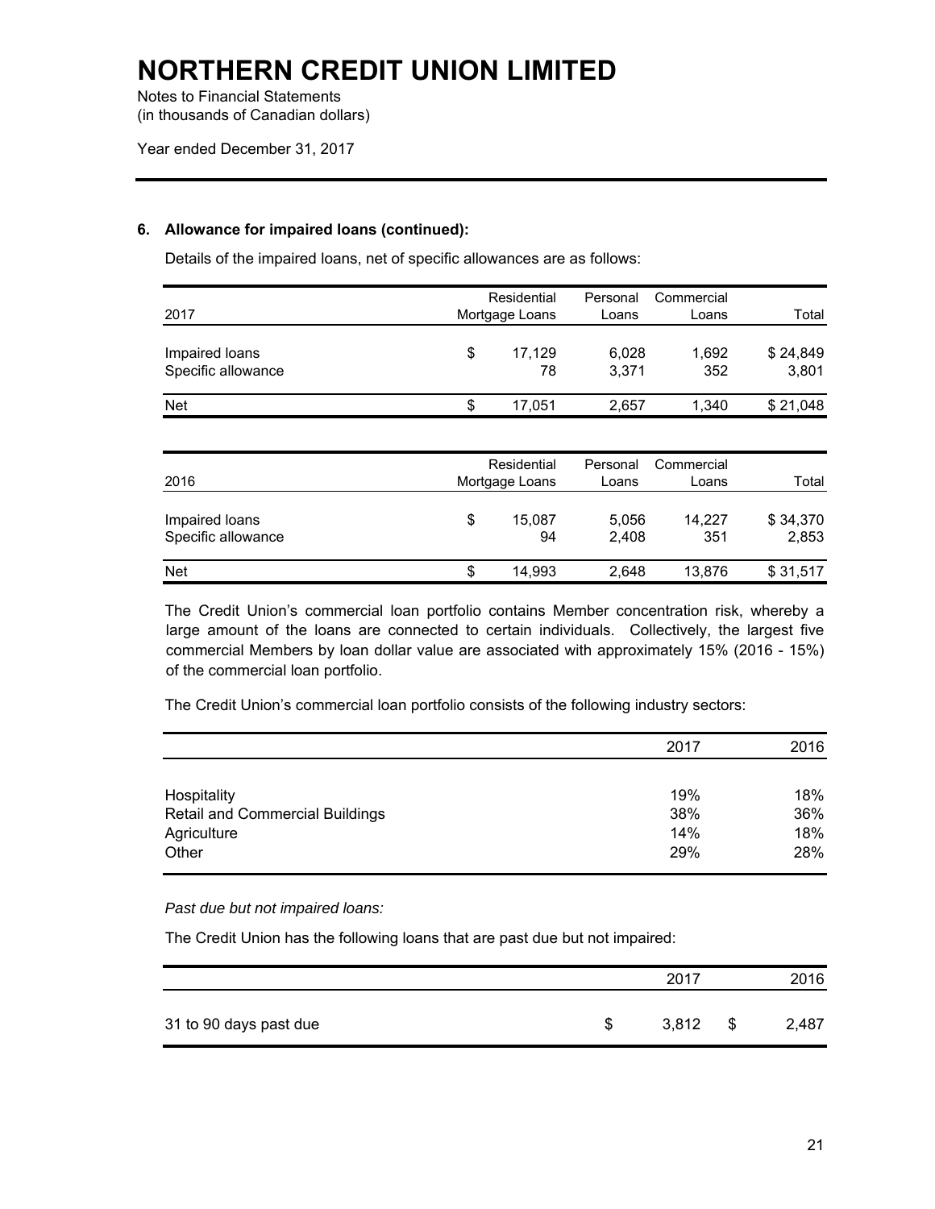# NORTHERN CREDIT UNION LIMITED

Notes to Financial Statements
(in thousands of Canadian dollars)

Year ended December 31, 2017

**6. Allowance for impaired loans (continued):**

Details of the impaired loans, net of specific allowances are as follows:

| 2017 | Residential Mortgage Loans | Personal Loans | Commercial Loans | Total |
|---|---|---|---|---|
| Impaired loans | $ 17,129 | 6,028 | 1,692 | $ 24,849 |
| Specific allowance | 78 | 3,371 | 352 | 3,801 |
| Net | $ 17,051 | 2,657 | 1,340 | $ 21,048 |

| 2016 | Residential Mortgage Loans | Personal Loans | Commercial Loans | Total |
|---|---|---|---|---|
| Impaired loans | $ 15,087 | 5,056 | 14,227 | $ 34,370 |
| Specific allowance | 94 | 2,408 | 351 | 2,853 |
| Net | $ 14,993 | 2,648 | 13,876 | $ 31,517 |

The Credit Union's commercial loan portfolio contains Member concentration risk, whereby a large amount of the loans are connected to certain individuals. Collectively, the largest five commercial Members by loan dollar value are associated with approximately 15% (2016 - 15%) of the commercial loan portfolio.

The Credit Union's commercial loan portfolio consists of the following industry sectors:

| | 2017 | 2016 |
|---|---|---|
| Hospitality | 19% | 18% |
| Retail and Commercial Buildings | 38% | 36% |
| Agriculture | 14% | 18% |
| Other | 29% | 28% |

*Past due but not impaired loans:*

The Credit Union has the following loans that are past due but not impaired:

| | 2017 | 2016 |
|---|---|---|
| 31 to 90 days past due | $ 3,812 | $ 2,487 |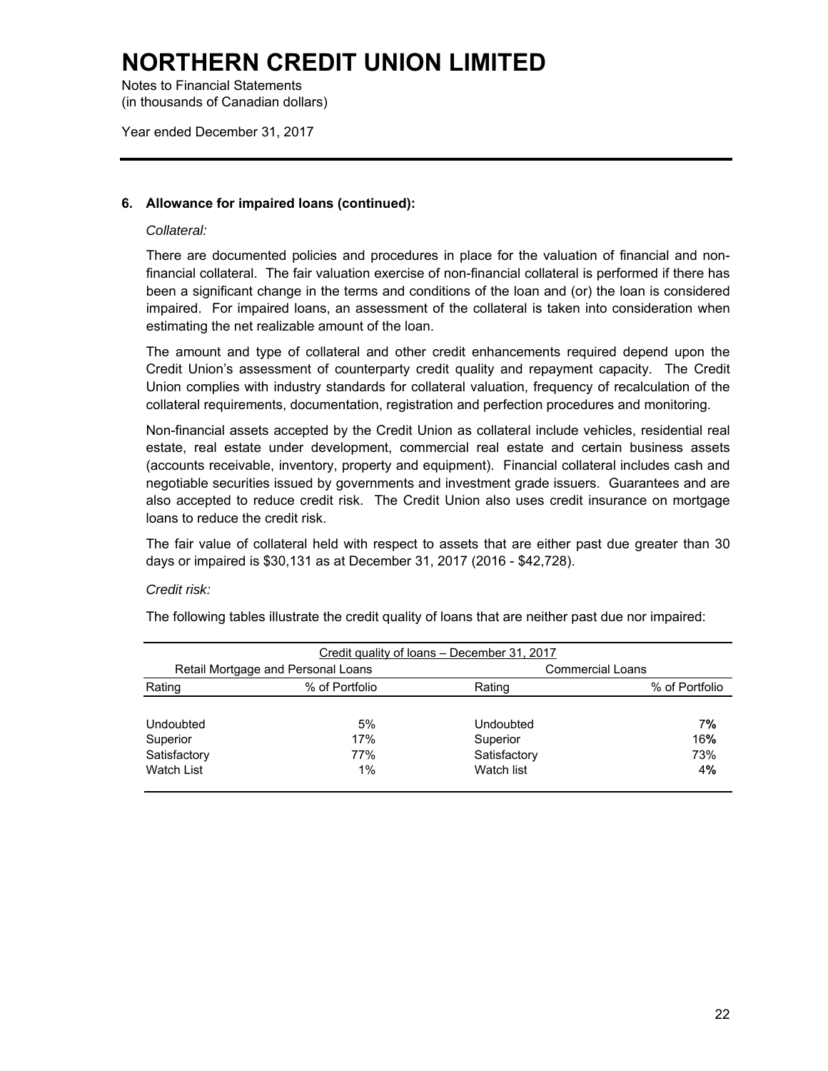# NORTHERN CREDIT UNION LIMITED

Notes to Financial Statements
(in thousands of Canadian dollars)

Year ended December 31, 2017

## 6. Allowance for impaired loans (continued):

*Collateral:*

There are documented policies and procedures in place for the valuation of financial and non-financial collateral. The fair valuation exercise of non-financial collateral is performed if there has been a significant change in the terms and conditions of the loan and (or) the loan is considered impaired. For impaired loans, an assessment of the collateral is taken into consideration when estimating the net realizable amount of the loan.

The amount and type of collateral and other credit enhancements required depend upon the Credit Union's assessment of counterparty credit quality and repayment capacity. The Credit Union complies with industry standards for collateral valuation, frequency of recalculation of the collateral requirements, documentation, registration and perfection procedures and monitoring.

Non-financial assets accepted by the Credit Union as collateral include vehicles, residential real estate, real estate under development, commercial real estate and certain business assets (accounts receivable, inventory, property and equipment). Financial collateral includes cash and negotiable securities issued by governments and investment grade issuers. Guarantees and are also accepted to reduce credit risk. The Credit Union also uses credit insurance on mortgage loans to reduce the credit risk.

The fair value of collateral held with respect to assets that are either past due greater than 30 days or impaired is $30,131 as at December 31, 2017 (2016 - $42,728).

*Credit risk:*

The following tables illustrate the credit quality of loans that are neither past due nor impaired:

| Credit quality of loans – December 31, 2017 | | | |
|---|---|---|---|
| Retail Mortgage and Personal Loans | | Commercial Loans | |
| Rating | % of Portfolio | Rating | % of Portfolio |
| Undoubted | 5% | Undoubted | 7% |
| Superior | 17% | Superior | 16% |
| Satisfactory | 77% | Satisfactory | 73% |
| Watch List | 1% | Watch list | 4% |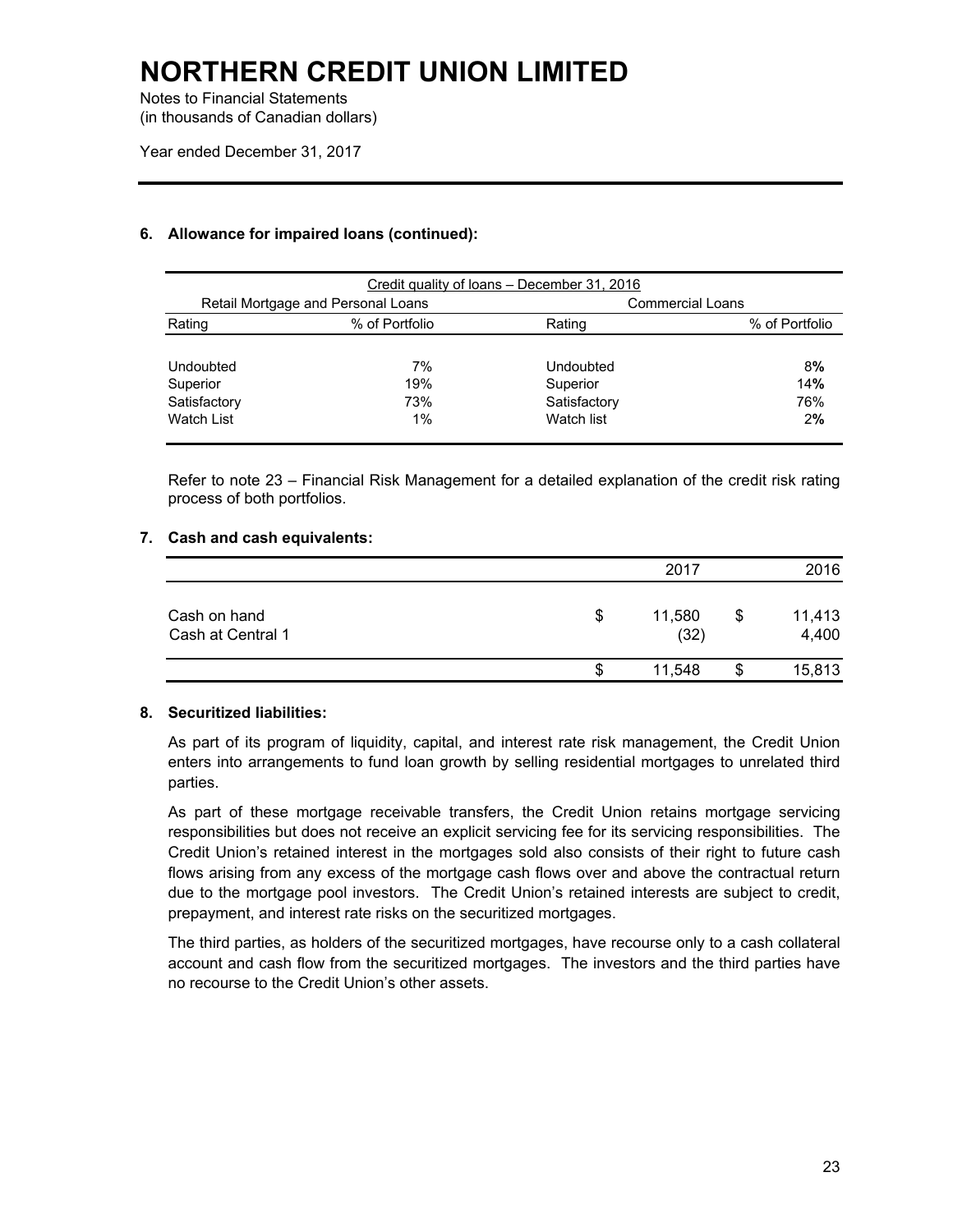# NORTHERN CREDIT UNION LIMITED

Notes to Financial Statements
(in thousands of Canadian dollars)

Year ended December 31, 2017

### 6. Allowance for impaired loans (continued):

| Credit quality of loans – December 31, 2016 | | | |
|---|---|---|---|
| Retail Mortgage and Personal Loans | | Commercial Loans | |
| Rating | % of Portfolio | Rating | % of Portfolio |
| Undoubted | 7% | Undoubted | 8% |
| Superior | 19% | Superior | 14% |
| Satisfactory | 73% | Satisfactory | 76% |
| Watch List | 1% | Watch list | 2% |

Refer to note 23 – Financial Risk Management for a detailed explanation of the credit risk rating process of both portfolios.

### 7. Cash and cash equivalents:

| | 2017 | 2016 |
|---|---|---|
| Cash on hand | $ 11,580 | $ 11,413 |
| Cash at Central 1 | (32) | 4,400 |
| | $ 11,548 | $ 15,813 |

### 8. Securitized liabilities:

As part of its program of liquidity, capital, and interest rate risk management, the Credit Union enters into arrangements to fund loan growth by selling residential mortgages to unrelated third parties.

As part of these mortgage receivable transfers, the Credit Union retains mortgage servicing responsibilities but does not receive an explicit servicing fee for its servicing responsibilities. The Credit Union's retained interest in the mortgages sold also consists of their right to future cash flows arising from any excess of the mortgage cash flows over and above the contractual return due to the mortgage pool investors. The Credit Union's retained interests are subject to credit, prepayment, and interest rate risks on the securitized mortgages.

The third parties, as holders of the securitized mortgages, have recourse only to a cash collateral account and cash flow from the securitized mortgages. The investors and the third parties have no recourse to the Credit Union's other assets.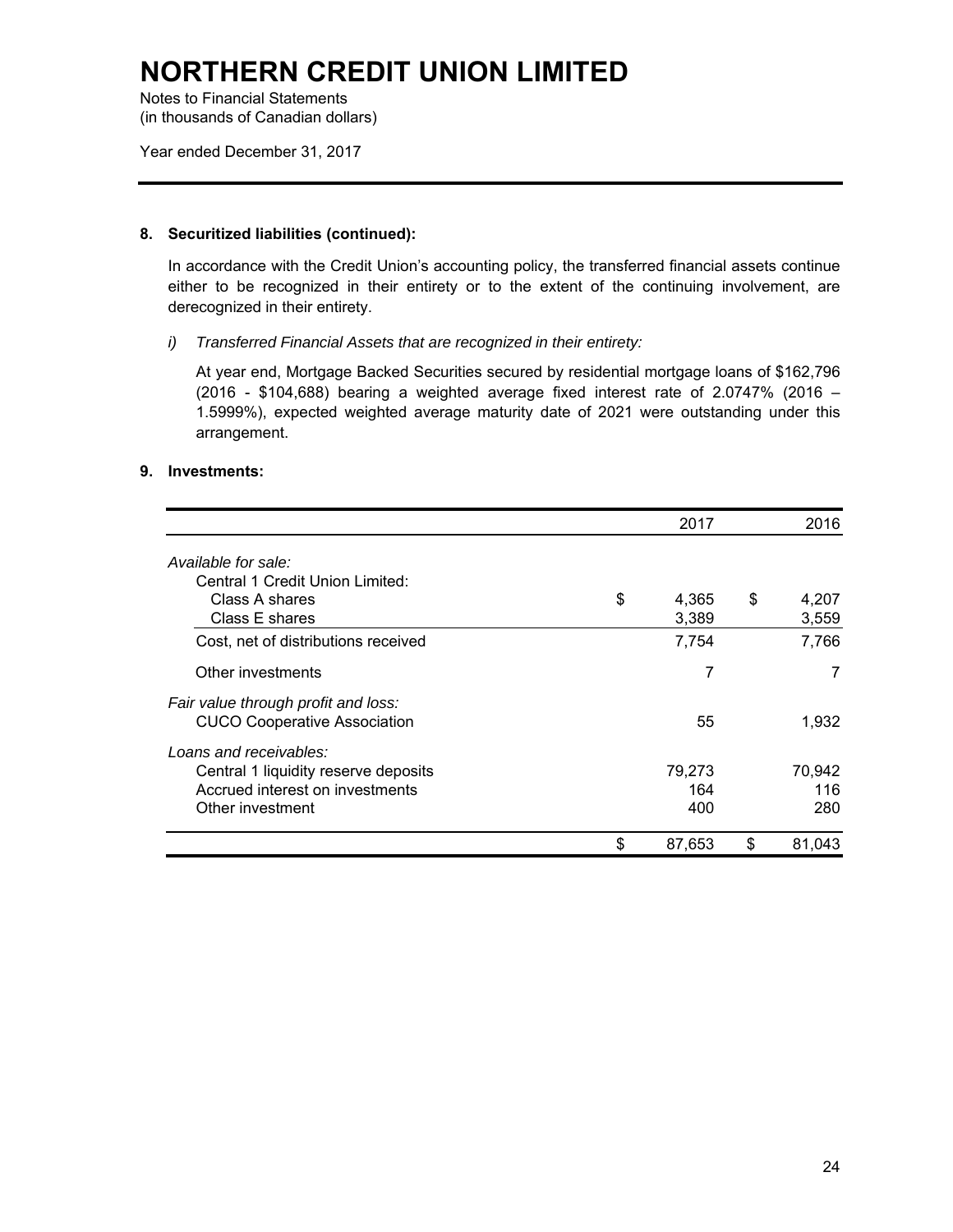# NORTHERN CREDIT UNION LIMITED

Notes to Financial Statements
(in thousands of Canadian dollars)

Year ended December 31, 2017

### 8. Securitized liabilities (continued):

In accordance with the Credit Union's accounting policy, the transferred financial assets continue either to be recognized in their entirety or to the extent of the continuing involvement, are derecognized in their entirety.

*i) Transferred Financial Assets that are recognized in their entirety:*

At year end, Mortgage Backed Securities secured by residential mortgage loans of $162,796 (2016 - $104,688) bearing a weighted average fixed interest rate of 2.0747% (2016 – 1.5999%), expected weighted average maturity date of 2021 were outstanding under this arrangement.

### 9. Investments:

| | 2017 | 2016 |
|---|---|---|
| *Available for sale:* | | |
| Central 1 Credit Union Limited: | | |
| Class A shares | $ 4,365 | $ 4,207 |
| Class E shares | 3,389 | 3,559 |
| Cost, net of distributions received | 7,754 | 7,766 |
| Other investments | 7 | 7 |
| *Fair value through profit and loss:* | | |
| CUCO Cooperative Association | 55 | 1,932 |
| *Loans and receivables:* | | |
| Central 1 liquidity reserve deposits | 79,273 | 70,942 |
| Accrued interest on investments | 164 | 116 |
| Other investment | 400 | 280 |
| | $ 87,653 | $ 81,043 |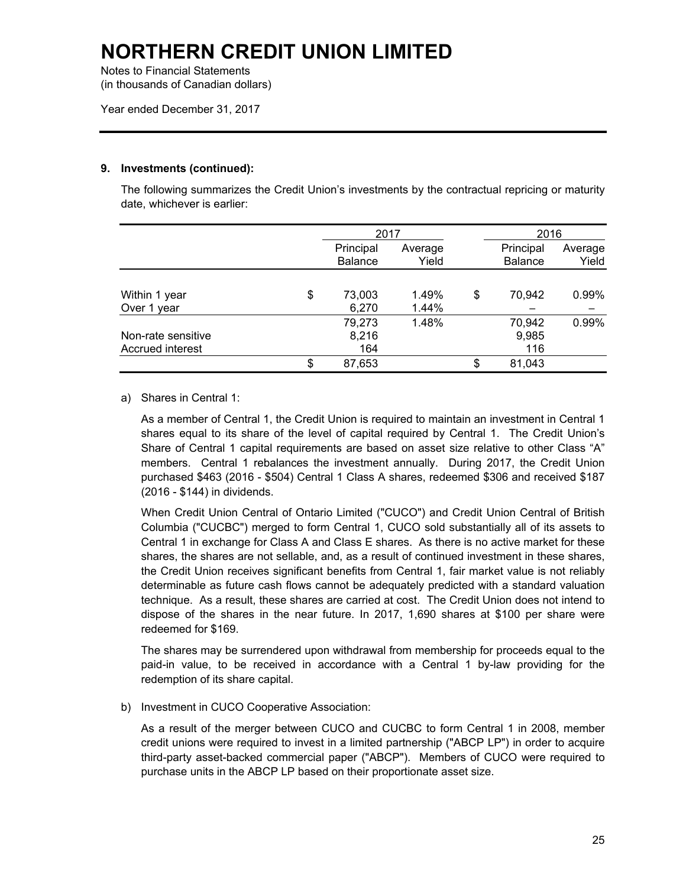# NORTHERN CREDIT UNION LIMITED

Notes to Financial Statements
(in thousands of Canadian dollars)

Year ended December 31, 2017

**9. Investments (continued):**

The following summarizes the Credit Union's investments by the contractual repricing or maturity date, whichever is earlier:

| | 2017 | | 2016 | |
|---|---|---|---|---|
| | Principal Balance | Average Yield | Principal Balance | Average Yield |
| Within 1 year | $ 73,003 | 1.49% | $ 70,942 | 0.99% |
| Over 1 year | 6,270 | 1.44% | – | – |
| | 79,273 | 1.48% | 70,942 | 0.99% |
| Non-rate sensitive | 8,216 | | 9,985 | |
| Accrued interest | 164 | | 116 | |
| | $ 87,653 | | $ 81,043 | |

a) Shares in Central 1:

As a member of Central 1, the Credit Union is required to maintain an investment in Central 1 shares equal to its share of the level of capital required by Central 1. The Credit Union's Share of Central 1 capital requirements are based on asset size relative to other Class "A" members. Central 1 rebalances the investment annually. During 2017, the Credit Union purchased $463 (2016 - $504) Central 1 Class A shares, redeemed $306 and received $187 (2016 - $144) in dividends.

When Credit Union Central of Ontario Limited ("CUCO") and Credit Union Central of British Columbia ("CUCBC") merged to form Central 1, CUCO sold substantially all of its assets to Central 1 in exchange for Class A and Class E shares. As there is no active market for these shares, the shares are not sellable, and, as a result of continued investment in these shares, the Credit Union receives significant benefits from Central 1, fair market value is not reliably determinable as future cash flows cannot be adequately predicted with a standard valuation technique. As a result, these shares are carried at cost. The Credit Union does not intend to dispose of the shares in the near future. In 2017, 1,690 shares at $100 per share were redeemed for $169.

The shares may be surrendered upon withdrawal from membership for proceeds equal to the paid-in value, to be received in accordance with a Central 1 by-law providing for the redemption of its share capital.

b) Investment in CUCO Cooperative Association:

As a result of the merger between CUCO and CUCBC to form Central 1 in 2008, member credit unions were required to invest in a limited partnership ("ABCP LP") in order to acquire third-party asset-backed commercial paper ("ABCP"). Members of CUCO were required to purchase units in the ABCP LP based on their proportionate asset size.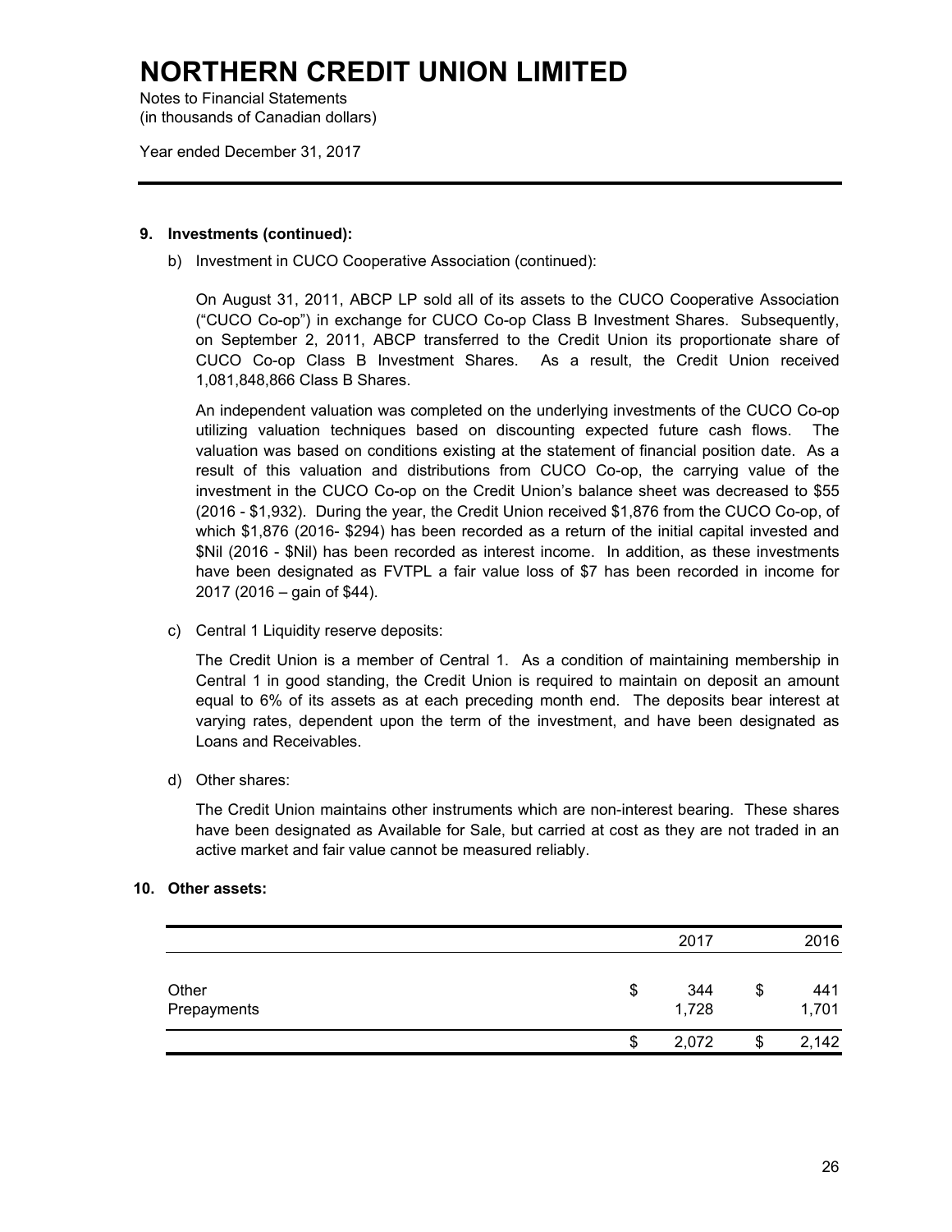# NORTHERN CREDIT UNION LIMITED

Notes to Financial Statements
(in thousands of Canadian dollars)

Year ended December 31, 2017

**9. Investments (continued):**

b) Investment in CUCO Cooperative Association (continued):

On August 31, 2011, ABCP LP sold all of its assets to the CUCO Cooperative Association ("CUCO Co-op") in exchange for CUCO Co-op Class B Investment Shares. Subsequently, on September 2, 2011, ABCP transferred to the Credit Union its proportionate share of CUCO Co-op Class B Investment Shares. As a result, the Credit Union received 1,081,848,866 Class B Shares.

An independent valuation was completed on the underlying investments of the CUCO Co-op utilizing valuation techniques based on discounting expected future cash flows. The valuation was based on conditions existing at the statement of financial position date. As a result of this valuation and distributions from CUCO Co-op, the carrying value of the investment in the CUCO Co-op on the Credit Union's balance sheet was decreased to $55 (2016 - $1,932). During the year, the Credit Union received $1,876 from the CUCO Co-op, of which $1,876 (2016- $294) has been recorded as a return of the initial capital invested and $Nil (2016 - $Nil) has been recorded as interest income. In addition, as these investments have been designated as FVTPL a fair value loss of $7 has been recorded in income for 2017 (2016 – gain of $44).

c) Central 1 Liquidity reserve deposits:

The Credit Union is a member of Central 1. As a condition of maintaining membership in Central 1 in good standing, the Credit Union is required to maintain on deposit an amount equal to 6% of its assets as at each preceding month end. The deposits bear interest at varying rates, dependent upon the term of the investment, and have been designated as Loans and Receivables.

d) Other shares:

The Credit Union maintains other instruments which are non-interest bearing. These shares have been designated as Available for Sale, but carried at cost as they are not traded in an active market and fair value cannot be measured reliably.

**10. Other assets:**

| | 2017 | 2016 |
|---|---|---|
| Other | $ 344 | $ 441 |
| Prepayments | 1,728 | 1,701 |
| | $ 2,072 | $ 2,142 |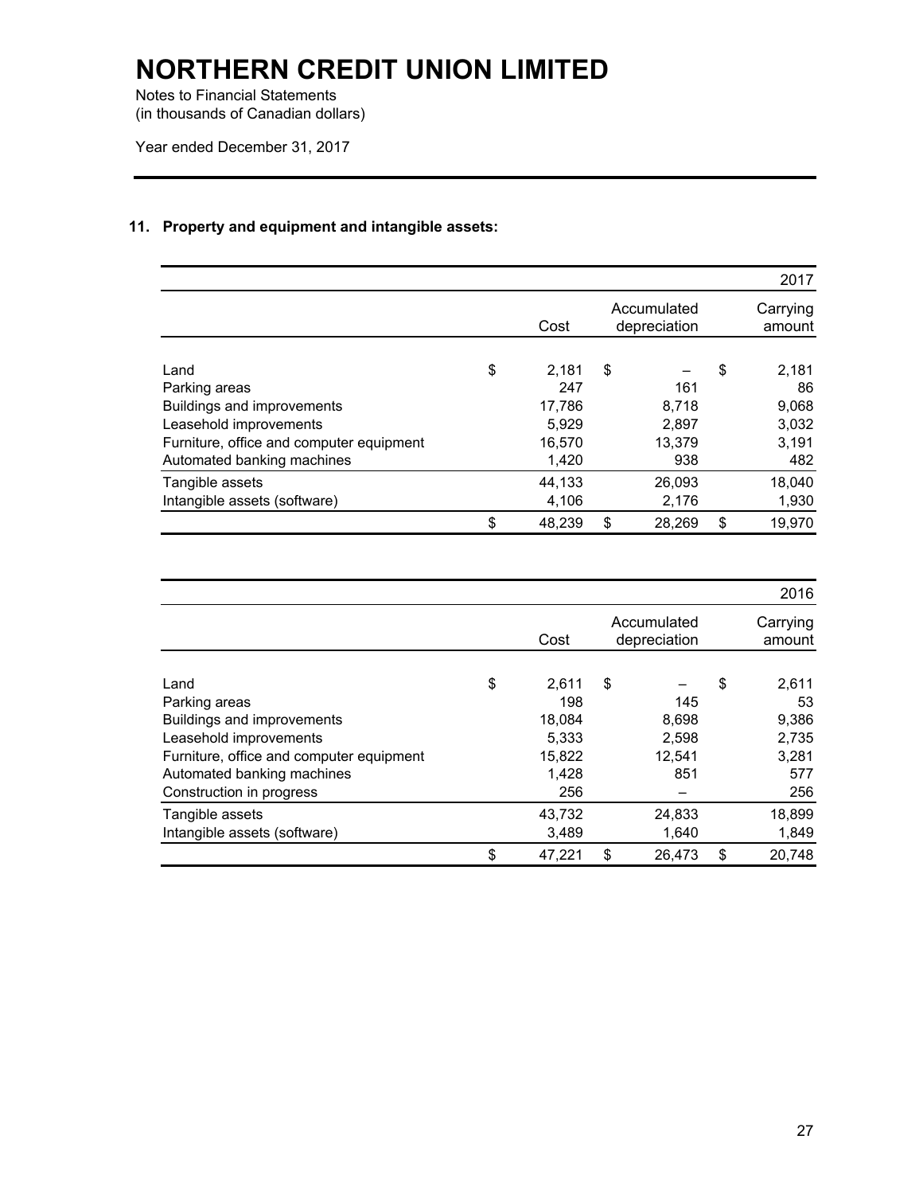# NORTHERN CREDIT UNION LIMITED

Notes to Financial Statements
(in thousands of Canadian dollars)

Year ended December 31, 2017

## 11. Property and equipment and intangible assets:

| | | | 2017 |
|---|---|---|---|
| | Cost | Accumulated depreciation | Carrying amount |
| Land | $ 2,181 | $ – | $ 2,181 |
| Parking areas | 247 | 161 | 86 |
| Buildings and improvements | 17,786 | 8,718 | 9,068 |
| Leasehold improvements | 5,929 | 2,897 | 3,032 |
| Furniture, office and computer equipment | 16,570 | 13,379 | 3,191 |
| Automated banking machines | 1,420 | 938 | 482 |
| Tangible assets | 44,133 | 26,093 | 18,040 |
| Intangible assets (software) | 4,106 | 2,176 | 1,930 |
| | $ 48,239 | $ 28,269 | $ 19,970 |

| | | | 2016 |
|---|---|---|---|
| | Cost | Accumulated depreciation | Carrying amount |
| Land | $ 2,611 | $ – | $ 2,611 |
| Parking areas | 198 | 145 | 53 |
| Buildings and improvements | 18,084 | 8,698 | 9,386 |
| Leasehold improvements | 5,333 | 2,598 | 2,735 |
| Furniture, office and computer equipment | 15,822 | 12,541 | 3,281 |
| Automated banking machines | 1,428 | 851 | 577 |
| Construction in progress | 256 | – | 256 |
| Tangible assets | 43,732 | 24,833 | 18,899 |
| Intangible assets (software) | 3,489 | 1,640 | 1,849 |
| | $ 47,221 | $ 26,473 | $ 20,748 |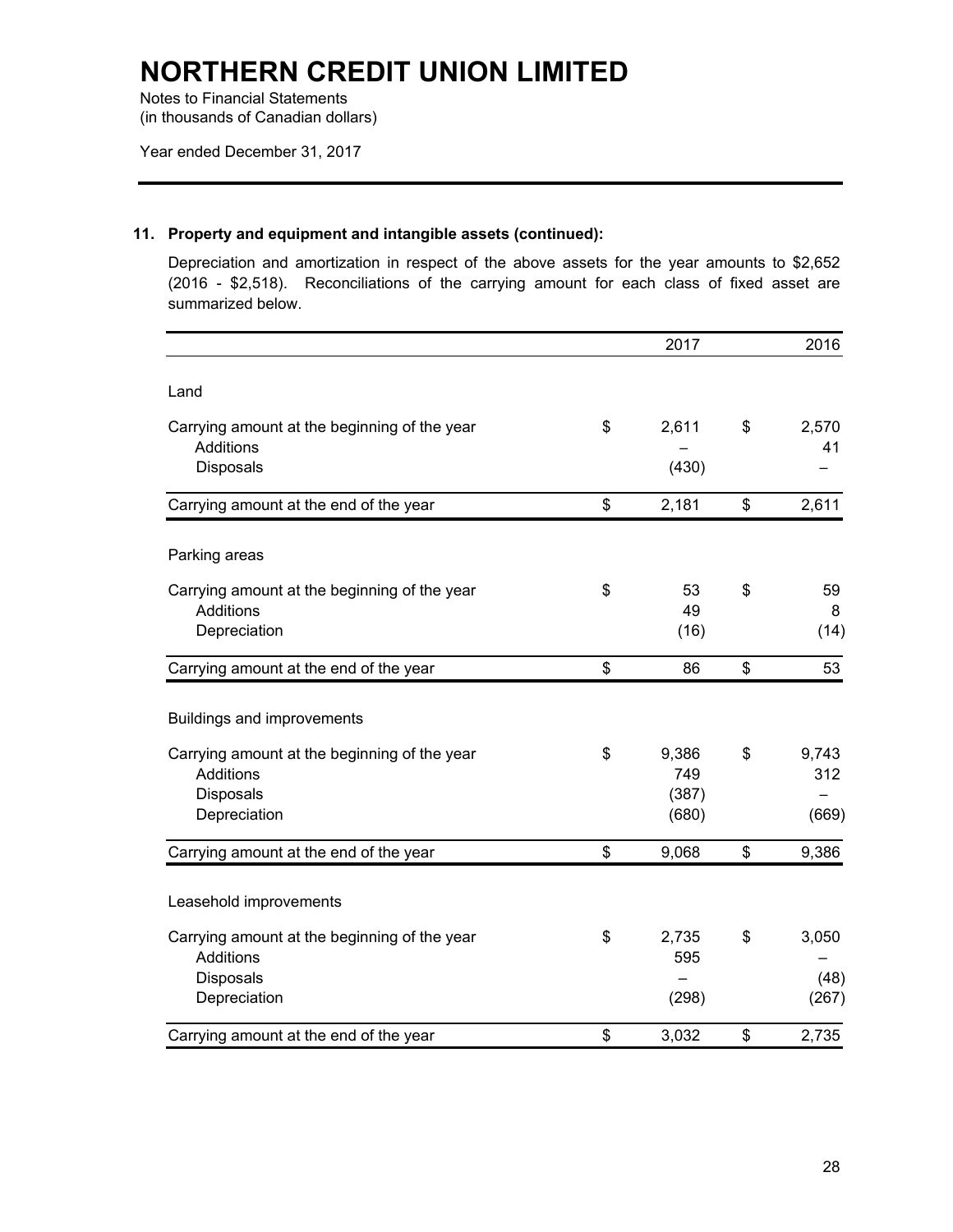# NORTHERN CREDIT UNION LIMITED

Notes to Financial Statements
(in thousands of Canadian dollars)

Year ended December 31, 2017

## 11. Property and equipment and intangible assets (continued):

Depreciation and amortization in respect of the above assets for the year amounts to $2,652 (2016 - $2,518). Reconciliations of the carrying amount for each class of fixed asset are summarized below.

| | 2017 | 2016 |
|---|---|---|
| **Land** | | |
| Carrying amount at the beginning of the year | $ 2,611 | $ 2,570 |
| Additions | – | 41 |
| Disposals | (430) | – |
| Carrying amount at the end of the year | $ 2,181 | $ 2,611 |
| **Parking areas** | | |
| Carrying amount at the beginning of the year | $ 53 | $ 59 |
| Additions | 49 | 8 |
| Depreciation | (16) | (14) |
| Carrying amount at the end of the year | $ 86 | $ 53 |
| **Buildings and improvements** | | |
| Carrying amount at the beginning of the year | $ 9,386 | $ 9,743 |
| Additions | 749 | 312 |
| Disposals | (387) | – |
| Depreciation | (680) | (669) |
| Carrying amount at the end of the year | $ 9,068 | $ 9,386 |
| **Leasehold improvements** | | |
| Carrying amount at the beginning of the year | $ 2,735 | $ 3,050 |
| Additions | 595 | – |
| Disposals | – | (48) |
| Depreciation | (298) | (267) |
| Carrying amount at the end of the year | $ 3,032 | $ 2,735 |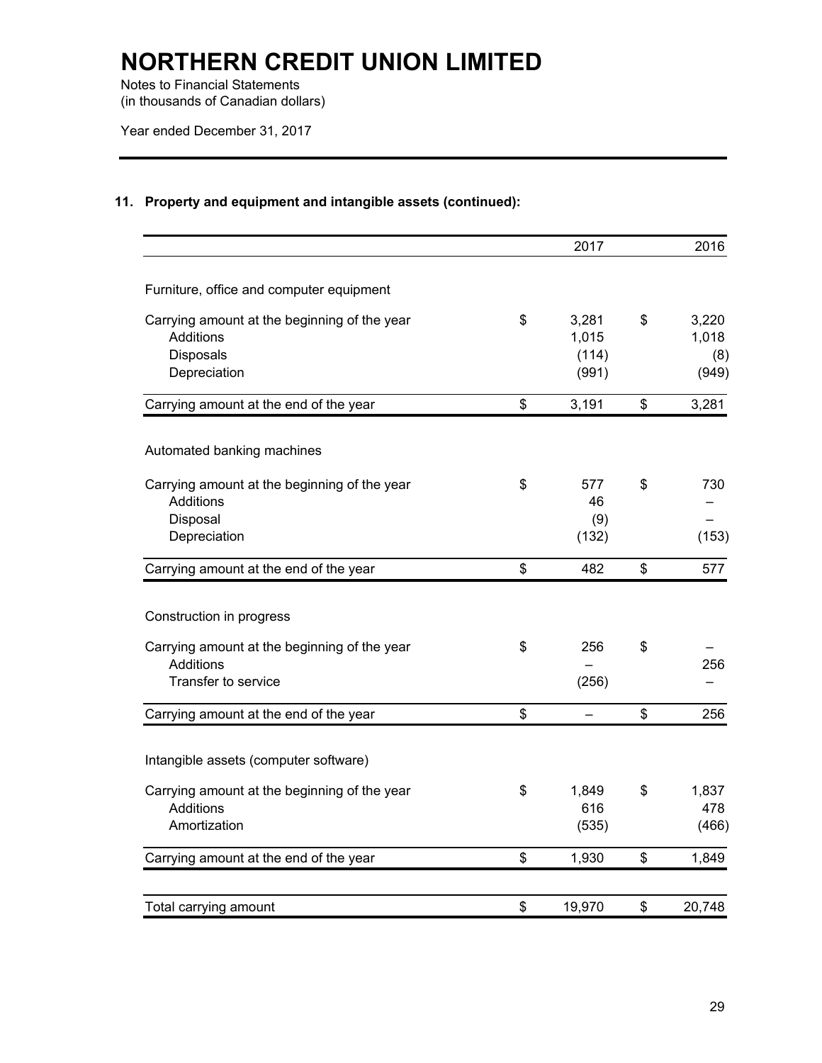# NORTHERN CREDIT UNION LIMITED

Notes to Financial Statements
(in thousands of Canadian dollars)

Year ended December 31, 2017

## 11. Property and equipment and intangible assets (continued):

| | 2017 | 2016 |
|---|---|---|
| **Furniture, office and computer equipment** | | |
| Carrying amount at the beginning of the year | $ 3,281 | $ 3,220 |
| Additions | 1,015 | 1,018 |
| Disposals | (114) | (8) |
| Depreciation | (991) | (949) |
| Carrying amount at the end of the year | $ 3,191 | $ 3,281 |
| **Automated banking machines** | | |
| Carrying amount at the beginning of the year | $ 577 | $ 730 |
| Additions | 46 | – |
| Disposal | (9) | – |
| Depreciation | (132) | (153) |
| Carrying amount at the end of the year | $ 482 | $ 577 |
| **Construction in progress** | | |
| Carrying amount at the beginning of the year | $ 256 | $ – |
| Additions | – | 256 |
| Transfer to service | (256) | – |
| Carrying amount at the end of the year | $ – | $ 256 |
| **Intangible assets (computer software)** | | |
| Carrying amount at the beginning of the year | $ 1,849 | $ 1,837 |
| Additions | 616 | 478 |
| Amortization | (535) | (466) |
| Carrying amount at the end of the year | $ 1,930 | $ 1,849 |
| Total carrying amount | $ 19,970 | $ 20,748 |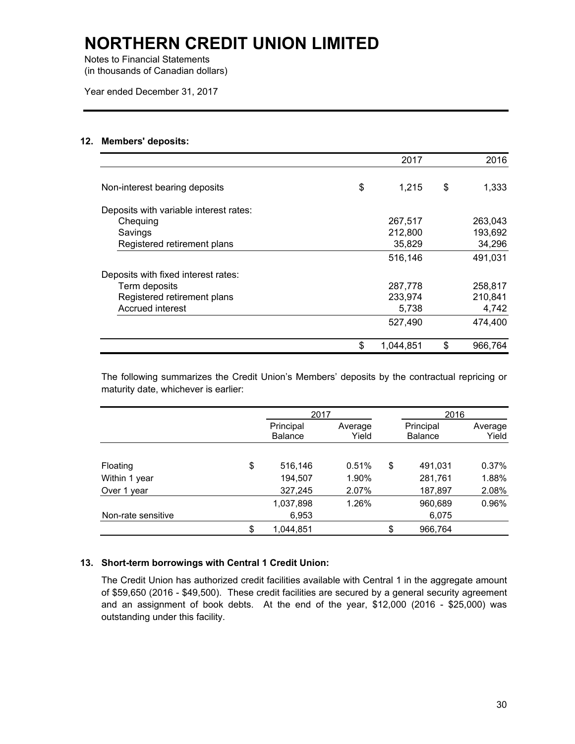# NORTHERN CREDIT UNION LIMITED

Notes to Financial Statements
(in thousands of Canadian dollars)

Year ended December 31, 2017

## 12. Members' deposits:

| | 2017 | 2016 |
|---|---|---|
| Non-interest bearing deposits | $ 1,215 | $ 1,333 |
| Deposits with variable interest rates: | | |
| Chequing | 267,517 | 263,043 |
| Savings | 212,800 | 193,692 |
| Registered retirement plans | 35,829 | 34,296 |
| | 516,146 | 491,031 |
| Deposits with fixed interest rates: | | |
| Term deposits | 287,778 | 258,817 |
| Registered retirement plans | 233,974 | 210,841 |
| Accrued interest | 5,738 | 4,742 |
| | 527,490 | 474,400 |
| | $ 1,044,851 | $ 966,764 |

The following summarizes the Credit Union's Members' deposits by the contractual repricing or maturity date, whichever is earlier:

| | 2017 | | 2016 | |
|---|---|---|---|---|
| | Principal Balance | Average Yield | Principal Balance | Average Yield |
| Floating | $ 516,146 | 0.51% | $ 491,031 | 0.37% |
| Within 1 year | 194,507 | 1.90% | 281,761 | 1.88% |
| Over 1 year | 327,245 | 2.07% | 187,897 | 2.08% |
| | 1,037,898 | 1.26% | 960,689 | 0.96% |
| Non-rate sensitive | 6,953 | | 6,075 | |
| | $ 1,044,851 | | $ 966,764 | |

## 13. Short-term borrowings with Central 1 Credit Union:

The Credit Union has authorized credit facilities available with Central 1 in the aggregate amount of $59,650 (2016 - $49,500). These credit facilities are secured by a general security agreement and an assignment of book debts. At the end of the year, $12,000 (2016 - $25,000) was outstanding under this facility.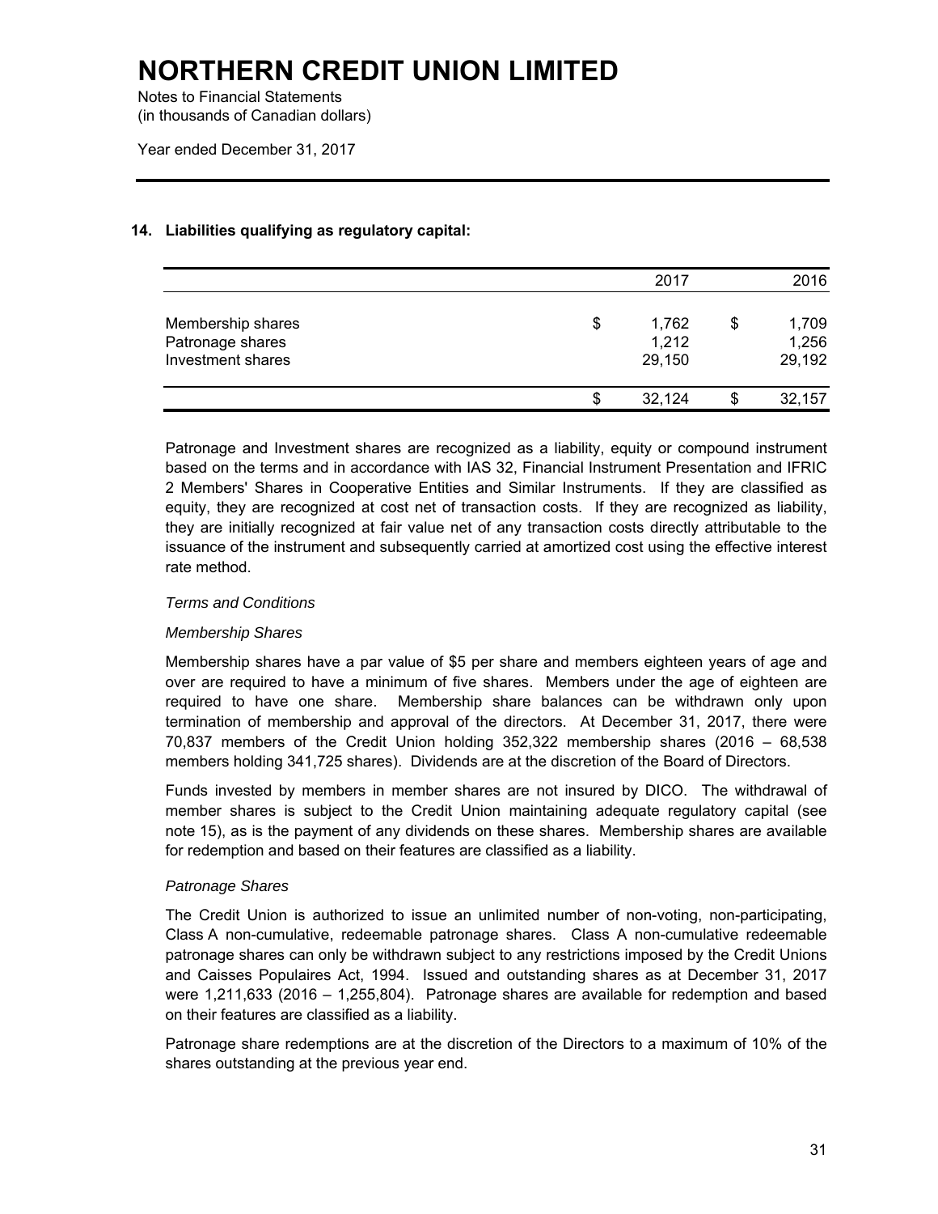# NORTHERN CREDIT UNION LIMITED

Notes to Financial Statements
(in thousands of Canadian dollars)

Year ended December 31, 2017

## 14. Liabilities qualifying as regulatory capital:

| | 2017 | 2016 |
|---|---|---|
| Membership shares | $ 1,762 | $ 1,709 |
| Patronage shares | 1,212 | 1,256 |
| Investment shares | 29,150 | 29,192 |
| | $ 32,124 | $ 32,157 |

Patronage and Investment shares are recognized as a liability, equity or compound instrument based on the terms and in accordance with IAS 32, Financial Instrument Presentation and IFRIC 2 Members' Shares in Cooperative Entities and Similar Instruments. If they are classified as equity, they are recognized at cost net of transaction costs. If they are recognized as liability, they are initially recognized at fair value net of any transaction costs directly attributable to the issuance of the instrument and subsequently carried at amortized cost using the effective interest rate method.

*Terms and Conditions*

*Membership Shares*

Membership shares have a par value of $5 per share and members eighteen years of age and over are required to have a minimum of five shares. Members under the age of eighteen are required to have one share. Membership share balances can be withdrawn only upon termination of membership and approval of the directors. At December 31, 2017, there were 70,837 members of the Credit Union holding 352,322 membership shares (2016 – 68,538 members holding 341,725 shares). Dividends are at the discretion of the Board of Directors.

Funds invested by members in member shares are not insured by DICO. The withdrawal of member shares is subject to the Credit Union maintaining adequate regulatory capital (see note 15), as is the payment of any dividends on these shares. Membership shares are available for redemption and based on their features are classified as a liability.

*Patronage Shares*

The Credit Union is authorized to issue an unlimited number of non-voting, non-participating, Class A non-cumulative, redeemable patronage shares. Class A non-cumulative redeemable patronage shares can only be withdrawn subject to any restrictions imposed by the Credit Unions and Caisses Populaires Act, 1994. Issued and outstanding shares as at December 31, 2017 were 1,211,633 (2016 – 1,255,804). Patronage shares are available for redemption and based on their features are classified as a liability.

Patronage share redemptions are at the discretion of the Directors to a maximum of 10% of the shares outstanding at the previous year end.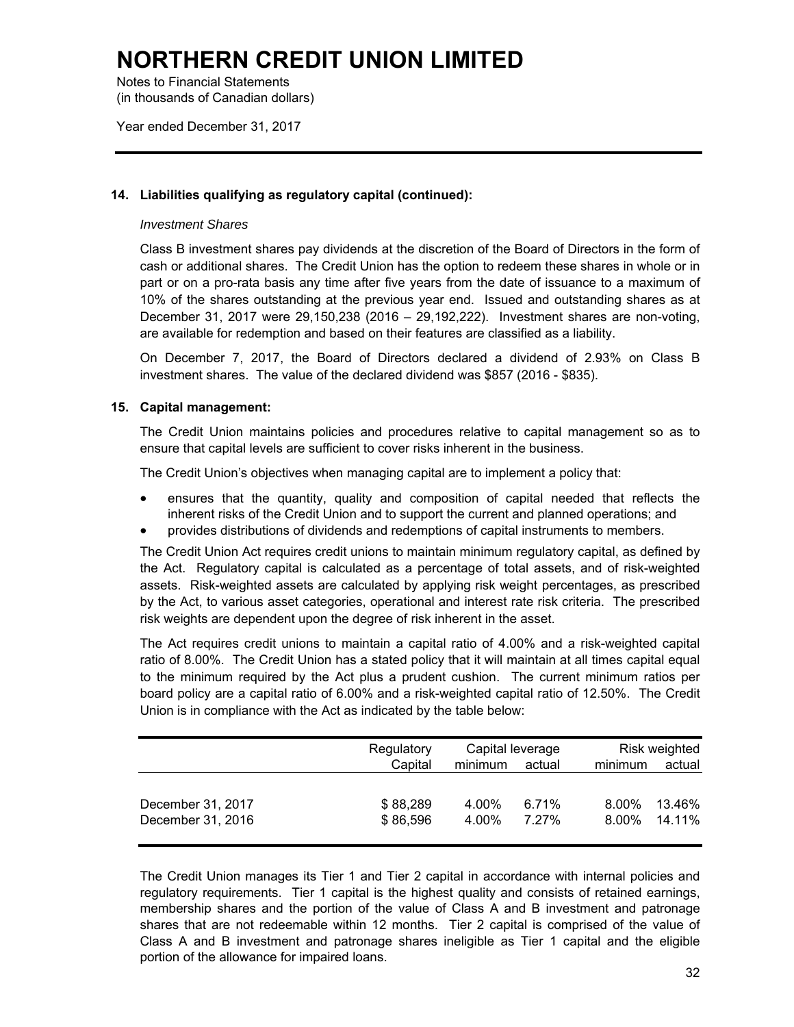# NORTHERN CREDIT UNION LIMITED

Notes to Financial Statements
(in thousands of Canadian dollars)

Year ended December 31, 2017

---

### 14. Liabilities qualifying as regulatory capital (continued):

*Investment Shares*

Class B investment shares pay dividends at the discretion of the Board of Directors in the form of cash or additional shares. The Credit Union has the option to redeem these shares in whole or in part or on a pro-rata basis any time after five years from the date of issuance to a maximum of 10% of the shares outstanding at the previous year end. Issued and outstanding shares as at December 31, 2017 were 29,150,238 (2016 – 29,192,222). Investment shares are non-voting, are available for redemption and based on their features are classified as a liability.

On December 7, 2017, the Board of Directors declared a dividend of 2.93% on Class B investment shares. The value of the declared dividend was $857 (2016 - $835).

### 15. Capital management:

The Credit Union maintains policies and procedures relative to capital management so as to ensure that capital levels are sufficient to cover risks inherent in the business.

The Credit Union's objectives when managing capital are to implement a policy that:

- ensures that the quantity, quality and composition of capital needed that reflects the inherent risks of the Credit Union and to support the current and planned operations; and
- provides distributions of dividends and redemptions of capital instruments to members.

The Credit Union Act requires credit unions to maintain minimum regulatory capital, as defined by the Act. Regulatory capital is calculated as a percentage of total assets, and of risk-weighted assets. Risk-weighted assets are calculated by applying risk weight percentages, as prescribed by the Act, to various asset categories, operational and interest rate risk criteria. The prescribed risk weights are dependent upon the degree of risk inherent in the asset.

The Act requires credit unions to maintain a capital ratio of 4.00% and a risk-weighted capital ratio of 8.00%. The Credit Union has a stated policy that it will maintain at all times capital equal to the minimum required by the Act plus a prudent cushion. The current minimum ratios per board policy are a capital ratio of 6.00% and a risk-weighted capital ratio of 12.50%. The Credit Union is in compliance with the Act as indicated by the table below:

| | Regulatory Capital | Capital leverage minimum | Capital leverage actual | Risk weighted minimum | Risk weighted actual |
|---|---|---|---|---|---|
| December 31, 2017 | $ 88,289 | 4.00% | 6.71% | 8.00% | 13.46% |
| December 31, 2016 | $ 86,596 | 4.00% | 7.27% | 8.00% | 14.11% |

The Credit Union manages its Tier 1 and Tier 2 capital in accordance with internal policies and regulatory requirements. Tier 1 capital is the highest quality and consists of retained earnings, membership shares and the portion of the value of Class A and B investment and patronage shares that are not redeemable within 12 months. Tier 2 capital is comprised of the value of Class A and B investment and patronage shares ineligible as Tier 1 capital and the eligible portion of the allowance for impaired loans.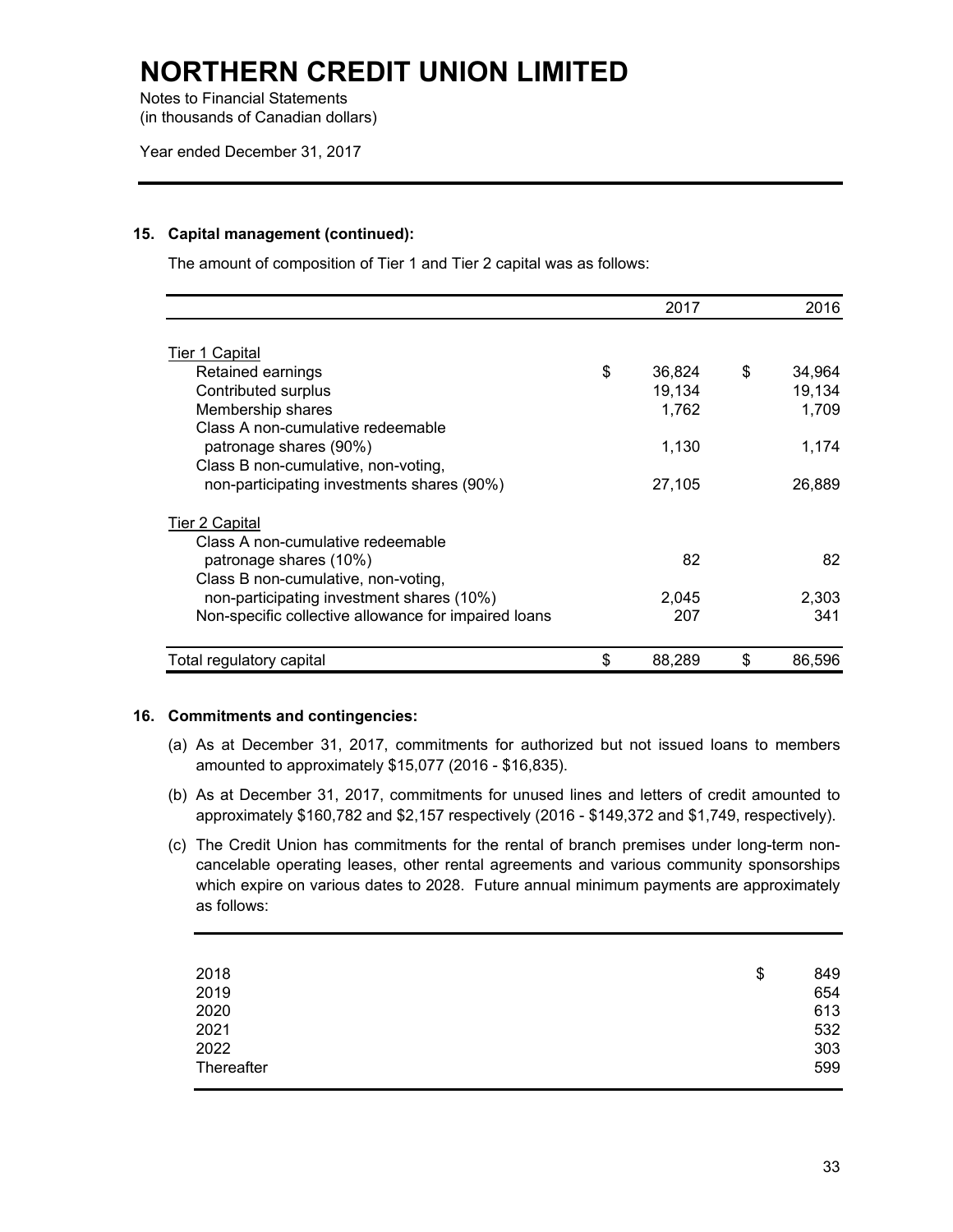# NORTHERN CREDIT UNION LIMITED

Notes to Financial Statements
(in thousands of Canadian dollars)

Year ended December 31, 2017

### 15. Capital management (continued):

The amount of composition of Tier 1 and Tier 2 capital was as follows:

| | 2017 | 2016 |
|---|---|---|
| Tier 1 Capital | | |
| Retained earnings | $ 36,824 | $ 34,964 |
| Contributed surplus | 19,134 | 19,134 |
| Membership shares | 1,762 | 1,709 |
| Class A non-cumulative redeemable patronage shares (90%) | 1,130 | 1,174 |
| Class B non-cumulative, non-voting, non-participating investments shares (90%) | 27,105 | 26,889 |
| Tier 2 Capital | | |
| Class A non-cumulative redeemable patronage shares (10%) | 82 | 82 |
| Class B non-cumulative, non-voting, non-participating investment shares (10%) | 2,045 | 2,303 |
| Non-specific collective allowance for impaired loans | 207 | 341 |
| Total regulatory capital | $ 88,289 | $ 86,596 |

### 16. Commitments and contingencies:

(a) As at December 31, 2017, commitments for authorized but not issued loans to members amounted to approximately $15,077 (2016 - $16,835).

(b) As at December 31, 2017, commitments for unused lines and letters of credit amounted to approximately $160,782 and $2,157 respectively (2016 - $149,372 and $1,749, respectively).

(c) The Credit Union has commitments for the rental of branch premises under long-term non-cancelable operating leases, other rental agreements and various community sponsorships which expire on various dates to 2028. Future annual minimum payments are approximately as follows:

| | |
|---|---|
| 2018 | $ 849 |
| 2019 | 654 |
| 2020 | 613 |
| 2021 | 532 |
| 2022 | 303 |
| Thereafter | 599 |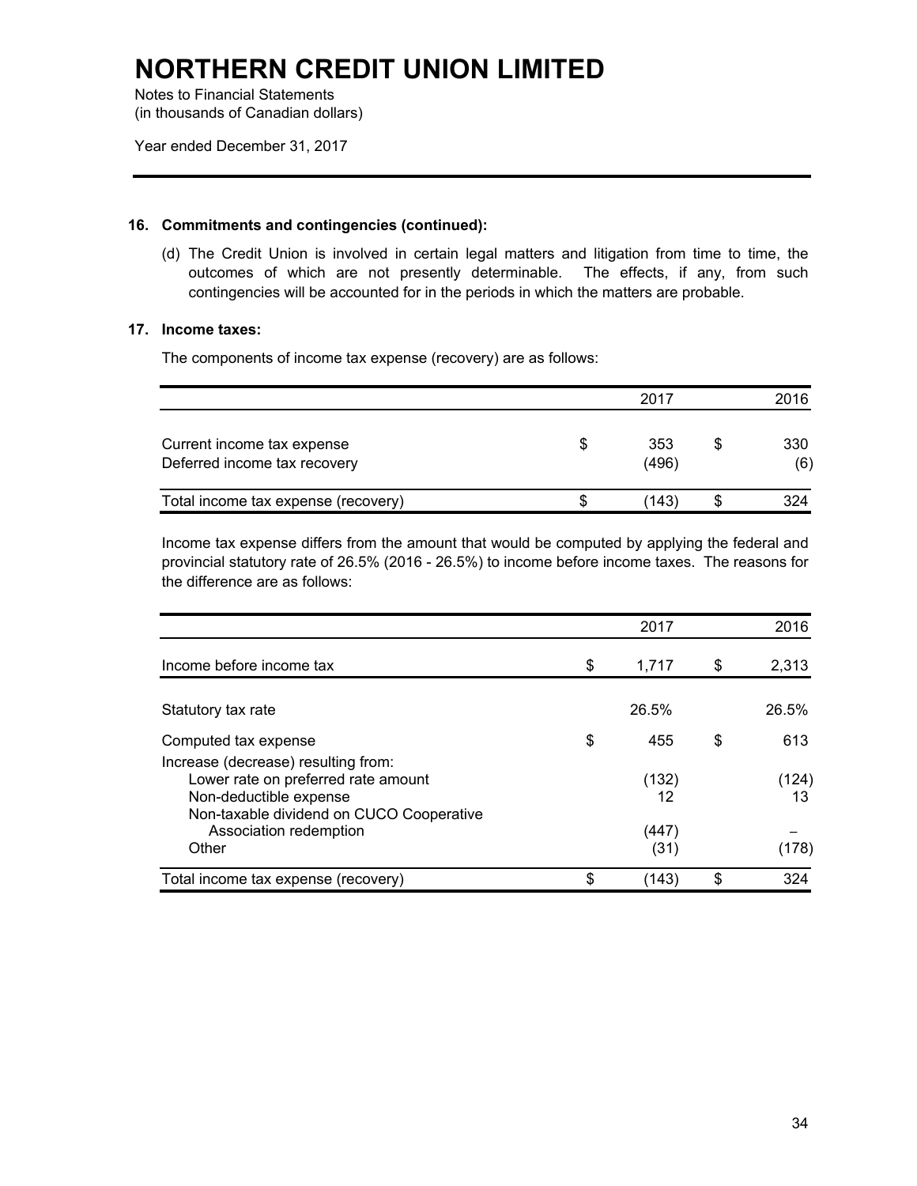# NORTHERN CREDIT UNION LIMITED

Notes to Financial Statements
(in thousands of Canadian dollars)

Year ended December 31, 2017

## 16. Commitments and contingencies (continued):

(d) The Credit Union is involved in certain legal matters and litigation from time to time, the outcomes of which are not presently determinable. The effects, if any, from such contingencies will be accounted for in the periods in which the matters are probable.

## 17. Income taxes:

The components of income tax expense (recovery) are as follows:

| | 2017 | 2016 |
|---|---|---|
| Current income tax expense | $ 353 | $ 330 |
| Deferred income tax recovery | (496) | (6) |
| Total income tax expense (recovery) | $ (143) | $ 324 |

Income tax expense differs from the amount that would be computed by applying the federal and provincial statutory rate of 26.5% (2016 - 26.5%) to income before income taxes. The reasons for the difference are as follows:

| | 2017 | 2016 |
|---|---|---|
| Income before income tax | $ 1,717 | $ 2,313 |
| Statutory tax rate | 26.5% | 26.5% |
| Computed tax expense | $ 455 | $ 613 |
| Increase (decrease) resulting from: | | |
| Lower rate on preferred rate amount | (132) | (124) |
| Non-deductible expense | 12 | 13 |
| Non-taxable dividend on CUCO Cooperative Association redemption | (447) | – |
| Other | (31) | (178) |
| Total income tax expense (recovery) | $ (143) | $ 324 |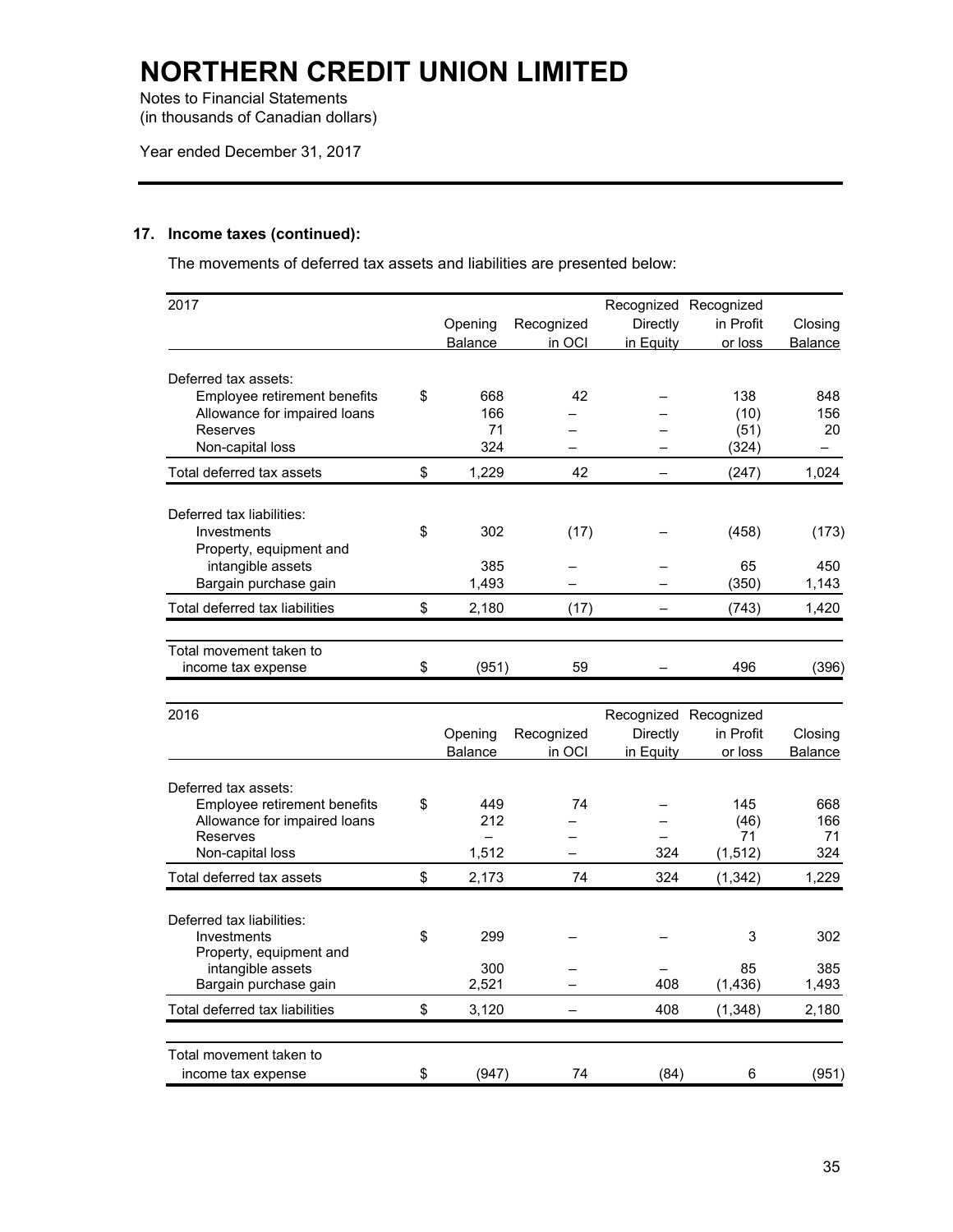# NORTHERN CREDIT UNION LIMITED

Notes to Financial Statements
(in thousands of Canadian dollars)

Year ended December 31, 2017

### 17. Income taxes (continued):

The movements of deferred tax assets and liabilities are presented below:

| 2017 | Opening Balance | Recognized in OCI | Recognized Directly in Equity | Recognized in Profit or loss | Closing Balance |
|---|---|---|---|---|---|
| Deferred tax assets: | | | | | |
| Employee retirement benefits | $ 668 | 42 | – | 138 | 848 |
| Allowance for impaired loans | 166 | – | – | (10) | 156 |
| Reserves | 71 | – | – | (51) | 20 |
| Non-capital loss | 324 | – | – | (324) | – |
| Total deferred tax assets | $ 1,229 | 42 | – | (247) | 1,024 |
| Deferred tax liabilities: | | | | | |
| Investments | $ 302 | (17) | – | (458) | (173) |
| Property, equipment and intangible assets | 385 | – | – | 65 | 450 |
| Bargain purchase gain | 1,493 | – | – | (350) | 1,143 |
| Total deferred tax liabilities | $ 2,180 | (17) | – | (743) | 1,420 |
| Total movement taken to income tax expense | $ (951) | 59 | – | 496 | (396) |

| 2016 | Opening Balance | Recognized in OCI | Recognized Directly in Equity | Recognized in Profit or loss | Closing Balance |
|---|---|---|---|---|---|
| Deferred tax assets: | | | | | |
| Employee retirement benefits | $ 449 | 74 | – | 145 | 668 |
| Allowance for impaired loans | 212 | – | – | (46) | 166 |
| Reserves | – | – | – | 71 | 71 |
| Non-capital loss | 1,512 | – | 324 | (1,512) | 324 |
| Total deferred tax assets | $ 2,173 | 74 | 324 | (1,342) | 1,229 |
| Deferred tax liabilities: | | | | | |
| Investments | $ 299 | – | – | 3 | 302 |
| Property, equipment and intangible assets | 300 | – | – | 85 | 385 |
| Bargain purchase gain | 2,521 | – | 408 | (1,436) | 1,493 |
| Total deferred tax liabilities | $ 3,120 | – | 408 | (1,348) | 2,180 |
| Total movement taken to income tax expense | $ (947) | 74 | (84) | 6 | (951) |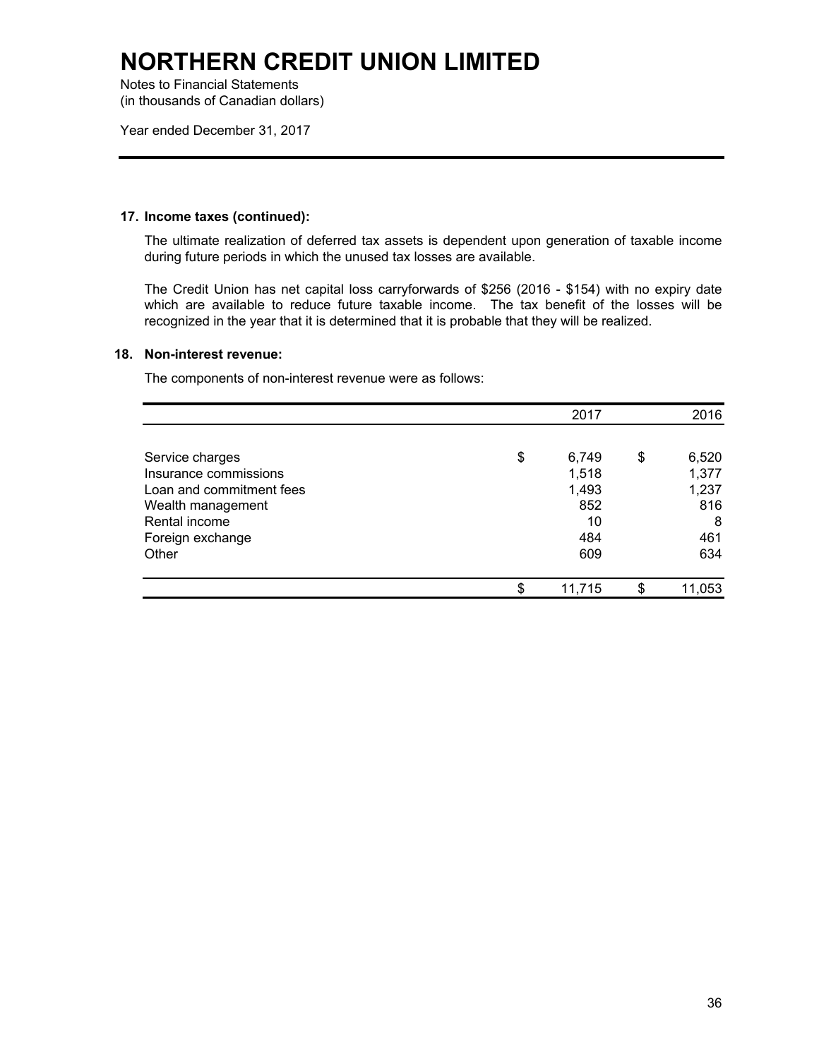# NORTHERN CREDIT UNION LIMITED

Notes to Financial Statements
(in thousands of Canadian dollars)

Year ended December 31, 2017

### 17. Income taxes (continued):

The ultimate realization of deferred tax assets is dependent upon generation of taxable income during future periods in which the unused tax losses are available.

The Credit Union has net capital loss carryforwards of $256 (2016 - $154) with no expiry date which are available to reduce future taxable income. The tax benefit of the losses will be recognized in the year that it is determined that it is probable that they will be realized.

### 18. Non-interest revenue:

The components of non-interest revenue were as follows:

| | 2017 | 2016 |
|---|---|---|
| Service charges | $ 6,749 | $ 6,520 |
| Insurance commissions | 1,518 | 1,377 |
| Loan and commitment fees | 1,493 | 1,237 |
| Wealth management | 852 | 816 |
| Rental income | 10 | 8 |
| Foreign exchange | 484 | 461 |
| Other | 609 | 634 |
| | $ 11,715 | $ 11,053 |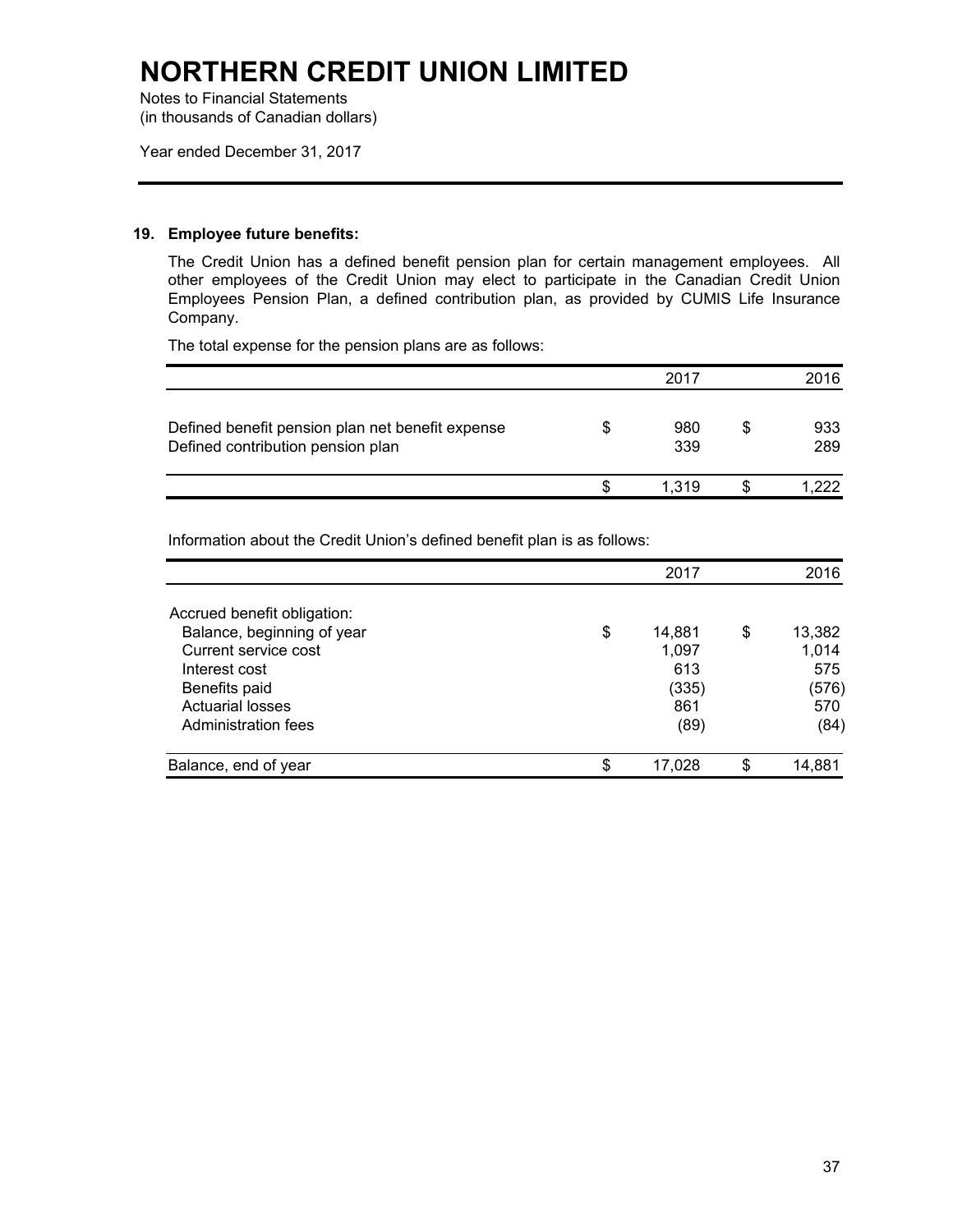# NORTHERN CREDIT UNION LIMITED

Notes to Financial Statements
(in thousands of Canadian dollars)

Year ended December 31, 2017

## 19. Employee future benefits:

The Credit Union has a defined benefit pension plan for certain management employees. All other employees of the Credit Union may elect to participate in the Canadian Credit Union Employees Pension Plan, a defined contribution plan, as provided by CUMIS Life Insurance Company.

The total expense for the pension plans are as follows:

| | 2017 | 2016 |
|---|---|---|
| Defined benefit pension plan net benefit expense | $ 980 | $ 933 |
| Defined contribution pension plan | 339 | 289 |
| | $ 1,319 | $ 1,222 |

Information about the Credit Union's defined benefit plan is as follows:

| | 2017 | 2016 |
|---|---|---|
| Accrued benefit obligation: | | |
| Balance, beginning of year | $ 14,881 | $ 13,382 |
| Current service cost | 1,097 | 1,014 |
| Interest cost | 613 | 575 |
| Benefits paid | (335) | (576) |
| Actuarial losses | 861 | 570 |
| Administration fees | (89) | (84) |
| Balance, end of year | $ 17,028 | $ 14,881 |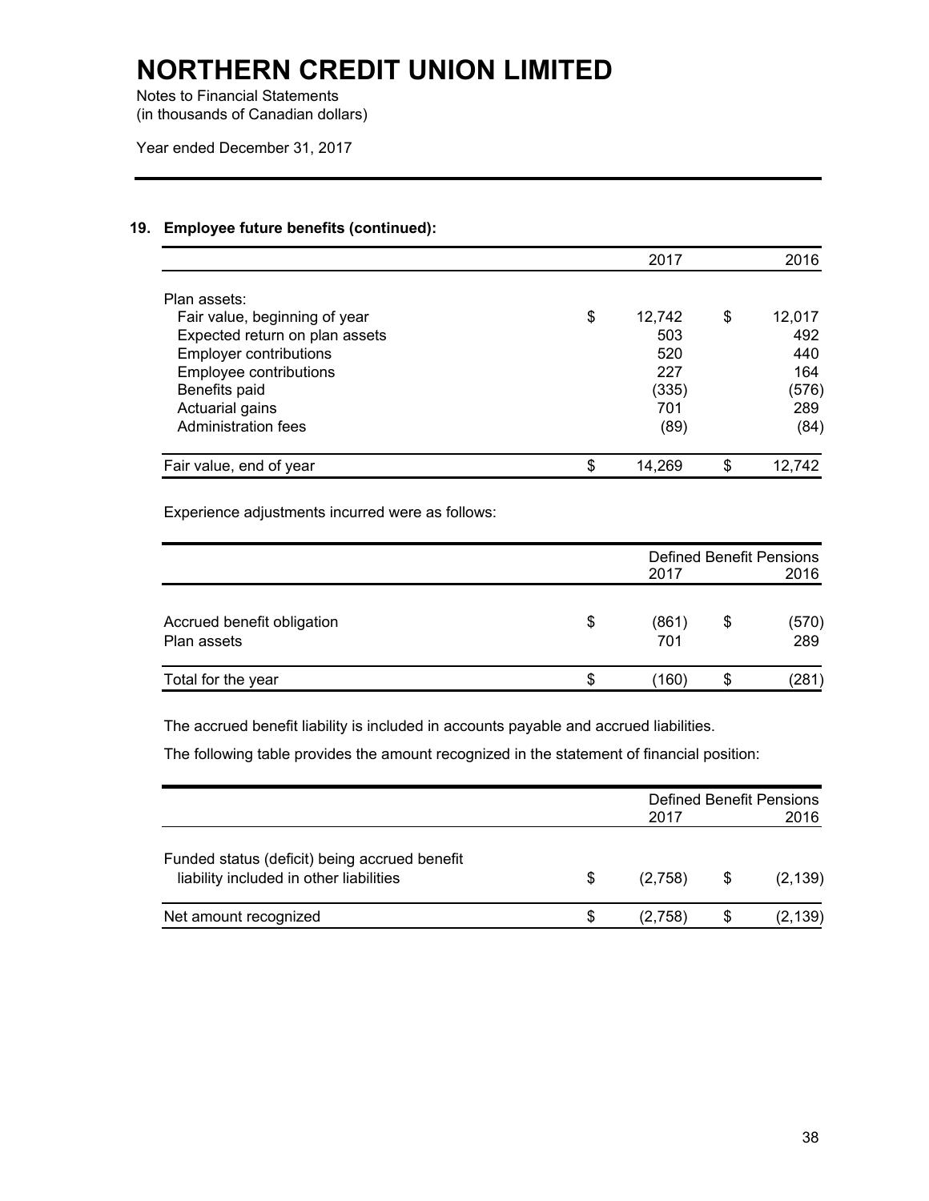# NORTHERN CREDIT UNION LIMITED

Notes to Financial Statements
(in thousands of Canadian dollars)

Year ended December 31, 2017

## 19. Employee future benefits (continued):

| | 2017 | 2016 |
|---|---|---|
| Plan assets: | | |
| Fair value, beginning of year | $ 12,742 | $ 12,017 |
| Expected return on plan assets | 503 | 492 |
| Employer contributions | 520 | 440 |
| Employee contributions | 227 | 164 |
| Benefits paid | (335) | (576) |
| Actuarial gains | 701 | 289 |
| Administration fees | (89) | (84) |
| Fair value, end of year | $ 14,269 | $ 12,742 |

Experience adjustments incurred were as follows:

| | Defined Benefit Pensions | |
|---|---|---|
| | 2017 | 2016 |
| Accrued benefit obligation | $ (861) | $ (570) |
| Plan assets | 701 | 289 |
| Total for the year | $ (160) | $ (281) |

The accrued benefit liability is included in accounts payable and accrued liabilities.

The following table provides the amount recognized in the statement of financial position:

| | Defined Benefit Pensions | |
|---|---|---|
| | 2017 | 2016 |
| Funded status (deficit) being accrued benefit liability included in other liabilities | $ (2,758) | $ (2,139) |
| Net amount recognized | $ (2,758) | $ (2,139) |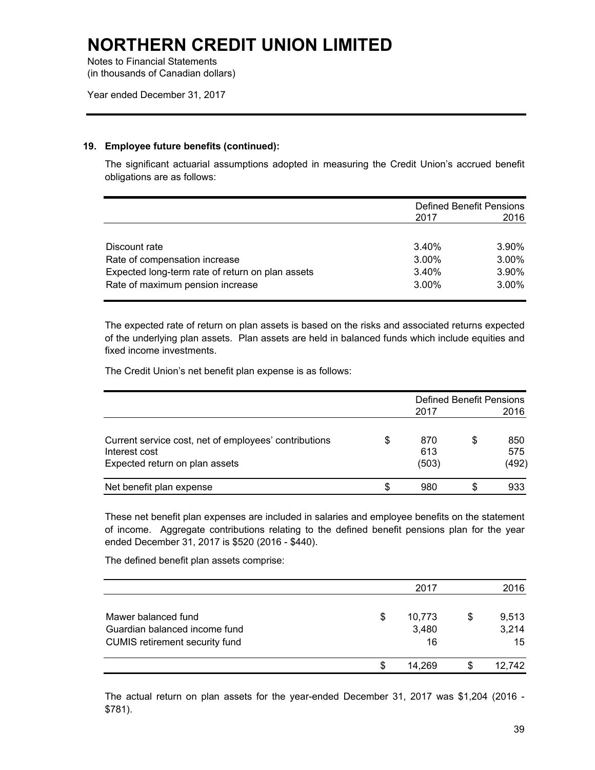# NORTHERN CREDIT UNION LIMITED

Notes to Financial Statements
(in thousands of Canadian dollars)

Year ended December 31, 2017

## 19. Employee future benefits (continued):

The significant actuarial assumptions adopted in measuring the Credit Union's accrued benefit obligations are as follows:

| | Defined Benefit Pensions | |
|---|---|---|
| | 2017 | 2016 |
| Discount rate | 3.40% | 3.90% |
| Rate of compensation increase | 3.00% | 3.00% |
| Expected long-term rate of return on plan assets | 3.40% | 3.90% |
| Rate of maximum pension increase | 3.00% | 3.00% |

The expected rate of return on plan assets is based on the risks and associated returns expected of the underlying plan assets. Plan assets are held in balanced funds which include equities and fixed income investments.

The Credit Union's net benefit plan expense is as follows:

| | Defined Benefit Pensions | |
|---|---|---|
| | 2017 | 2016 |
| Current service cost, net of employees' contributions | $ 870 | $ 850 |
| Interest cost | 613 | 575 |
| Expected return on plan assets | (503) | (492) |
| Net benefit plan expense | $ 980 | $ 933 |

These net benefit plan expenses are included in salaries and employee benefits on the statement of income. Aggregate contributions relating to the defined benefit pensions plan for the year ended December 31, 2017 is $520 (2016 - $440).

The defined benefit plan assets comprise:

| | 2017 | 2016 |
|---|---|---|
| Mawer balanced fund | $ 10,773 | $ 9,513 |
| Guardian balanced income fund | 3,480 | 3,214 |
| CUMIS retirement security fund | 16 | 15 |
| | $ 14,269 | $ 12,742 |

The actual return on plan assets for the year-ended December 31, 2017 was $1,204 (2016 - $781).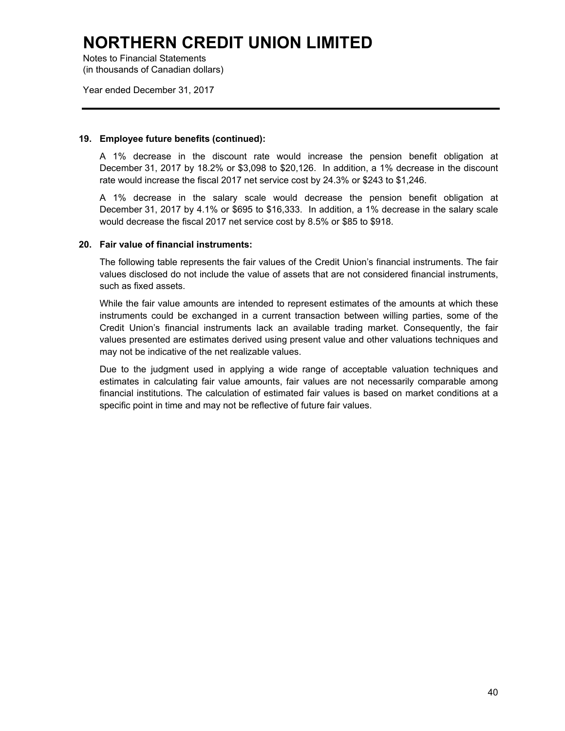### 19. Employee future benefits (continued):

A 1% decrease in the discount rate would increase the pension benefit obligation at December 31, 2017 by 18.2% or $3,098 to $20,126. In addition, a 1% decrease in the discount rate would increase the fiscal 2017 net service cost by 24.3% or $243 to $1,246.

A 1% decrease in the salary scale would decrease the pension benefit obligation at December 31, 2017 by 4.1% or $695 to $16,333. In addition, a 1% decrease in the salary scale would decrease the fiscal 2017 net service cost by 8.5% or $85 to $918.

### 20. Fair value of financial instruments:

The following table represents the fair values of the Credit Union's financial instruments. The fair values disclosed do not include the value of assets that are not considered financial instruments, such as fixed assets.

While the fair value amounts are intended to represent estimates of the amounts at which these instruments could be exchanged in a current transaction between willing parties, some of the Credit Union's financial instruments lack an available trading market. Consequently, the fair values presented are estimates derived using present value and other valuations techniques and may not be indicative of the net realizable values.

Due to the judgment used in applying a wide range of acceptable valuation techniques and estimates in calculating fair value amounts, fair values are not necessarily comparable among financial institutions. The calculation of estimated fair values is based on market conditions at a specific point in time and may not be reflective of future fair values.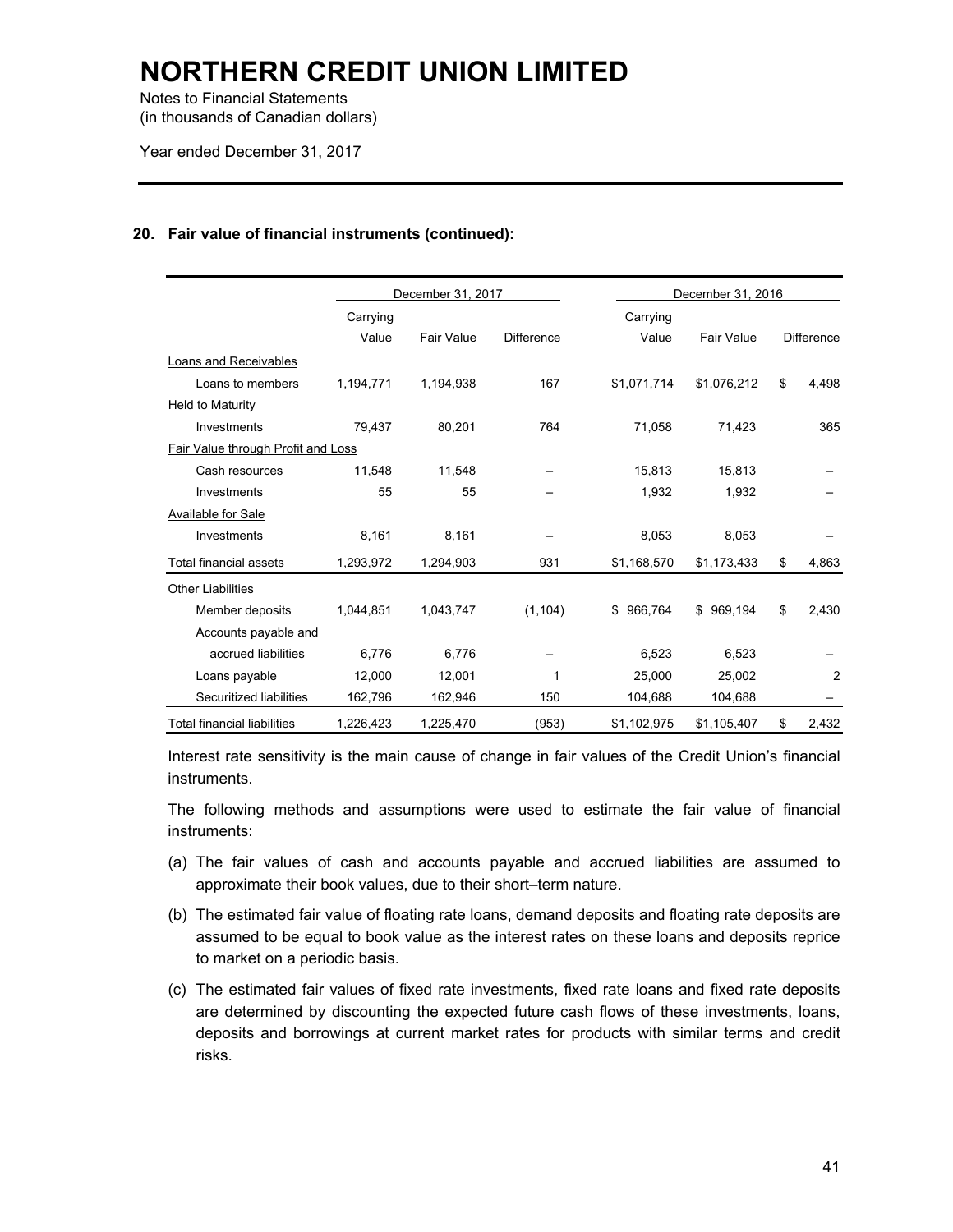# NORTHERN CREDIT UNION LIMITED

Notes to Financial Statements
(in thousands of Canadian dollars)

Year ended December 31, 2017

### 20. Fair value of financial instruments (continued):

| | December 31, 2017 | | | December 31, 2016 | | |
|---|---|---|---|---|---|---|
| | Carrying Value | Fair Value | Difference | Carrying Value | Fair Value | Difference |
| Loans and Receivables | | | | | | |
| Loans to members | 1,194,771 | 1,194,938 | 167 | $1,071,714 | $1,076,212 | $ 4,498 |
| Held to Maturity | | | | | | |
| Investments | 79,437 | 80,201 | 764 | 71,058 | 71,423 | 365 |
| Fair Value through Profit and Loss | | | | | | |
| Cash resources | 11,548 | 11,548 | – | 15,813 | 15,813 | – |
| Investments | 55 | 55 | – | 1,932 | 1,932 | – |
| Available for Sale | | | | | | |
| Investments | 8,161 | 8,161 | – | 8,053 | 8,053 | – |
| Total financial assets | 1,293,972 | 1,294,903 | 931 | $1,168,570 | $1,173,433 | $ 4,863 |
| Other Liabilities | | | | | | |
| Member deposits | 1,044,851 | 1,043,747 | (1,104) | $ 966,764 | $ 969,194 | $ 2,430 |
| Accounts payable and accrued liabilities | 6,776 | 6,776 | – | 6,523 | 6,523 | – |
| Loans payable | 12,000 | 12,001 | 1 | 25,000 | 25,002 | 2 |
| Securitized liabilities | 162,796 | 162,946 | 150 | 104,688 | 104,688 | – |
| Total financial liabilities | 1,226,423 | 1,225,470 | (953) | $1,102,975 | $1,105,407 | $ 2,432 |

Interest rate sensitivity is the main cause of change in fair values of the Credit Union's financial instruments.

The following methods and assumptions were used to estimate the fair value of financial instruments:

(a) The fair values of cash and accounts payable and accrued liabilities are assumed to approximate their book values, due to their short–term nature.

(b) The estimated fair value of floating rate loans, demand deposits and floating rate deposits are assumed to be equal to book value as the interest rates on these loans and deposits reprice to market on a periodic basis.

(c) The estimated fair values of fixed rate investments, fixed rate loans and fixed rate deposits are determined by discounting the expected future cash flows of these investments, loans, deposits and borrowings at current market rates for products with similar terms and credit risks.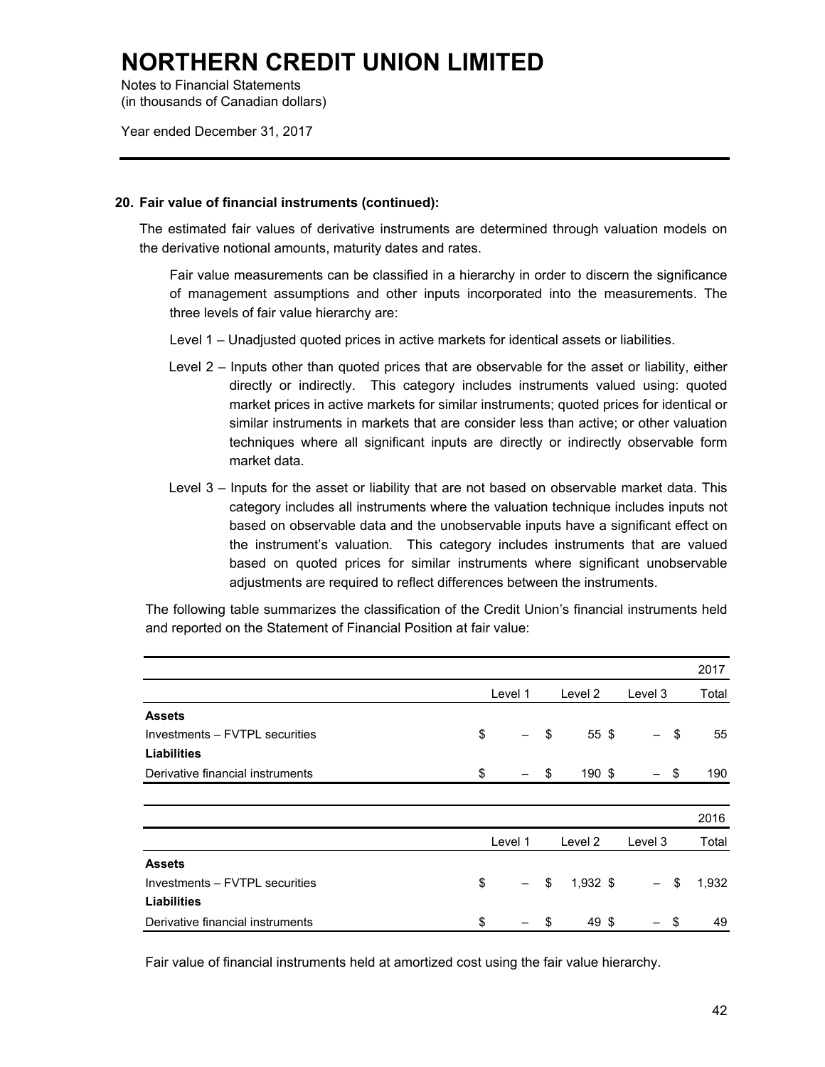**20. Fair value of financial instruments (continued):**

The estimated fair values of derivative instruments are determined through valuation models on the derivative notional amounts, maturity dates and rates.

Fair value measurements can be classified in a hierarchy in order to discern the significance of management assumptions and other inputs incorporated into the measurements. The three levels of fair value hierarchy are:

Level 1 – Unadjusted quoted prices in active markets for identical assets or liabilities.

Level 2 – Inputs other than quoted prices that are observable for the asset or liability, either directly or indirectly. This category includes instruments valued using: quoted market prices in active markets for similar instruments; quoted prices for identical or similar instruments in markets that are consider less than active; or other valuation techniques where all significant inputs are directly or indirectly observable form market data.

Level 3 – Inputs for the asset or liability that are not based on observable market data. This category includes all instruments where the valuation technique includes inputs not based on observable data and the unobservable inputs have a significant effect on the instrument's valuation. This category includes instruments that are valued based on quoted prices for similar instruments where significant unobservable adjustments are required to reflect differences between the instruments.

The following table summarizes the classification of the Credit Union's financial instruments held and reported on the Statement of Financial Position at fair value:

| | | | | 2017 |
|---|---|---|---|---|
| | Level 1 | Level 2 | Level 3 | Total |
| **Assets** | | | | |
| Investments – FVTPL securities | $ – | $ 55 | $ – | $ 55 |
| **Liabilities** | | | | |
| Derivative financial instruments | $ – | $ 190 | $ – | $ 190 |

| | | | | 2016 |
|---|---|---|---|---|
| | Level 1 | Level 2 | Level 3 | Total |
| **Assets** | | | | |
| Investments – FVTPL securities | $ – | $ 1,932 | $ – | $ 1,932 |
| **Liabilities** | | | | |
| Derivative financial instruments | $ – | $ 49 | $ – | $ 49 |

Fair value of financial instruments held at amortized cost using the fair value hierarchy.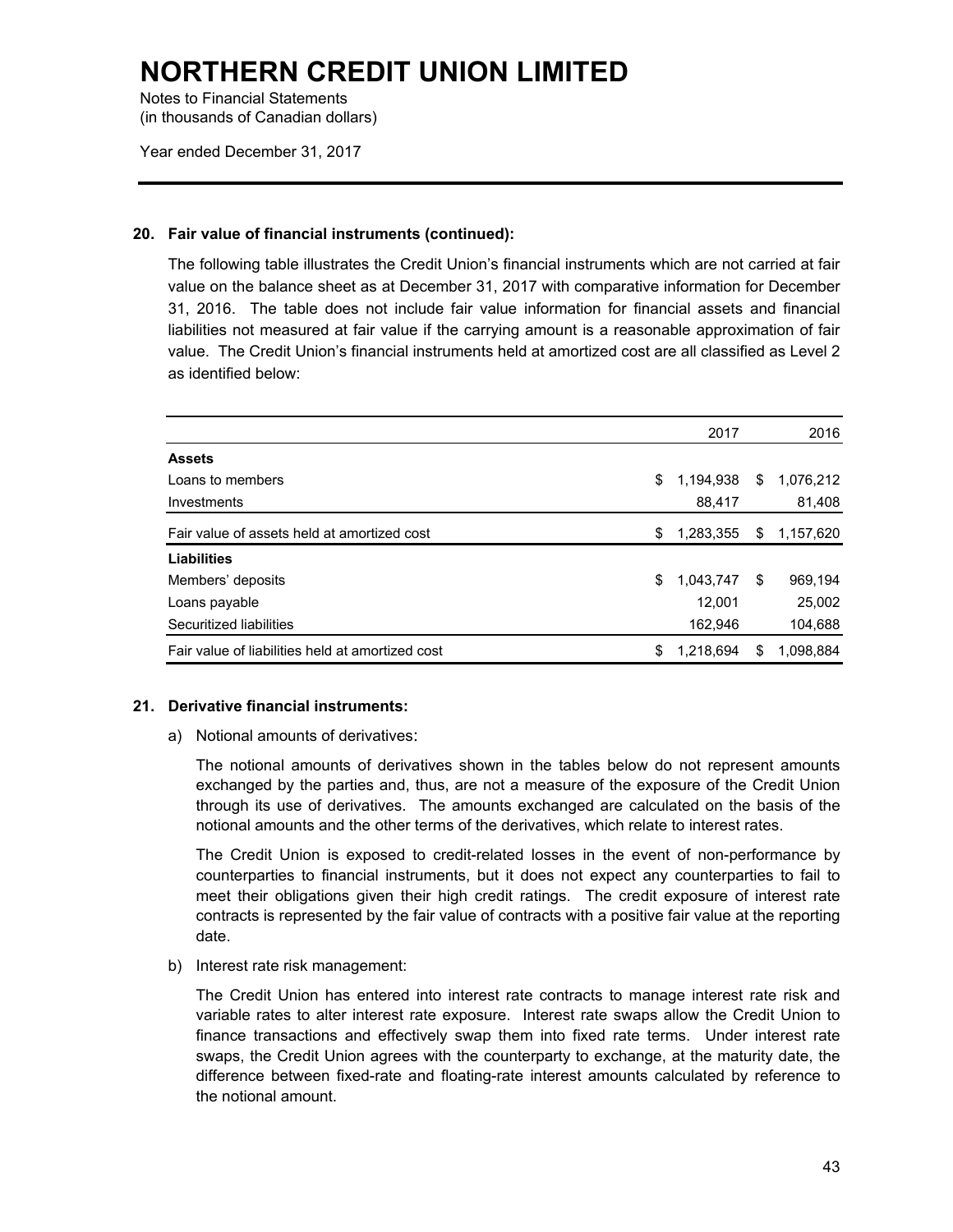# NORTHERN CREDIT UNION LIMITED

Notes to Financial Statements
(in thousands of Canadian dollars)

Year ended December 31, 2017

### 20. Fair value of financial instruments (continued):

The following table illustrates the Credit Union's financial instruments which are not carried at fair value on the balance sheet as at December 31, 2017 with comparative information for December 31, 2016. The table does not include fair value information for financial assets and financial liabilities not measured at fair value if the carrying amount is a reasonable approximation of fair value. The Credit Union's financial instruments held at amortized cost are all classified as Level 2 as identified below:

| | 2017 | 2016 |
|---|---|---|
| **Assets** | | |
| Loans to members | $ 1,194,938 | $ 1,076,212 |
| Investments | 88,417 | 81,408 |
| Fair value of assets held at amortized cost | $ 1,283,355 | $ 1,157,620 |
| **Liabilities** | | |
| Members' deposits | $ 1,043,747 | $ 969,194 |
| Loans payable | 12,001 | 25,002 |
| Securitized liabilities | 162,946 | 104,688 |
| Fair value of liabilities held at amortized cost | $ 1,218,694 | $ 1,098,884 |

### 21. Derivative financial instruments:

a) Notional amounts of derivatives:

The notional amounts of derivatives shown in the tables below do not represent amounts exchanged by the parties and, thus, are not a measure of the exposure of the Credit Union through its use of derivatives. The amounts exchanged are calculated on the basis of the notional amounts and the other terms of the derivatives, which relate to interest rates.

The Credit Union is exposed to credit-related losses in the event of non-performance by counterparties to financial instruments, but it does not expect any counterparties to fail to meet their obligations given their high credit ratings. The credit exposure of interest rate contracts is represented by the fair value of contracts with a positive fair value at the reporting date.

b) Interest rate risk management:

The Credit Union has entered into interest rate contracts to manage interest rate risk and variable rates to alter interest rate exposure. Interest rate swaps allow the Credit Union to finance transactions and effectively swap them into fixed rate terms. Under interest rate swaps, the Credit Union agrees with the counterparty to exchange, at the maturity date, the difference between fixed-rate and floating-rate interest amounts calculated by reference to the notional amount.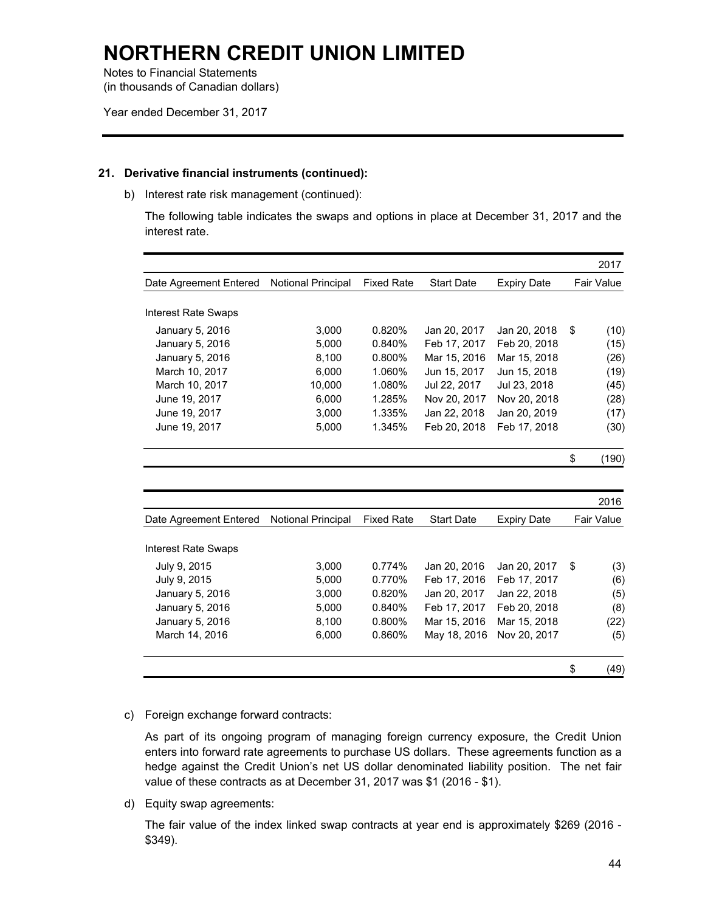# NORTHERN CREDIT UNION LIMITED

Notes to Financial Statements
(in thousands of Canadian dollars)

Year ended December 31, 2017

**21. Derivative financial instruments (continued):**

b) Interest rate risk management (continued):

The following table indicates the swaps and options in place at December 31, 2017 and the interest rate.

| | | | | | 2017 |
|---|---|---|---|---|---|
| Date Agreement Entered | Notional Principal | Fixed Rate | Start Date | Expiry Date | Fair Value |
| Interest Rate Swaps | | | | | |
| January 5, 2016 | 3,000 | 0.820% | Jan 20, 2017 | Jan 20, 2018 | $ (10) |
| January 5, 2016 | 5,000 | 0.840% | Feb 17, 2017 | Feb 20, 2018 | (15) |
| January 5, 2016 | 8,100 | 0.800% | Mar 15, 2016 | Mar 15, 2018 | (26) |
| March 10, 2017 | 6,000 | 1.060% | Jun 15, 2017 | Jun 15, 2018 | (19) |
| March 10, 2017 | 10,000 | 1.080% | Jul 22, 2017 | Jul 23, 2018 | (45) |
| June 19, 2017 | 6,000 | 1.285% | Nov 20, 2017 | Nov 20, 2018 | (28) |
| June 19, 2017 | 3,000 | 1.335% | Jan 22, 2018 | Jan 20, 2019 | (17) |
| June 19, 2017 | 5,000 | 1.345% | Feb 20, 2018 | Feb 17, 2018 | (30) |
| | | | | | $ (190) |

| | | | | | 2016 |
|---|---|---|---|---|---|
| Date Agreement Entered | Notional Principal | Fixed Rate | Start Date | Expiry Date | Fair Value |
| Interest Rate Swaps | | | | | |
| July 9, 2015 | 3,000 | 0.774% | Jan 20, 2016 | Jan 20, 2017 | $ (3) |
| July 9, 2015 | 5,000 | 0.770% | Feb 17, 2016 | Feb 17, 2017 | (6) |
| January 5, 2016 | 3,000 | 0.820% | Jan 20, 2017 | Jan 22, 2018 | (5) |
| January 5, 2016 | 5,000 | 0.840% | Feb 17, 2017 | Feb 20, 2018 | (8) |
| January 5, 2016 | 8,100 | 0.800% | Mar 15, 2016 | Mar 15, 2018 | (22) |
| March 14, 2016 | 6,000 | 0.860% | May 18, 2016 | Nov 20, 2017 | (5) |
| | | | | | $ (49) |

c) Foreign exchange forward contracts:

As part of its ongoing program of managing foreign currency exposure, the Credit Union enters into forward rate agreements to purchase US dollars. These agreements function as a hedge against the Credit Union's net US dollar denominated liability position. The net fair value of these contracts as at December 31, 2017 was $1 (2016 - $1).

d) Equity swap agreements:

The fair value of the index linked swap contracts at year end is approximately $269 (2016 - $349).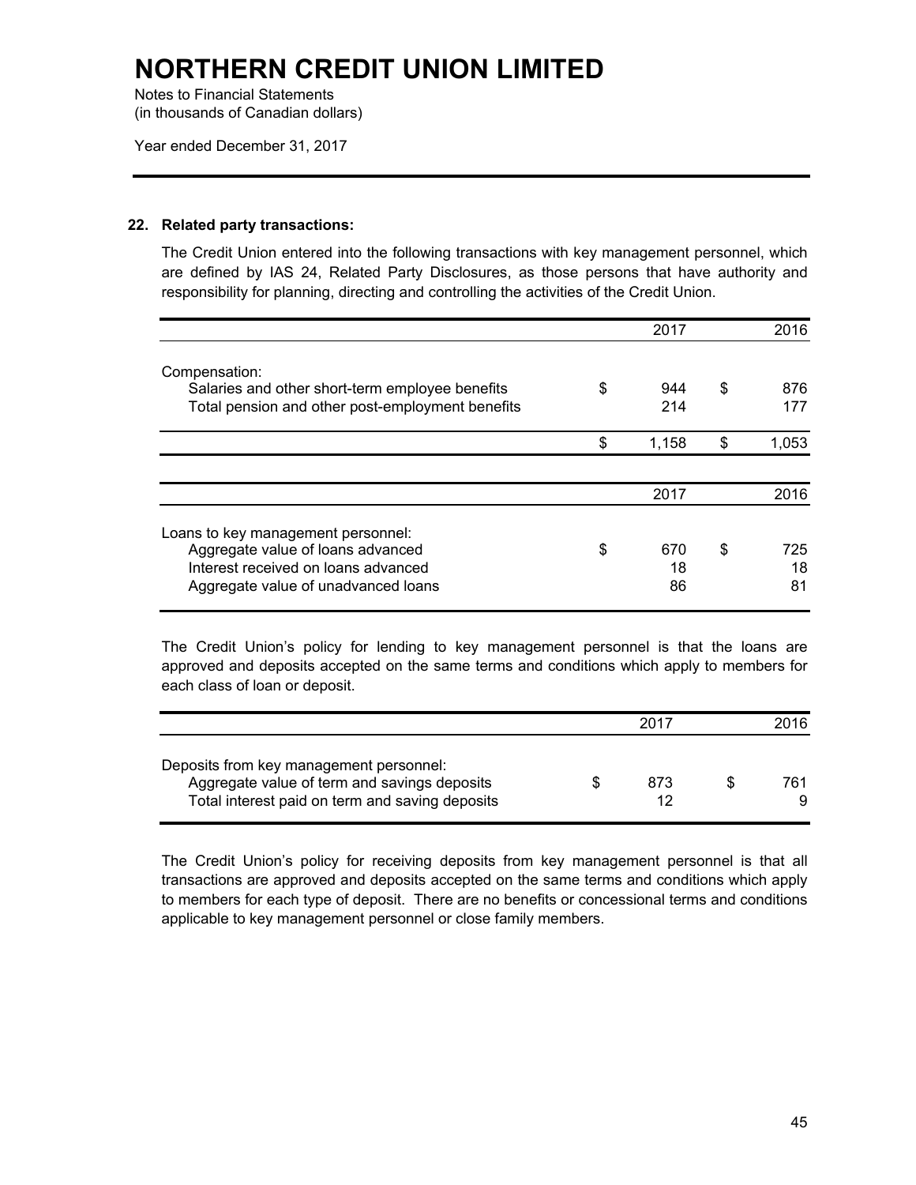# NORTHERN CREDIT UNION LIMITED

Notes to Financial Statements
(in thousands of Canadian dollars)

Year ended December 31, 2017

## 22. Related party transactions:

The Credit Union entered into the following transactions with key management personnel, which are defined by IAS 24, Related Party Disclosures, as those persons that have authority and responsibility for planning, directing and controlling the activities of the Credit Union.

| | 2017 | 2016 |
|---|---|---|
| Compensation: | | |
| Salaries and other short-term employee benefits | $ 944 | $ 876 |
| Total pension and other post-employment benefits | 214 | 177 |
| | $ 1,158 | $ 1,053 |

| | 2017 | 2016 |
|---|---|---|
| Loans to key management personnel: | | |
| Aggregate value of loans advanced | $ 670 | $ 725 |
| Interest received on loans advanced | 18 | 18 |
| Aggregate value of unadvanced loans | 86 | 81 |

The Credit Union's policy for lending to key management personnel is that the loans are approved and deposits accepted on the same terms and conditions which apply to members for each class of loan or deposit.

| | 2017 | 2016 |
|---|---|---|
| Deposits from key management personnel: | | |
| Aggregate value of term and savings deposits | $ 873 | $ 761 |
| Total interest paid on term and saving deposits | 12 | 9 |

The Credit Union's policy for receiving deposits from key management personnel is that all transactions are approved and deposits accepted on the same terms and conditions which apply to members for each type of deposit. There are no benefits or concessional terms and conditions applicable to key management personnel or close family members.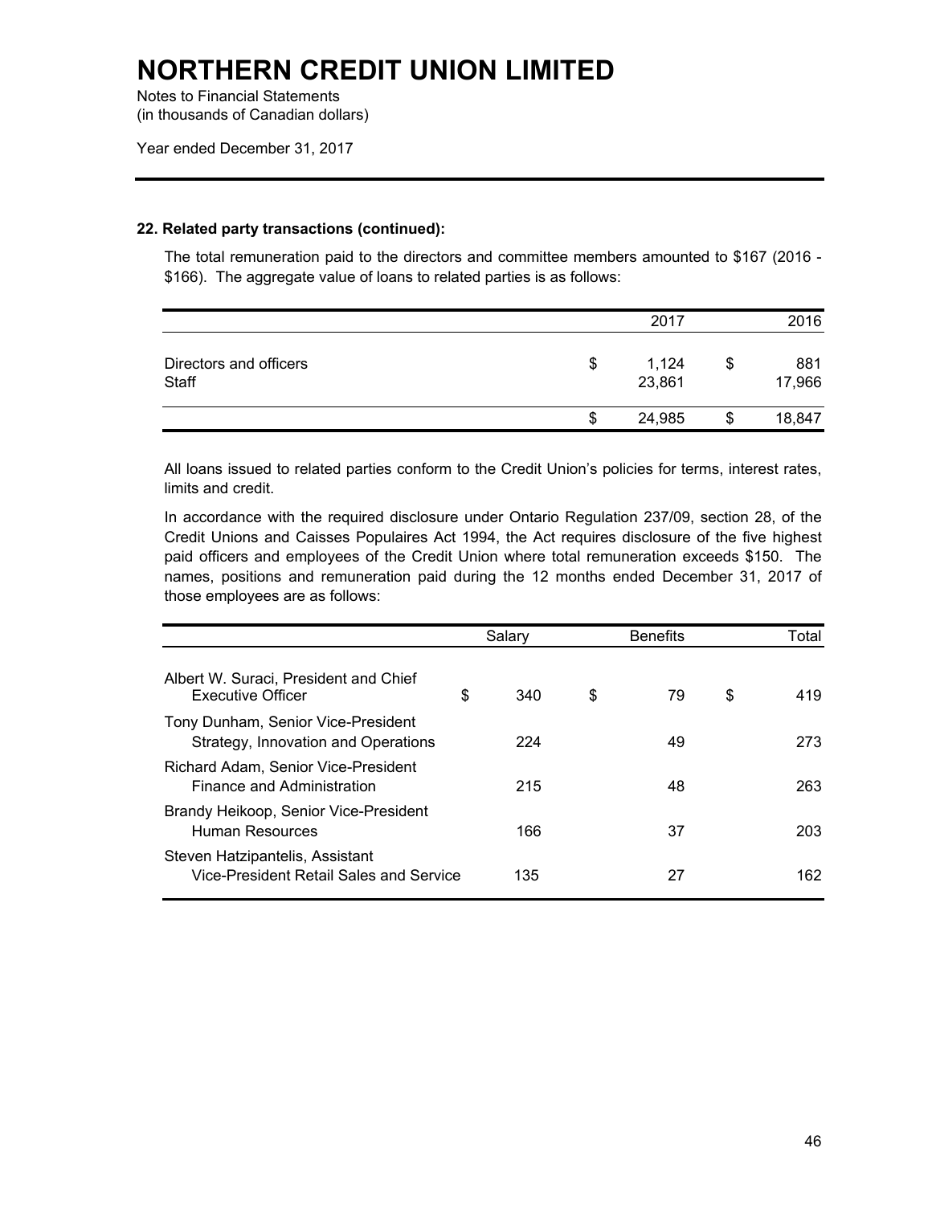### 22. Related party transactions (continued):

The total remuneration paid to the directors and committee members amounted to $167 (2016 - $166). The aggregate value of loans to related parties is as follows:

| | 2017 | 2016 |
|---|---|---|
| Directors and officers | $ 1,124 | $ 881 |
| Staff | 23,861 | 17,966 |
| | $ 24,985 | $ 18,847 |

All loans issued to related parties conform to the Credit Union's policies for terms, interest rates, limits and credit.

In accordance with the required disclosure under Ontario Regulation 237/09, section 28, of the Credit Unions and Caisses Populaires Act 1994, the Act requires disclosure of the five highest paid officers and employees of the Credit Union where total remuneration exceeds $150. The names, positions and remuneration paid during the 12 months ended December 31, 2017 of those employees are as follows:

| | Salary | Benefits | Total |
|---|---|---|---|
| Albert W. Suraci, President and Chief Executive Officer | $ 340 | $ 79 | $ 419 |
| Tony Dunham, Senior Vice-President Strategy, Innovation and Operations | 224 | 49 | 273 |
| Richard Adam, Senior Vice-President Finance and Administration | 215 | 48 | 263 |
| Brandy Heikoop, Senior Vice-President Human Resources | 166 | 37 | 203 |
| Steven Hatzipantelis, Assistant Vice-President Retail Sales and Service | 135 | 27 | 162 |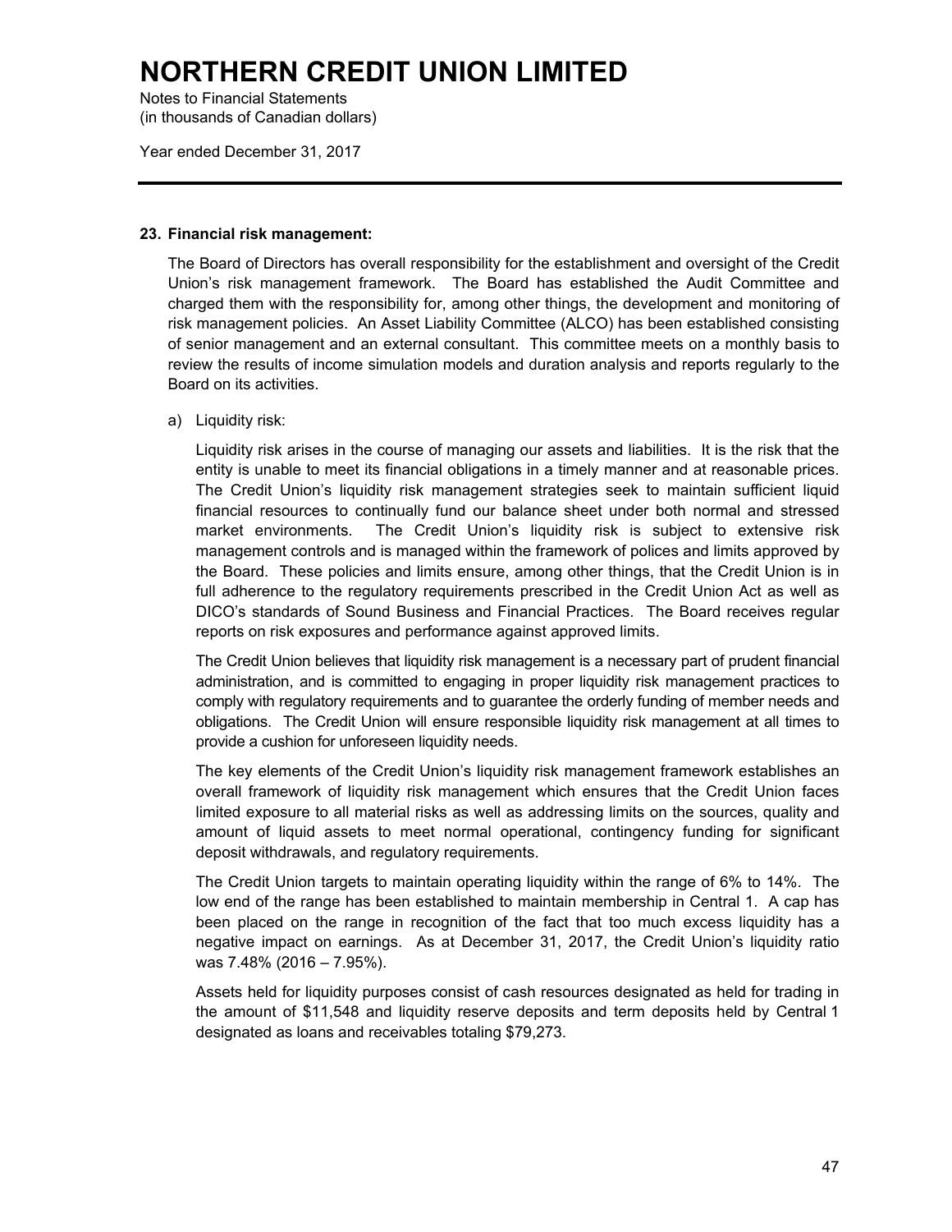# NORTHERN CREDIT UNION LIMITED

Notes to Financial Statements
(in thousands of Canadian dollars)

Year ended December 31, 2017

## 23. Financial risk management:

The Board of Directors has overall responsibility for the establishment and oversight of the Credit Union's risk management framework. The Board has established the Audit Committee and charged them with the responsibility for, among other things, the development and monitoring of risk management policies. An Asset Liability Committee (ALCO) has been established consisting of senior management and an external consultant. This committee meets on a monthly basis to review the results of income simulation models and duration analysis and reports regularly to the Board on its activities.

a) Liquidity risk:

Liquidity risk arises in the course of managing our assets and liabilities. It is the risk that the entity is unable to meet its financial obligations in a timely manner and at reasonable prices. The Credit Union's liquidity risk management strategies seek to maintain sufficient liquid financial resources to continually fund our balance sheet under both normal and stressed market environments. The Credit Union's liquidity risk is subject to extensive risk management controls and is managed within the framework of polices and limits approved by the Board. These policies and limits ensure, among other things, that the Credit Union is in full adherence to the regulatory requirements prescribed in the Credit Union Act as well as DICO's standards of Sound Business and Financial Practices. The Board receives regular reports on risk exposures and performance against approved limits.

The Credit Union believes that liquidity risk management is a necessary part of prudent financial administration, and is committed to engaging in proper liquidity risk management practices to comply with regulatory requirements and to guarantee the orderly funding of member needs and obligations. The Credit Union will ensure responsible liquidity risk management at all times to provide a cushion for unforeseen liquidity needs.

The key elements of the Credit Union's liquidity risk management framework establishes an overall framework of liquidity risk management which ensures that the Credit Union faces limited exposure to all material risks as well as addressing limits on the sources, quality and amount of liquid assets to meet normal operational, contingency funding for significant deposit withdrawals, and regulatory requirements.

The Credit Union targets to maintain operating liquidity within the range of 6% to 14%. The low end of the range has been established to maintain membership in Central 1. A cap has been placed on the range in recognition of the fact that too much excess liquidity has a negative impact on earnings. As at December 31, 2017, the Credit Union's liquidity ratio was 7.48% (2016 – 7.95%).

Assets held for liquidity purposes consist of cash resources designated as held for trading in the amount of $11,548 and liquidity reserve deposits and term deposits held by Central 1 designated as loans and receivables totaling $79,273.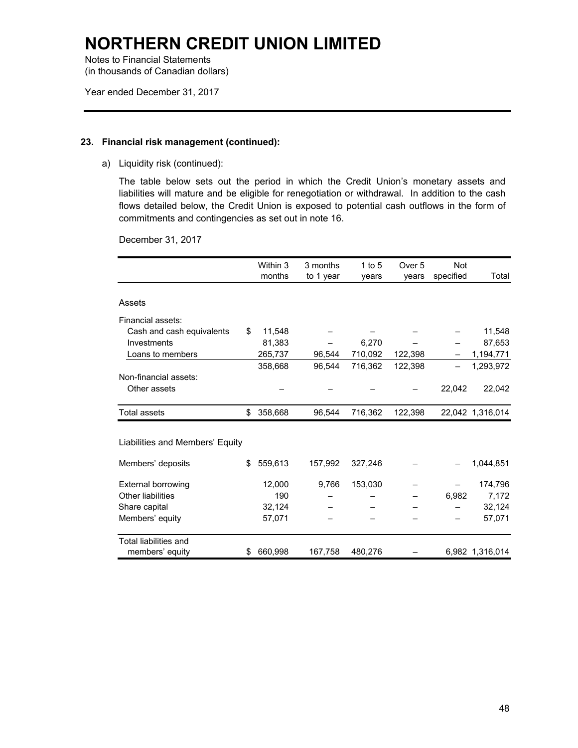# NORTHERN CREDIT UNION LIMITED

Notes to Financial Statements
(in thousands of Canadian dollars)

Year ended December 31, 2017

### 23. Financial risk management (continued):

a) Liquidity risk (continued):

The table below sets out the period in which the Credit Union's monetary assets and liabilities will mature and be eligible for renegotiation or withdrawal. In addition to the cash flows detailed below, the Credit Union is exposed to potential cash outflows in the form of commitments and contingencies as set out in note 16.

December 31, 2017

| | Within 3 months | 3 months to 1 year | 1 to 5 years | Over 5 years | Not specified | Total |
|---|---|---|---|---|---|---|
| **Assets** | | | | | | |
| Financial assets: | | | | | | |
| Cash and cash equivalents | $ 11,548 | – | – | – | – | 11,548 |
| Investments | 81,383 | – | 6,270 | – | – | 87,653 |
| Loans to members | 265,737 | 96,544 | 710,092 | 122,398 | – | 1,194,771 |
| | 358,668 | 96,544 | 716,362 | 122,398 | – | 1,293,972 |
| Non-financial assets: | | | | | | |
| Other assets | – | – | – | – | 22,042 | 22,042 |
| Total assets | $ 358,668 | 96,544 | 716,362 | 122,398 | 22,042 | 1,316,014 |
| **Liabilities and Members' Equity** | | | | | | |
| Members' deposits | $ 559,613 | 157,992 | 327,246 | – | – | 1,044,851 |
| External borrowing | 12,000 | 9,766 | 153,030 | – | – | 174,796 |
| Other liabilities | 190 | – | – | – | 6,982 | 7,172 |
| Share capital | 32,124 | – | – | – | – | 32,124 |
| Members' equity | 57,071 | – | – | – | – | 57,071 |
| Total liabilities and members' equity | $ 660,998 | 167,758 | 480,276 | – | 6,982 | 1,316,014 |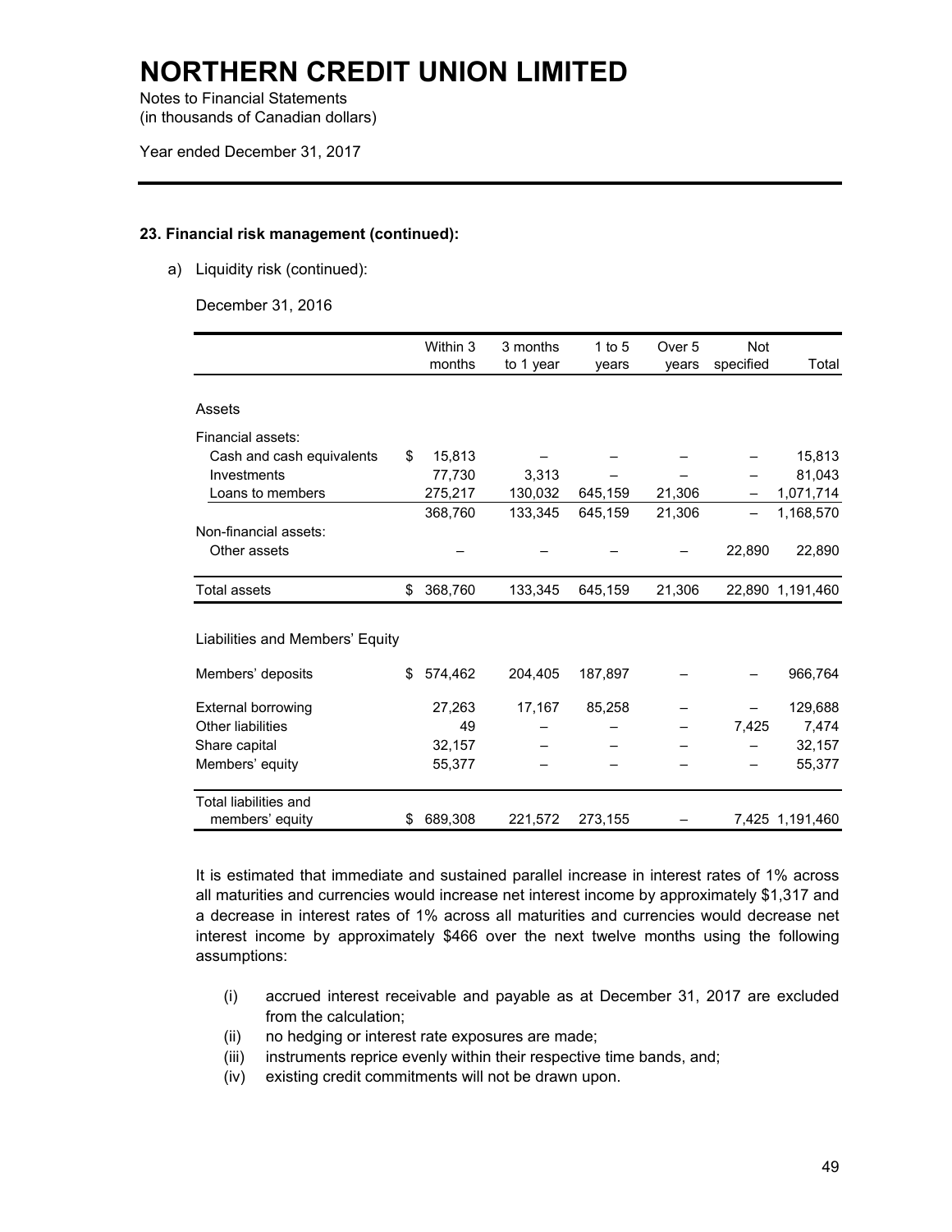# NORTHERN CREDIT UNION LIMITED

Notes to Financial Statements
(in thousands of Canadian dollars)

Year ended December 31, 2017

**23. Financial risk management (continued):**

a) Liquidity risk (continued):

December 31, 2016

| | Within 3 months | 3 months to 1 year | 1 to 5 years | Over 5 years | Not specified | Total |
|---|---|---|---|---|---|---|
| Assets | | | | | | |
| Financial assets: | | | | | | |
| Cash and cash equivalents | $ 15,813 | – | – | – | – | 15,813 |
| Investments | 77,730 | 3,313 | – | – | – | 81,043 |
| Loans to members | 275,217 | 130,032 | 645,159 | 21,306 | – | 1,071,714 |
| | 368,760 | 133,345 | 645,159 | 21,306 | – | 1,168,570 |
| Non-financial assets: | | | | | | |
| Other assets | – | – | – | – | 22,890 | 22,890 |
| Total assets | $ 368,760 | 133,345 | 645,159 | 21,306 | 22,890 | 1,191,460 |
| Liabilities and Members' Equity | | | | | | |
| Members' deposits | $ 574,462 | 204,405 | 187,897 | – | – | 966,764 |
| External borrowing | 27,263 | 17,167 | 85,258 | – | – | 129,688 |
| Other liabilities | 49 | – | – | – | 7,425 | 7,474 |
| Share capital | 32,157 | – | – | – | – | 32,157 |
| Members' equity | 55,377 | – | – | – | – | 55,377 |
| Total liabilities and members' equity | $ 689,308 | 221,572 | 273,155 | – | 7,425 | 1,191,460 |

It is estimated that immediate and sustained parallel increase in interest rates of 1% across all maturities and currencies would increase net interest income by approximately $1,317 and a decrease in interest rates of 1% across all maturities and currencies would decrease net interest income by approximately $466 over the next twelve months using the following assumptions:

(i) accrued interest receivable and payable as at December 31, 2017 are excluded from the calculation;
(ii) no hedging or interest rate exposures are made;
(iii) instruments reprice evenly within their respective time bands, and;
(iv) existing credit commitments will not be drawn upon.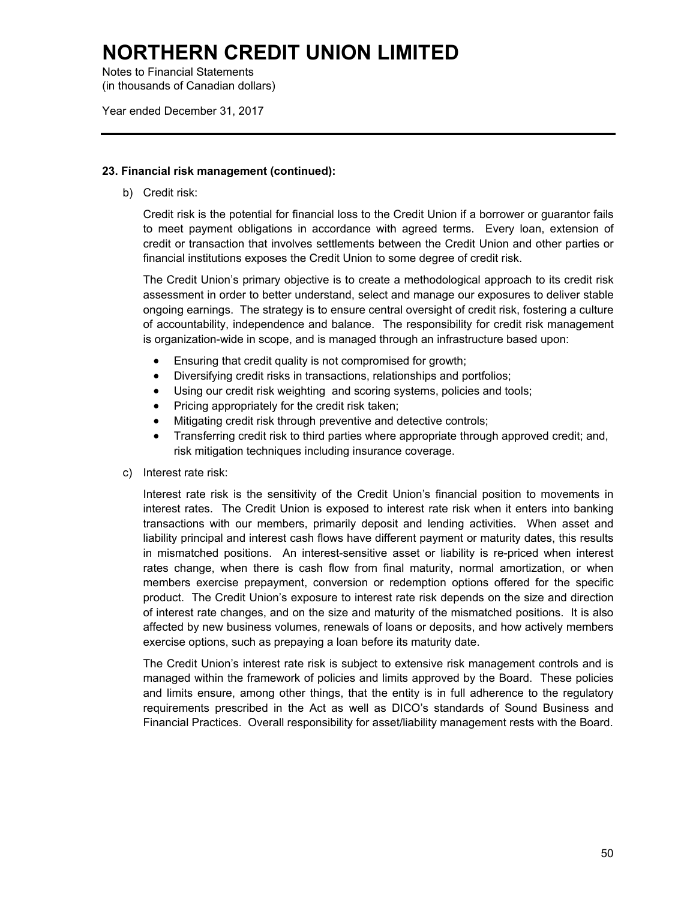## 23. Financial risk management (continued):

b) Credit risk:

Credit risk is the potential for financial loss to the Credit Union if a borrower or guarantor fails to meet payment obligations in accordance with agreed terms. Every loan, extension of credit or transaction that involves settlements between the Credit Union and other parties or financial institutions exposes the Credit Union to some degree of credit risk.

The Credit Union's primary objective is to create a methodological approach to its credit risk assessment in order to better understand, select and manage our exposures to deliver stable ongoing earnings. The strategy is to ensure central oversight of credit risk, fostering a culture of accountability, independence and balance. The responsibility for credit risk management is organization-wide in scope, and is managed through an infrastructure based upon:

- Ensuring that credit quality is not compromised for growth;
- Diversifying credit risks in transactions, relationships and portfolios;
- Using our credit risk weighting and scoring systems, policies and tools;
- Pricing appropriately for the credit risk taken;
- Mitigating credit risk through preventive and detective controls;
- Transferring credit risk to third parties where appropriate through approved credit; and, risk mitigation techniques including insurance coverage.

c) Interest rate risk:

Interest rate risk is the sensitivity of the Credit Union's financial position to movements in interest rates. The Credit Union is exposed to interest rate risk when it enters into banking transactions with our members, primarily deposit and lending activities. When asset and liability principal and interest cash flows have different payment or maturity dates, this results in mismatched positions. An interest-sensitive asset or liability is re-priced when interest rates change, when there is cash flow from final maturity, normal amortization, or when members exercise prepayment, conversion or redemption options offered for the specific product. The Credit Union's exposure to interest rate risk depends on the size and direction of interest rate changes, and on the size and maturity of the mismatched positions. It is also affected by new business volumes, renewals of loans or deposits, and how actively members exercise options, such as prepaying a loan before its maturity date.

The Credit Union's interest rate risk is subject to extensive risk management controls and is managed within the framework of policies and limits approved by the Board. These policies and limits ensure, among other things, that the entity is in full adherence to the regulatory requirements prescribed in the Act as well as DICO's standards of Sound Business and Financial Practices. Overall responsibility for asset/liability management rests with the Board.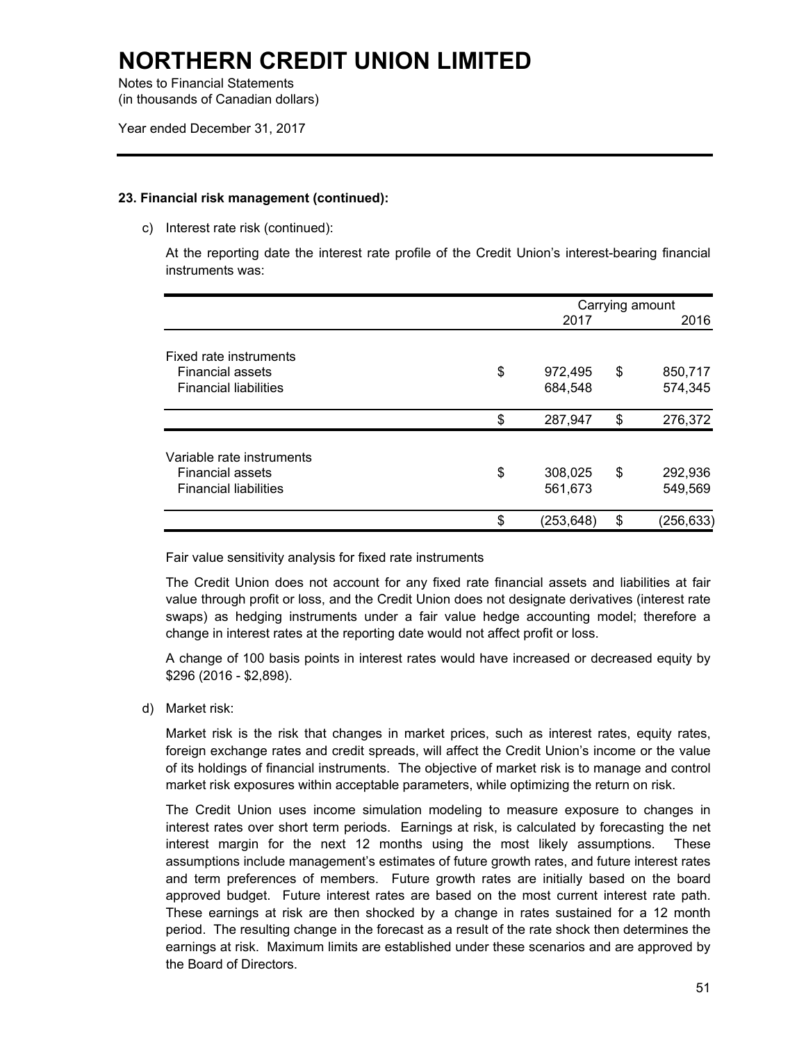# NORTHERN CREDIT UNION LIMITED

Notes to Financial Statements
(in thousands of Canadian dollars)

Year ended December 31, 2017

### 23. Financial risk management (continued):

c) Interest rate risk (continued):

At the reporting date the interest rate profile of the Credit Union's interest-bearing financial instruments was:

| | Carrying amount 2017 | Carrying amount 2016 |
|---|---|---|
| Fixed rate instruments | | |
| Financial assets | $ 972,495 | $ 850,717 |
| Financial liabilities | 684,548 | 574,345 |
| | $ 287,947 | $ 276,372 |
| Variable rate instruments | | |
| Financial assets | $ 308,025 | $ 292,936 |
| Financial liabilities | 561,673 | 549,569 |
| | $ (253,648) | $ (256,633) |

Fair value sensitivity analysis for fixed rate instruments

The Credit Union does not account for any fixed rate financial assets and liabilities at fair value through profit or loss, and the Credit Union does not designate derivatives (interest rate swaps) as hedging instruments under a fair value hedge accounting model; therefore a change in interest rates at the reporting date would not affect profit or loss.

A change of 100 basis points in interest rates would have increased or decreased equity by $296 (2016 - $2,898).

d) Market risk:

Market risk is the risk that changes in market prices, such as interest rates, equity rates, foreign exchange rates and credit spreads, will affect the Credit Union's income or the value of its holdings of financial instruments. The objective of market risk is to manage and control market risk exposures within acceptable parameters, while optimizing the return on risk.

The Credit Union uses income simulation modeling to measure exposure to changes in interest rates over short term periods. Earnings at risk, is calculated by forecasting the net interest margin for the next 12 months using the most likely assumptions. These assumptions include management's estimates of future growth rates, and future interest rates and term preferences of members. Future growth rates are initially based on the board approved budget. Future interest rates are based on the most current interest rate path. These earnings at risk are then shocked by a change in rates sustained for a 12 month period. The resulting change in the forecast as a result of the rate shock then determines the earnings at risk. Maximum limits are established under these scenarios and are approved by the Board of Directors.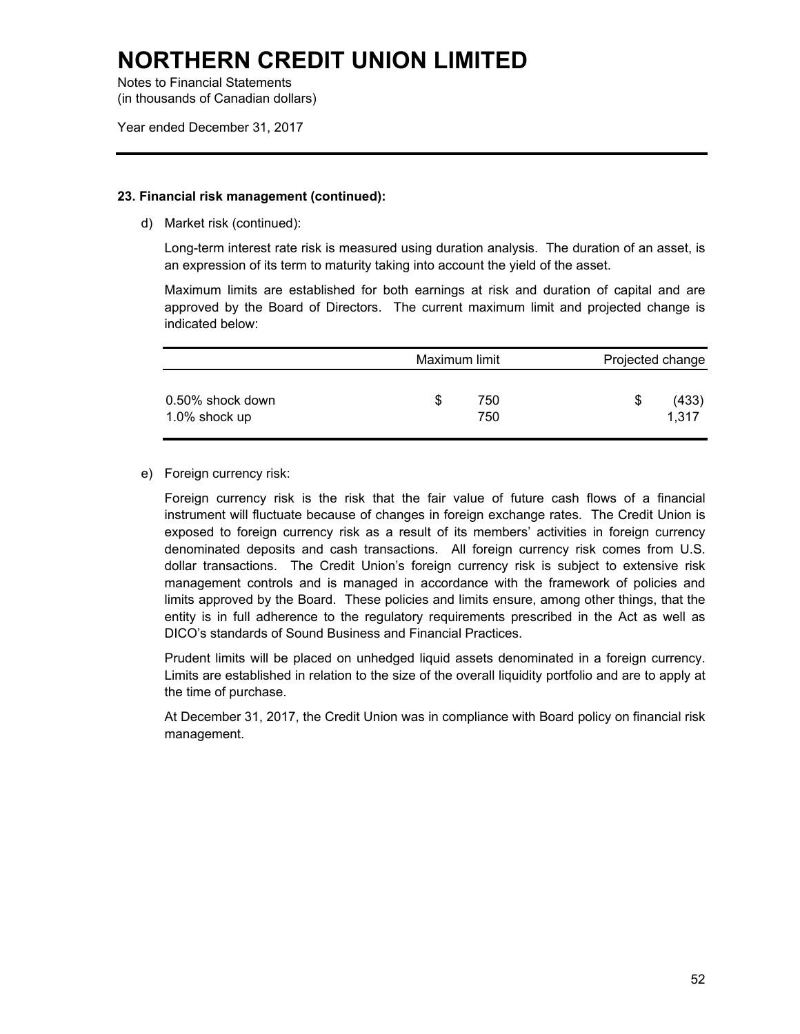# NORTHERN CREDIT UNION LIMITED

Notes to Financial Statements
(in thousands of Canadian dollars)

Year ended December 31, 2017

**23. Financial risk management (continued):**

d) Market risk (continued):

Long-term interest rate risk is measured using duration analysis. The duration of an asset, is an expression of its term to maturity taking into account the yield of the asset.

Maximum limits are established for both earnings at risk and duration of capital and are approved by the Board of Directors. The current maximum limit and projected change is indicated below:

| | Maximum limit | Projected change |
|---|---|---|
| 0.50% shock down | $ 750 | $ (433) |
| 1.0% shock up | 750 | 1,317 |

e) Foreign currency risk:

Foreign currency risk is the risk that the fair value of future cash flows of a financial instrument will fluctuate because of changes in foreign exchange rates. The Credit Union is exposed to foreign currency risk as a result of its members' activities in foreign currency denominated deposits and cash transactions. All foreign currency risk comes from U.S. dollar transactions. The Credit Union's foreign currency risk is subject to extensive risk management controls and is managed in accordance with the framework of policies and limits approved by the Board. These policies and limits ensure, among other things, that the entity is in full adherence to the regulatory requirements prescribed in the Act as well as DICO's standards of Sound Business and Financial Practices.

Prudent limits will be placed on unhedged liquid assets denominated in a foreign currency. Limits are established in relation to the size of the overall liquidity portfolio and are to apply at the time of purchase.

At December 31, 2017, the Credit Union was in compliance with Board policy on financial risk management.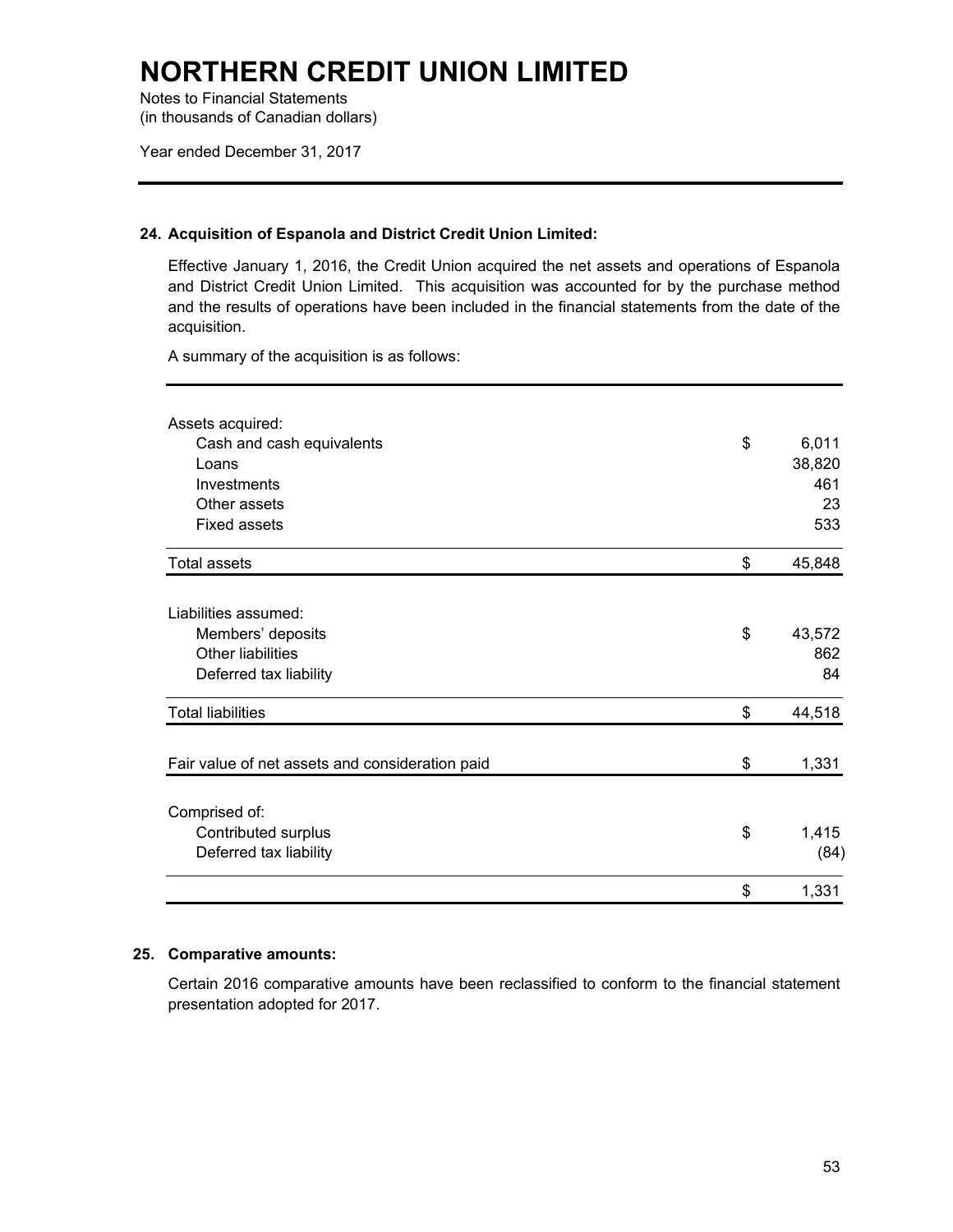# NORTHERN CREDIT UNION LIMITED

Notes to Financial Statements
(in thousands of Canadian dollars)

Year ended December 31, 2017

## 24. Acquisition of Espanola and District Credit Union Limited:

Effective January 1, 2016, the Credit Union acquired the net assets and operations of Espanola and District Credit Union Limited. This acquisition was accounted for by the purchase method and the results of operations have been included in the financial statements from the date of the acquisition.

A summary of the acquisition is as follows:

| | | |
|---|---|---|
| Assets acquired: | | |
| Cash and cash equivalents | $ | 6,011 |
| Loans | | 38,820 |
| Investments | | 461 |
| Other assets | | 23 |
| Fixed assets | | 533 |
| Total assets | $ | 45,848 |
| Liabilities assumed: | | |
| Members' deposits | $ | 43,572 |
| Other liabilities | | 862 |
| Deferred tax liability | | 84 |
| Total liabilities | $ | 44,518 |
| Fair value of net assets and consideration paid | $ | 1,331 |
| Comprised of: | | |
| Contributed surplus | $ | 1,415 |
| Deferred tax liability | | (84) |
| | $ | 1,331 |

## 25. Comparative amounts:

Certain 2016 comparative amounts have been reclassified to conform to the financial statement presentation adopted for 2017.